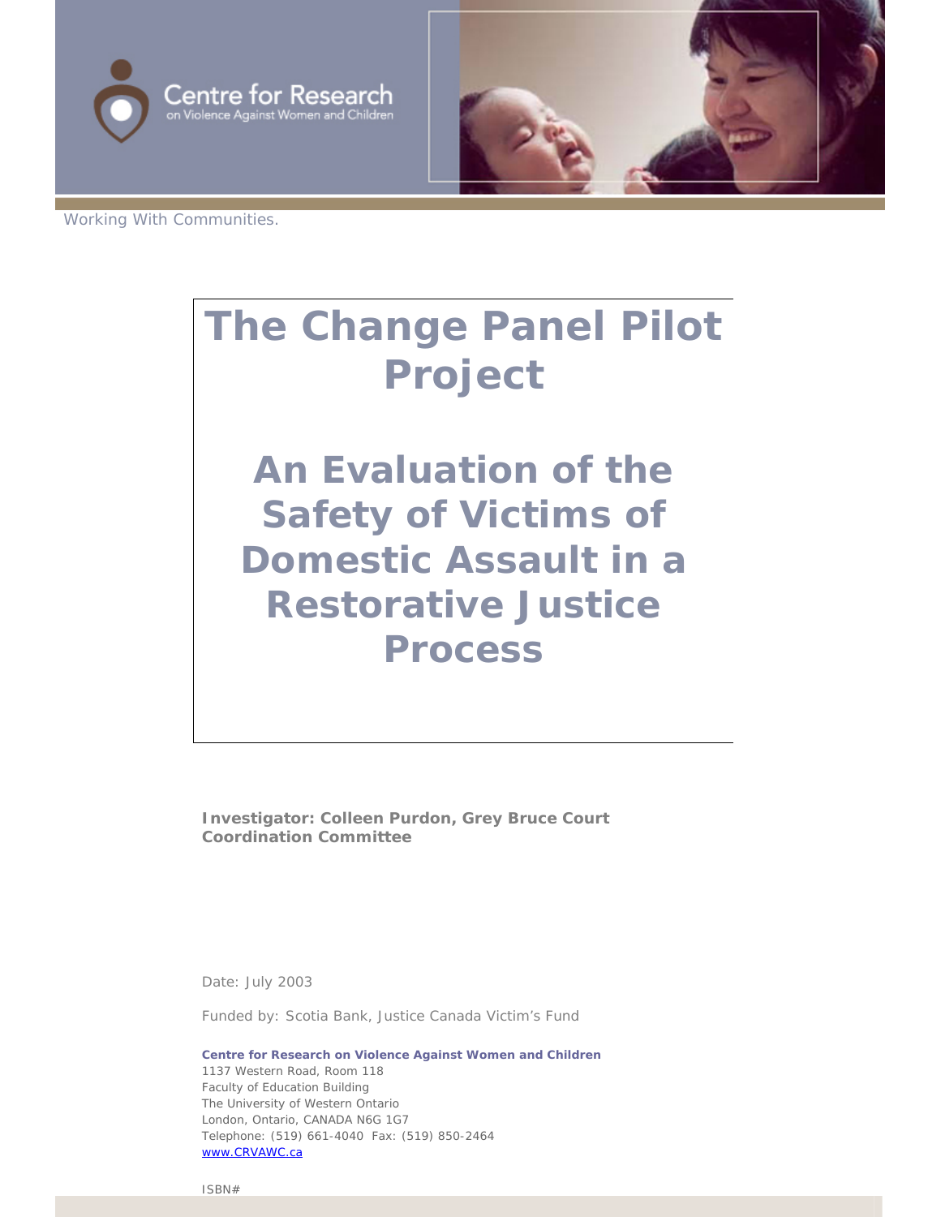Centre for Research on Violence Against Women and Children

Working With Communities.

# The Change Panel Pilot Project

## An Evaluation of the Safety of Victims of Domestic Assault in a Restorative Justice Process

**Investigator: Colleen Purdon, Grey Bruce Court Coordination Committee**

Date: July 2003

Funded by: Scotia Bank, Justice Canada Victim's Fund

**Centre for Research on Violence Against Women and Children**
1137 Western Road, Room 118
Faculty of Education Building
The University of Western Ontario
London, Ontario, CANADA N6G 1G7
Telephone: (519) 661-4040 Fax: (519) 850-2464
www.CRVAWC.ca

ISBN#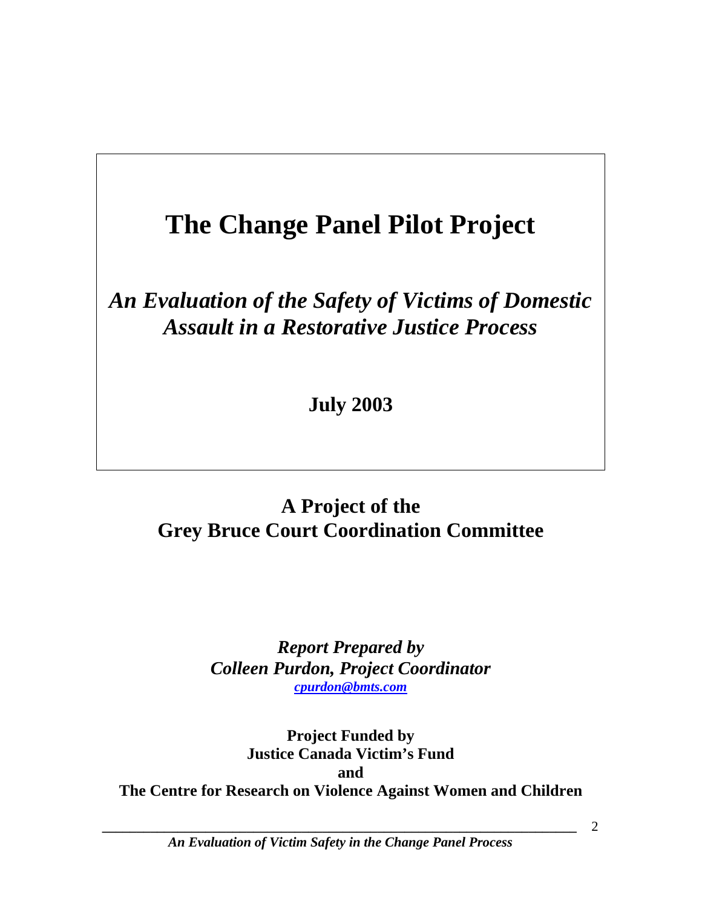# The Change Panel Pilot Project

## *An Evaluation of the Safety of Victims of Domestic Assault in a Restorative Justice Process*

**July 2003**

## A Project of the Grey Bruce Court Coordination Committee

***Report Prepared by***
***Colleen Purdon, Project Coordinator***
***cpurdon@bmts.com***

**Project Funded by**
**Justice Canada Victim's Fund**
**and**
**The Centre for Research on Violence Against Women and Children**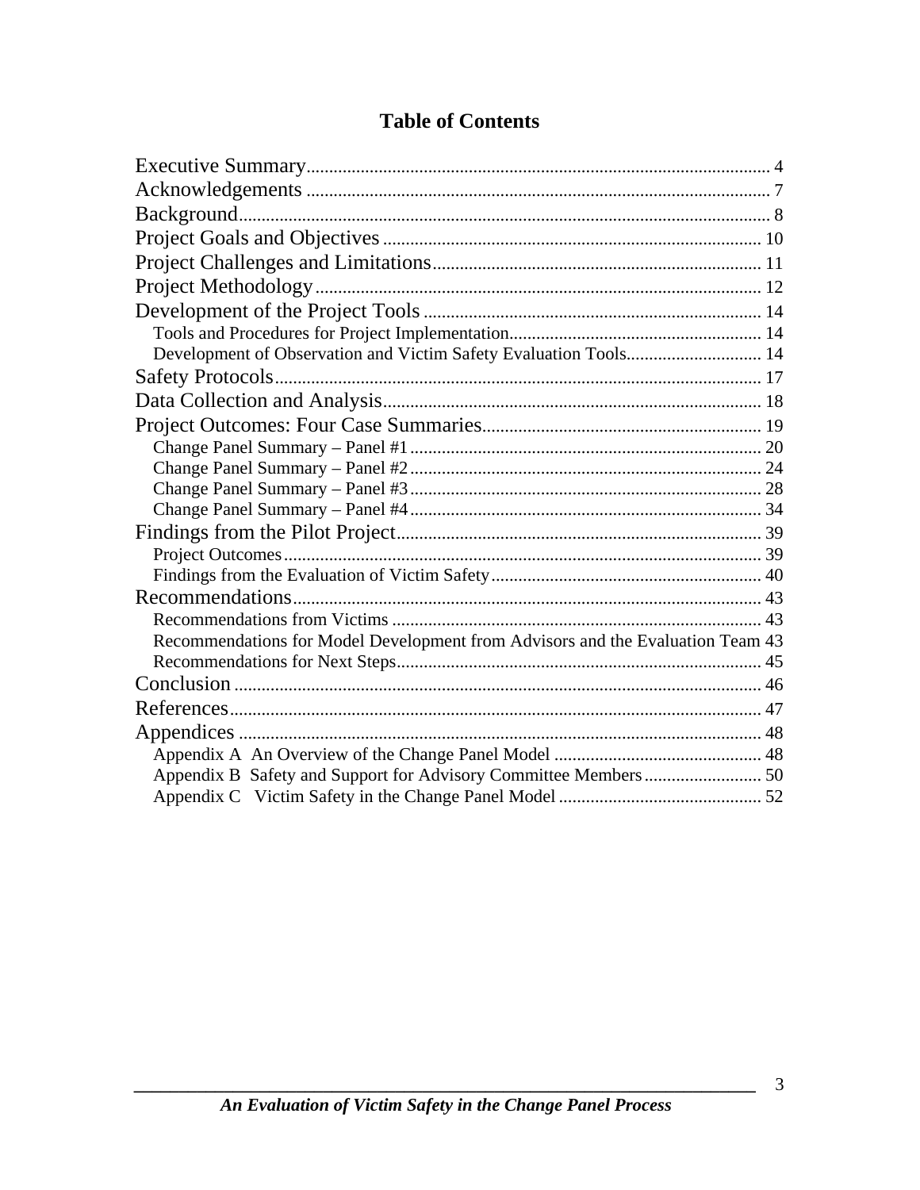# Table of Contents

Executive Summary ..... 4
Acknowledgements ..... 7
Background ..... 8
Project Goals and Objectives ..... 10
Project Challenges and Limitations ..... 11
Project Methodology ..... 12
Development of the Project Tools ..... 14
- Tools and Procedures for Project Implementation ..... 14
- Development of Observation and Victim Safety Evaluation Tools ..... 14

Safety Protocols ..... 17
Data Collection and Analysis ..... 18
Project Outcomes: Four Case Summaries ..... 19
- Change Panel Summary – Panel #1 ..... 20
- Change Panel Summary – Panel #2 ..... 24
- Change Panel Summary – Panel #3 ..... 28
- Change Panel Summary – Panel #4 ..... 34

Findings from the Pilot Project ..... 39
- Project Outcomes ..... 39
- Findings from the Evaluation of Victim Safety ..... 40

Recommendations ..... 43
- Recommendations from Victims ..... 43
- Recommendations for Model Development from Advisors and the Evaluation Team 43
- Recommendations for Next Steps ..... 45

Conclusion ..... 46
References ..... 47
Appendices ..... 48
- Appendix A An Overview of the Change Panel Model ..... 48
- Appendix B Safety and Support for Advisory Committee Members ..... 50
- Appendix C Victim Safety in the Change Panel Model ..... 52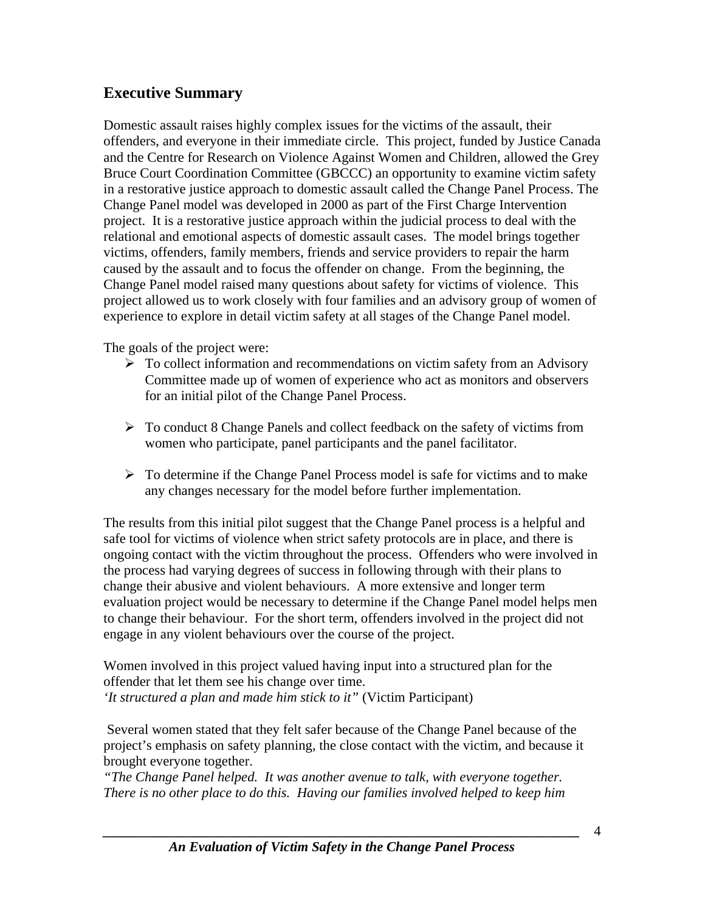## Executive Summary

Domestic assault raises highly complex issues for the victims of the assault, their offenders, and everyone in their immediate circle. This project, funded by Justice Canada and the Centre for Research on Violence Against Women and Children, allowed the Grey Bruce Court Coordination Committee (GBCCC) an opportunity to examine victim safety in a restorative justice approach to domestic assault called the Change Panel Process. The Change Panel model was developed in 2000 as part of the First Charge Intervention project. It is a restorative justice approach within the judicial process to deal with the relational and emotional aspects of domestic assault cases. The model brings together victims, offenders, family members, friends and service providers to repair the harm caused by the assault and to focus the offender on change. From the beginning, the Change Panel model raised many questions about safety for victims of violence. This project allowed us to work closely with four families and an advisory group of women of experience to explore in detail victim safety at all stages of the Change Panel model.

The goals of the project were:

- To collect information and recommendations on victim safety from an Advisory Committee made up of women of experience who act as monitors and observers for an initial pilot of the Change Panel Process.
- To conduct 8 Change Panels and collect feedback on the safety of victims from women who participate, panel participants and the panel facilitator.
- To determine if the Change Panel Process model is safe for victims and to make any changes necessary for the model before further implementation.

The results from this initial pilot suggest that the Change Panel process is a helpful and safe tool for victims of violence when strict safety protocols are in place, and there is ongoing contact with the victim throughout the process. Offenders who were involved in the process had varying degrees of success in following through with their plans to change their abusive and violent behaviours. A more extensive and longer term evaluation project would be necessary to determine if the Change Panel model helps men to change their behaviour. For the short term, offenders involved in the project did not engage in any violent behaviours over the course of the project.

Women involved in this project valued having input into a structured plan for the offender that let them see his change over time.
*'It structured a plan and made him stick to it"* (Victim Participant)

Several women stated that they felt safer because of the Change Panel because of the project's emphasis on safety planning, the close contact with the victim, and because it brought everyone together.
*"The Change Panel helped. It was another avenue to talk, with everyone together. There is no other place to do this. Having our families involved helped to keep him*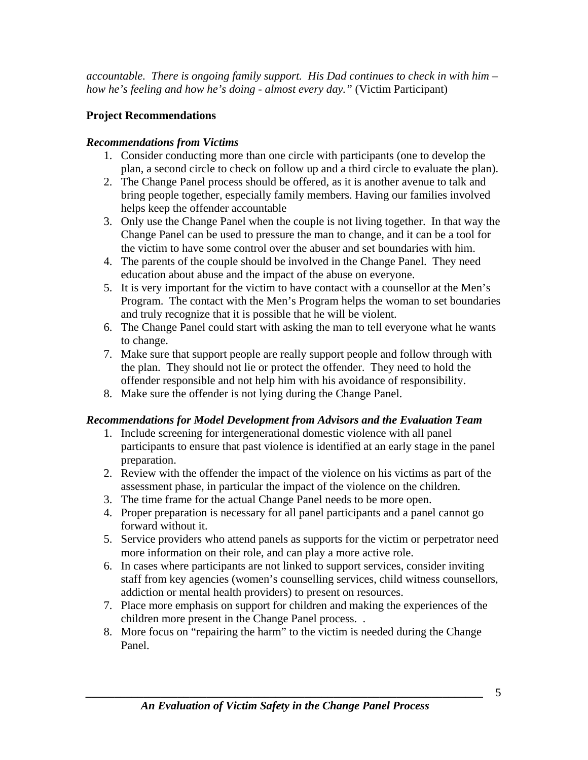*accountable. There is ongoing family support. His Dad continues to check in with him – how he's feeling and how he's doing - almost every day."* (Victim Participant)

**Project Recommendations**

***Recommendations from Victims***

1. Consider conducting more than one circle with participants (one to develop the plan, a second circle to check on follow up and a third circle to evaluate the plan).
2. The Change Panel process should be offered, as it is another avenue to talk and bring people together, especially family members. Having our families involved helps keep the offender accountable
3. Only use the Change Panel when the couple is not living together. In that way the Change Panel can be used to pressure the man to change, and it can be a tool for the victim to have some control over the abuser and set boundaries with him.
4. The parents of the couple should be involved in the Change Panel. They need education about abuse and the impact of the abuse on everyone.
5. It is very important for the victim to have contact with a counsellor at the Men's Program. The contact with the Men's Program helps the woman to set boundaries and truly recognize that it is possible that he will be violent.
6. The Change Panel could start with asking the man to tell everyone what he wants to change.
7. Make sure that support people are really support people and follow through with the plan. They should not lie or protect the offender. They need to hold the offender responsible and not help him with his avoidance of responsibility.
8. Make sure the offender is not lying during the Change Panel.

***Recommendations for Model Development from Advisors and the Evaluation Team***

1. Include screening for intergenerational domestic violence with all panel participants to ensure that past violence is identified at an early stage in the panel preparation.
2. Review with the offender the impact of the violence on his victims as part of the assessment phase, in particular the impact of the violence on the children.
3. The time frame for the actual Change Panel needs to be more open.
4. Proper preparation is necessary for all panel participants and a panel cannot go forward without it.
5. Service providers who attend panels as supports for the victim or perpetrator need more information on their role, and can play a more active role.
6. In cases where participants are not linked to support services, consider inviting staff from key agencies (women's counselling services, child witness counsellors, addiction or mental health providers) to present on resources.
7. Place more emphasis on support for children and making the experiences of the children more present in the Change Panel process. .
8. More focus on "repairing the harm" to the victim is needed during the Change Panel.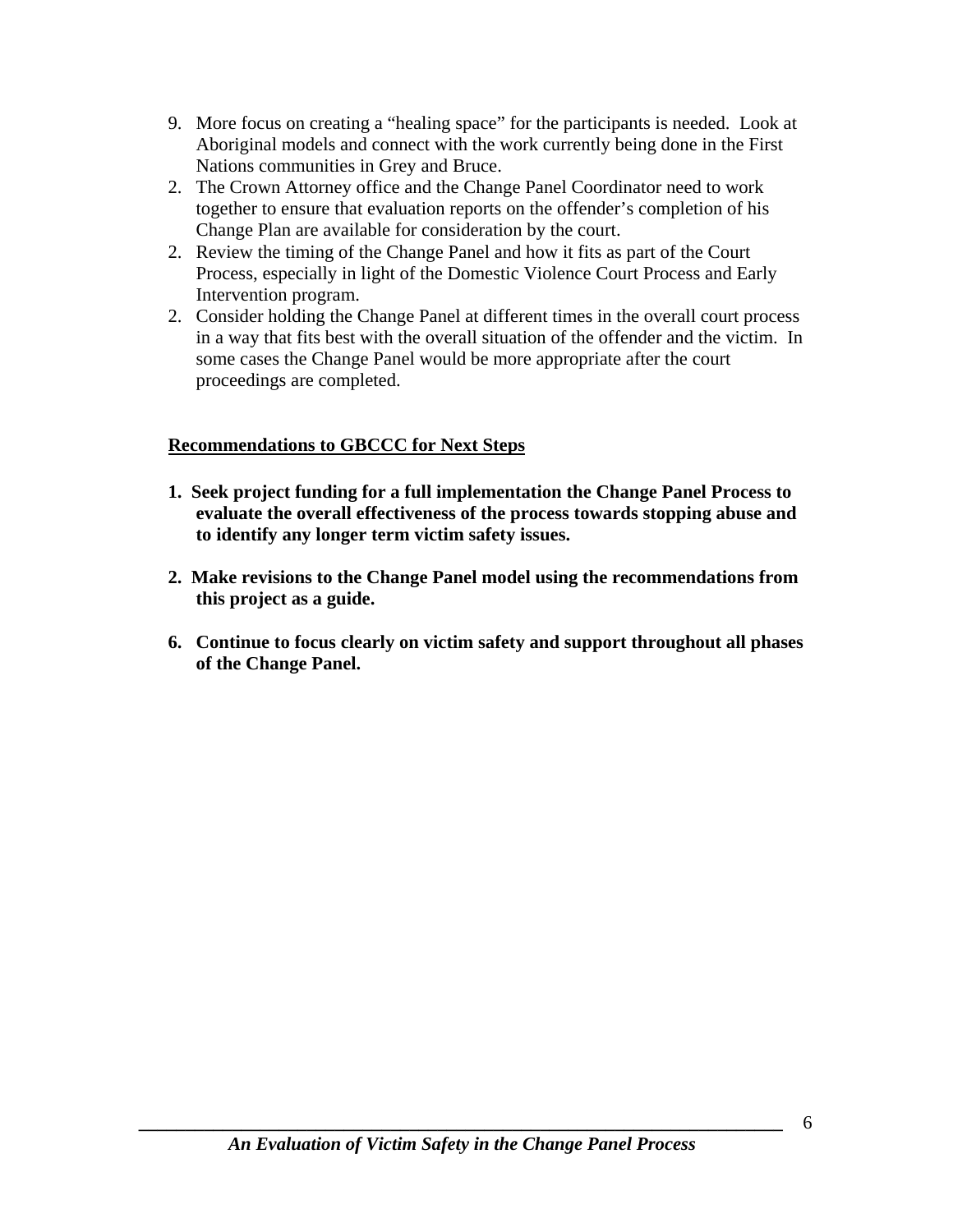9. More focus on creating a "healing space" for the participants is needed. Look at Aboriginal models and connect with the work currently being done in the First Nations communities in Grey and Bruce.
2. The Crown Attorney office and the Change Panel Coordinator need to work together to ensure that evaluation reports on the offender's completion of his Change Plan are available for consideration by the court.
2. Review the timing of the Change Panel and how it fits as part of the Court Process, especially in light of the Domestic Violence Court Process and Early Intervention program.
2. Consider holding the Change Panel at different times in the overall court process in a way that fits best with the overall situation of the offender and the victim. In some cases the Change Panel would be more appropriate after the court proceedings are completed.

**<u>Recommendations to GBCCC for Next Steps</u>**

**1. Seek project funding for a full implementation the Change Panel Process to evaluate the overall effectiveness of the process towards stopping abuse and to identify any longer term victim safety issues.**

**2. Make revisions to the Change Panel model using the recommendations from this project as a guide.**

**6. Continue to focus clearly on victim safety and support throughout all phases of the Change Panel.**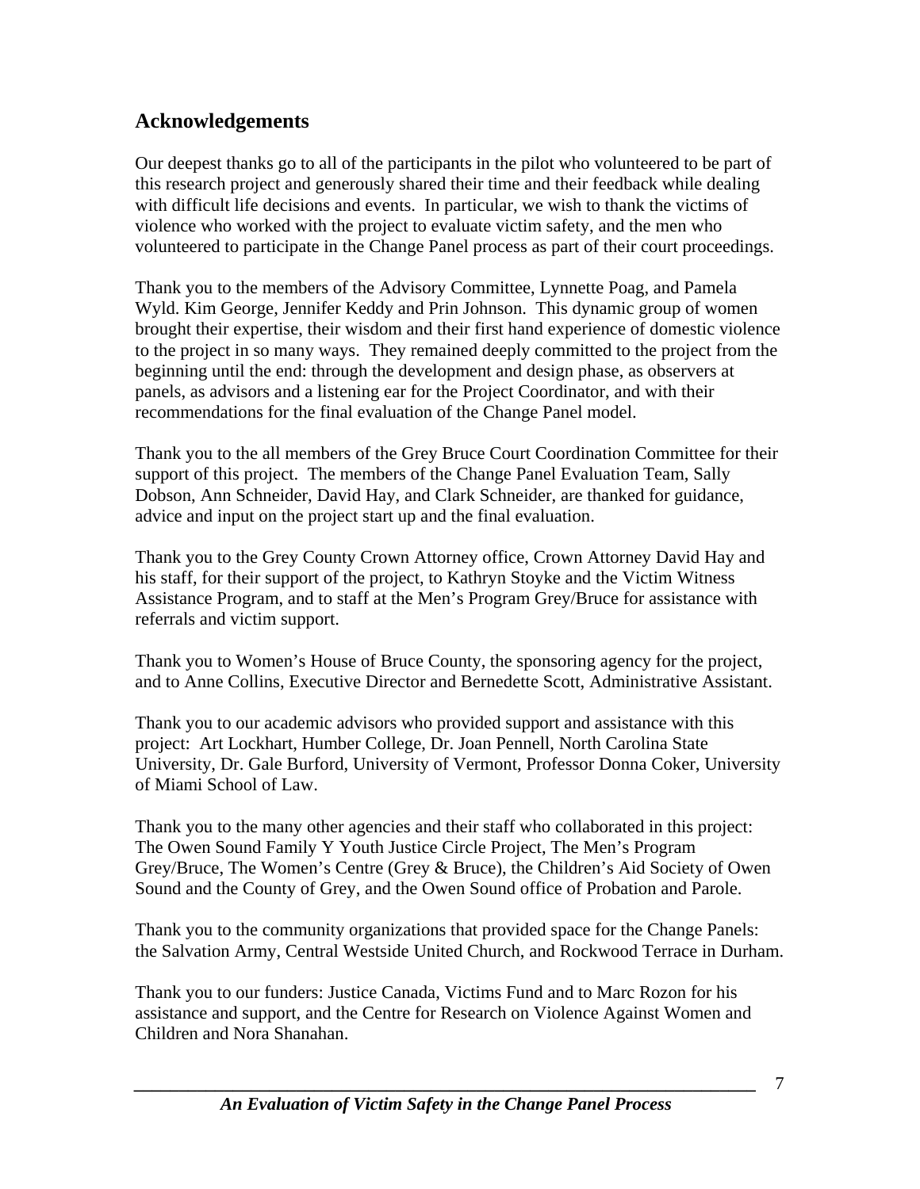## Acknowledgements

Our deepest thanks go to all of the participants in the pilot who volunteered to be part of this research project and generously shared their time and their feedback while dealing with difficult life decisions and events. In particular, we wish to thank the victims of violence who worked with the project to evaluate victim safety, and the men who volunteered to participate in the Change Panel process as part of their court proceedings.

Thank you to the members of the Advisory Committee, Lynnette Poag, and Pamela Wyld. Kim George, Jennifer Keddy and Prin Johnson. This dynamic group of women brought their expertise, their wisdom and their first hand experience of domestic violence to the project in so many ways. They remained deeply committed to the project from the beginning until the end: through the development and design phase, as observers at panels, as advisors and a listening ear for the Project Coordinator, and with their recommendations for the final evaluation of the Change Panel model.

Thank you to the all members of the Grey Bruce Court Coordination Committee for their support of this project. The members of the Change Panel Evaluation Team, Sally Dobson, Ann Schneider, David Hay, and Clark Schneider, are thanked for guidance, advice and input on the project start up and the final evaluation.

Thank you to the Grey County Crown Attorney office, Crown Attorney David Hay and his staff, for their support of the project, to Kathryn Stoyke and the Victim Witness Assistance Program, and to staff at the Men's Program Grey/Bruce for assistance with referrals and victim support.

Thank you to Women's House of Bruce County, the sponsoring agency for the project, and to Anne Collins, Executive Director and Bernedette Scott, Administrative Assistant.

Thank you to our academic advisors who provided support and assistance with this project: Art Lockhart, Humber College, Dr. Joan Pennell, North Carolina State University, Dr. Gale Burford, University of Vermont, Professor Donna Coker, University of Miami School of Law.

Thank you to the many other agencies and their staff who collaborated in this project: The Owen Sound Family Y Youth Justice Circle Project, The Men's Program Grey/Bruce, The Women's Centre (Grey & Bruce), the Children's Aid Society of Owen Sound and the County of Grey, and the Owen Sound office of Probation and Parole.

Thank you to the community organizations that provided space for the Change Panels: the Salvation Army, Central Westside United Church, and Rockwood Terrace in Durham.

Thank you to our funders: Justice Canada, Victims Fund and to Marc Rozon for his assistance and support, and the Centre for Research on Violence Against Women and Children and Nora Shanahan.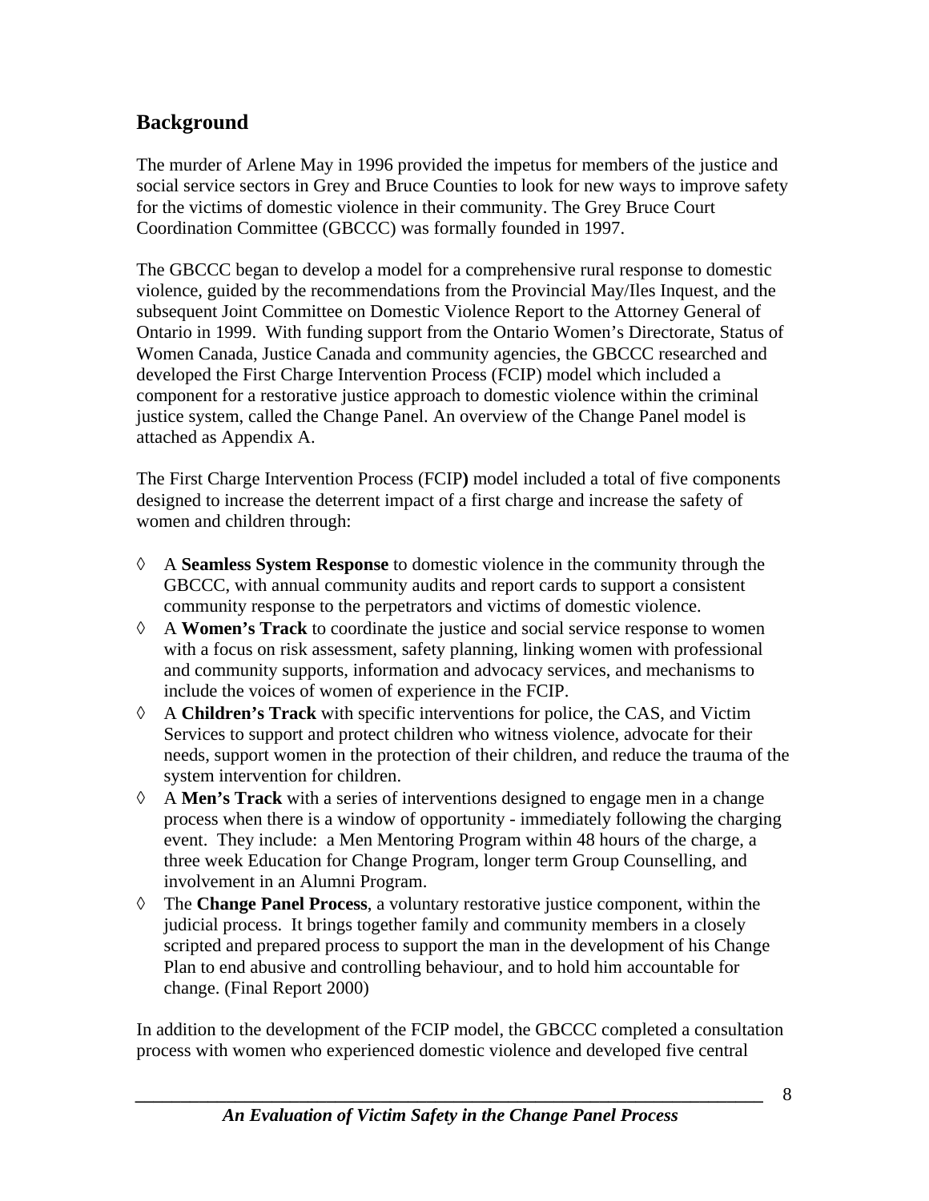## Background

The murder of Arlene May in 1996 provided the impetus for members of the justice and social service sectors in Grey and Bruce Counties to look for new ways to improve safety for the victims of domestic violence in their community. The Grey Bruce Court Coordination Committee (GBCCC) was formally founded in 1997.

The GBCCC began to develop a model for a comprehensive rural response to domestic violence, guided by the recommendations from the Provincial May/Iles Inquest, and the subsequent Joint Committee on Domestic Violence Report to the Attorney General of Ontario in 1999. With funding support from the Ontario Women's Directorate, Status of Women Canada, Justice Canada and community agencies, the GBCCC researched and developed the First Charge Intervention Process (FCIP) model which included a component for a restorative justice approach to domestic violence within the criminal justice system, called the Change Panel. An overview of the Change Panel model is attached as Appendix A.

The First Charge Intervention Process (FCIP**)** model included a total of five components designed to increase the deterrent impact of a first charge and increase the safety of women and children through:

- A **Seamless System Response** to domestic violence in the community through the GBCCC, with annual community audits and report cards to support a consistent community response to the perpetrators and victims of domestic violence.
- A **Women's Track** to coordinate the justice and social service response to women with a focus on risk assessment, safety planning, linking women with professional and community supports, information and advocacy services, and mechanisms to include the voices of women of experience in the FCIP.
- A **Children's Track** with specific interventions for police, the CAS, and Victim Services to support and protect children who witness violence, advocate for their needs, support women in the protection of their children, and reduce the trauma of the system intervention for children.
- A **Men's Track** with a series of interventions designed to engage men in a change process when there is a window of opportunity - immediately following the charging event. They include: a Men Mentoring Program within 48 hours of the charge, a three week Education for Change Program, longer term Group Counselling, and involvement in an Alumni Program.
- The **Change Panel Process**, a voluntary restorative justice component, within the judicial process. It brings together family and community members in a closely scripted and prepared process to support the man in the development of his Change Plan to end abusive and controlling behaviour, and to hold him accountable for change. (Final Report 2000)

In addition to the development of the FCIP model, the GBCCC completed a consultation process with women who experienced domestic violence and developed five central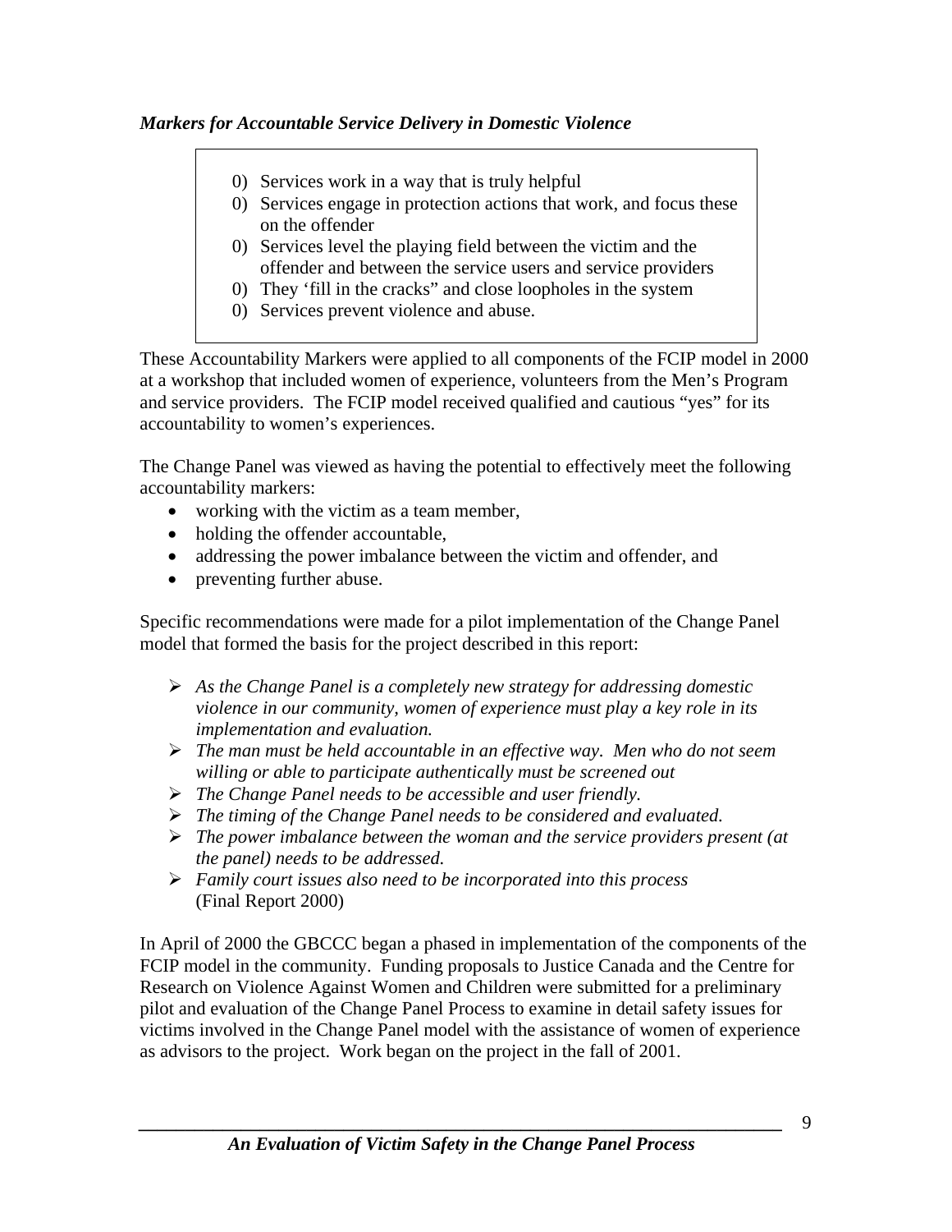***Markers for Accountable Service Delivery in Domestic Violence***

0) Services work in a way that is truly helpful
0) Services engage in protection actions that work, and focus these on the offender
0) Services level the playing field between the victim and the offender and between the service users and service providers
0) They 'fill in the cracks" and close loopholes in the system
0) Services prevent violence and abuse.

These Accountability Markers were applied to all components of the FCIP model in 2000 at a workshop that included women of experience, volunteers from the Men's Program and service providers. The FCIP model received qualified and cautious "yes" for its accountability to women's experiences.

The Change Panel was viewed as having the potential to effectively meet the following accountability markers:

- working with the victim as a team member,
- holding the offender accountable,
- addressing the power imbalance between the victim and offender, and
- preventing further abuse.

Specific recommendations were made for a pilot implementation of the Change Panel model that formed the basis for the project described in this report:

- *As the Change Panel is a completely new strategy for addressing domestic violence in our community, women of experience must play a key role in its implementation and evaluation.*
- *The man must be held accountable in an effective way. Men who do not seem willing or able to participate authentically must be screened out*
- *The Change Panel needs to be accessible and user friendly.*
- *The timing of the Change Panel needs to be considered and evaluated.*
- *The power imbalance between the woman and the service providers present (at the panel) needs to be addressed.*
- *Family court issues also need to be incorporated into this process* (Final Report 2000)

In April of 2000 the GBCCC began a phased in implementation of the components of the FCIP model in the community. Funding proposals to Justice Canada and the Centre for Research on Violence Against Women and Children were submitted for a preliminary pilot and evaluation of the Change Panel Process to examine in detail safety issues for victims involved in the Change Panel model with the assistance of women of experience as advisors to the project. Work began on the project in the fall of 2001.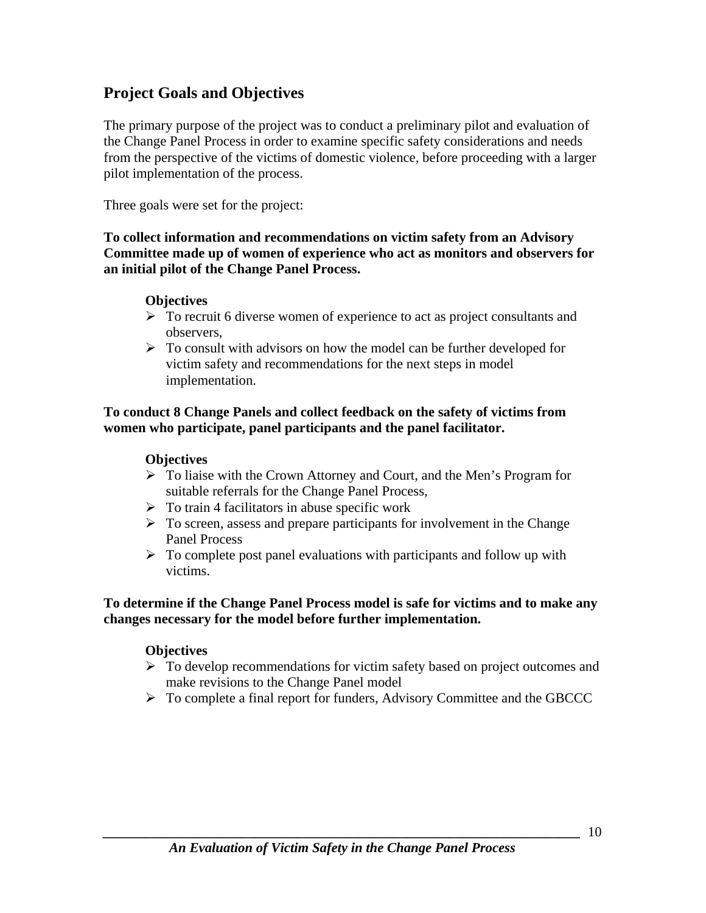## Project Goals and Objectives

The primary purpose of the project was to conduct a preliminary pilot and evaluation of the Change Panel Process in order to examine specific safety considerations and needs from the perspective of the victims of domestic violence, before proceeding with a larger pilot implementation of the process.

Three goals were set for the project:

**To collect information and recommendations on victim safety from an Advisory Committee made up of women of experience who act as monitors and observers for an initial pilot of the Change Panel Process.**

**Objectives**

- To recruit 6 diverse women of experience to act as project consultants and observers,
- To consult with advisors on how the model can be further developed for victim safety and recommendations for the next steps in model implementation.

**To conduct 8 Change Panels and collect feedback on the safety of victims from women who participate, panel participants and the panel facilitator.**

**Objectives**

- To liaise with the Crown Attorney and Court, and the Men's Program for suitable referrals for the Change Panel Process,
- To train 4 facilitators in abuse specific work
- To screen, assess and prepare participants for involvement in the Change Panel Process
- To complete post panel evaluations with participants and follow up with victims.

**To determine if the Change Panel Process model is safe for victims and to make any changes necessary for the model before further implementation.**

**Objectives**

- To develop recommendations for victim safety based on project outcomes and make revisions to the Change Panel model
- To complete a final report for funders, Advisory Committee and the GBCCC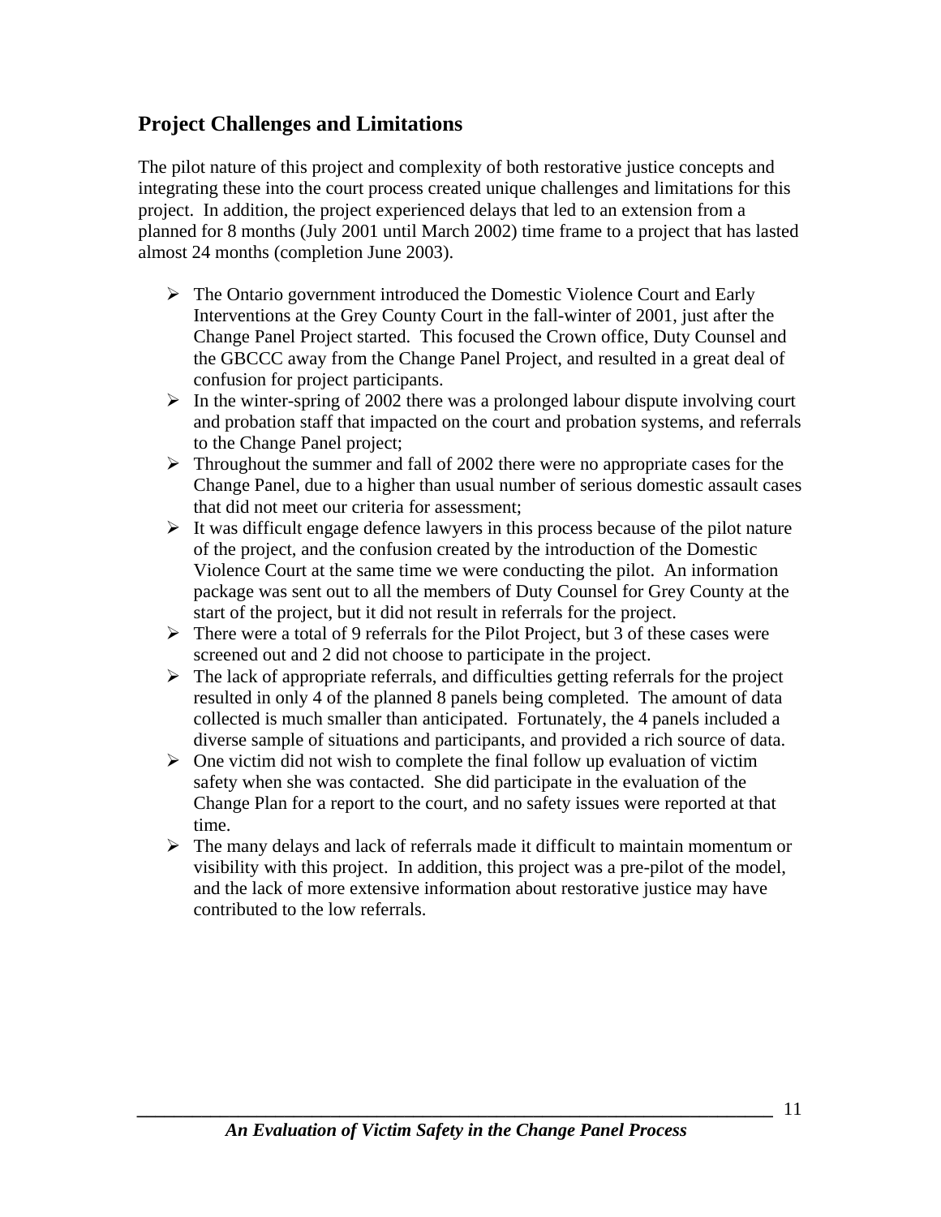## Project Challenges and Limitations

The pilot nature of this project and complexity of both restorative justice concepts and integrating these into the court process created unique challenges and limitations for this project. In addition, the project experienced delays that led to an extension from a planned for 8 months (July 2001 until March 2002) time frame to a project that has lasted almost 24 months (completion June 2003).

- The Ontario government introduced the Domestic Violence Court and Early Interventions at the Grey County Court in the fall-winter of 2001, just after the Change Panel Project started. This focused the Crown office, Duty Counsel and the GBCCC away from the Change Panel Project, and resulted in a great deal of confusion for project participants.
- In the winter-spring of 2002 there was a prolonged labour dispute involving court and probation staff that impacted on the court and probation systems, and referrals to the Change Panel project;
- Throughout the summer and fall of 2002 there were no appropriate cases for the Change Panel, due to a higher than usual number of serious domestic assault cases that did not meet our criteria for assessment;
- It was difficult engage defence lawyers in this process because of the pilot nature of the project, and the confusion created by the introduction of the Domestic Violence Court at the same time we were conducting the pilot. An information package was sent out to all the members of Duty Counsel for Grey County at the start of the project, but it did not result in referrals for the project.
- There were a total of 9 referrals for the Pilot Project, but 3 of these cases were screened out and 2 did not choose to participate in the project.
- The lack of appropriate referrals, and difficulties getting referrals for the project resulted in only 4 of the planned 8 panels being completed. The amount of data collected is much smaller than anticipated. Fortunately, the 4 panels included a diverse sample of situations and participants, and provided a rich source of data.
- One victim did not wish to complete the final follow up evaluation of victim safety when she was contacted. She did participate in the evaluation of the Change Plan for a report to the court, and no safety issues were reported at that time.
- The many delays and lack of referrals made it difficult to maintain momentum or visibility with this project. In addition, this project was a pre-pilot of the model, and the lack of more extensive information about restorative justice may have contributed to the low referrals.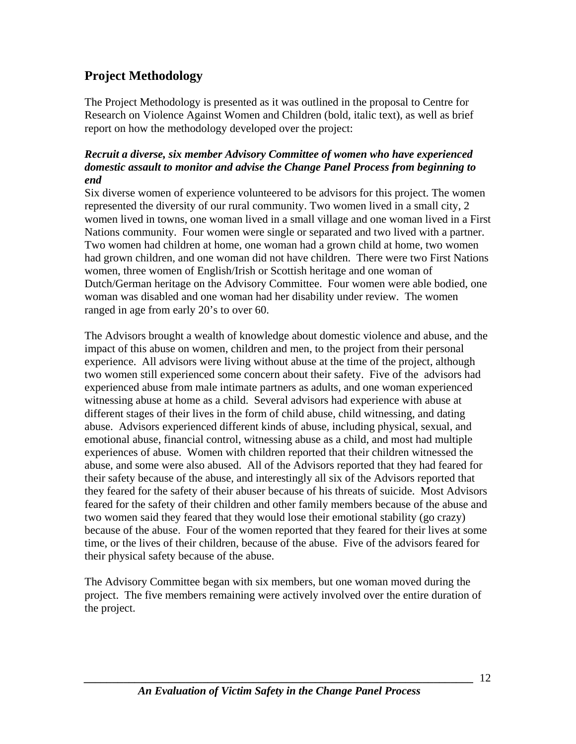## Project Methodology

The Project Methodology is presented as it was outlined in the proposal to Centre for Research on Violence Against Women and Children (bold, italic text), as well as brief report on how the methodology developed over the project:

***Recruit a diverse, six member Advisory Committee of women who have experienced domestic assault to monitor and advise the Change Panel Process from beginning to end***

Six diverse women of experience volunteered to be advisors for this project. The women represented the diversity of our rural community. Two women lived in a small city, 2 women lived in towns, one woman lived in a small village and one woman lived in a First Nations community. Four women were single or separated and two lived with a partner. Two women had children at home, one woman had a grown child at home, two women had grown children, and one woman did not have children. There were two First Nations women, three women of English/Irish or Scottish heritage and one woman of Dutch/German heritage on the Advisory Committee. Four women were able bodied, one woman was disabled and one woman had her disability under review. The women ranged in age from early 20's to over 60.

The Advisors brought a wealth of knowledge about domestic violence and abuse, and the impact of this abuse on women, children and men, to the project from their personal experience. All advisors were living without abuse at the time of the project, although two women still experienced some concern about their safety. Five of the advisors had experienced abuse from male intimate partners as adults, and one woman experienced witnessing abuse at home as a child. Several advisors had experience with abuse at different stages of their lives in the form of child abuse, child witnessing, and dating abuse. Advisors experienced different kinds of abuse, including physical, sexual, and emotional abuse, financial control, witnessing abuse as a child, and most had multiple experiences of abuse. Women with children reported that their children witnessed the abuse, and some were also abused. All of the Advisors reported that they had feared for their safety because of the abuse, and interestingly all six of the Advisors reported that they feared for the safety of their abuser because of his threats of suicide. Most Advisors feared for the safety of their children and other family members because of the abuse and two women said they feared that they would lose their emotional stability (go crazy) because of the abuse. Four of the women reported that they feared for their lives at some time, or the lives of their children, because of the abuse. Five of the advisors feared for their physical safety because of the abuse.

The Advisory Committee began with six members, but one woman moved during the project. The five members remaining were actively involved over the entire duration of the project.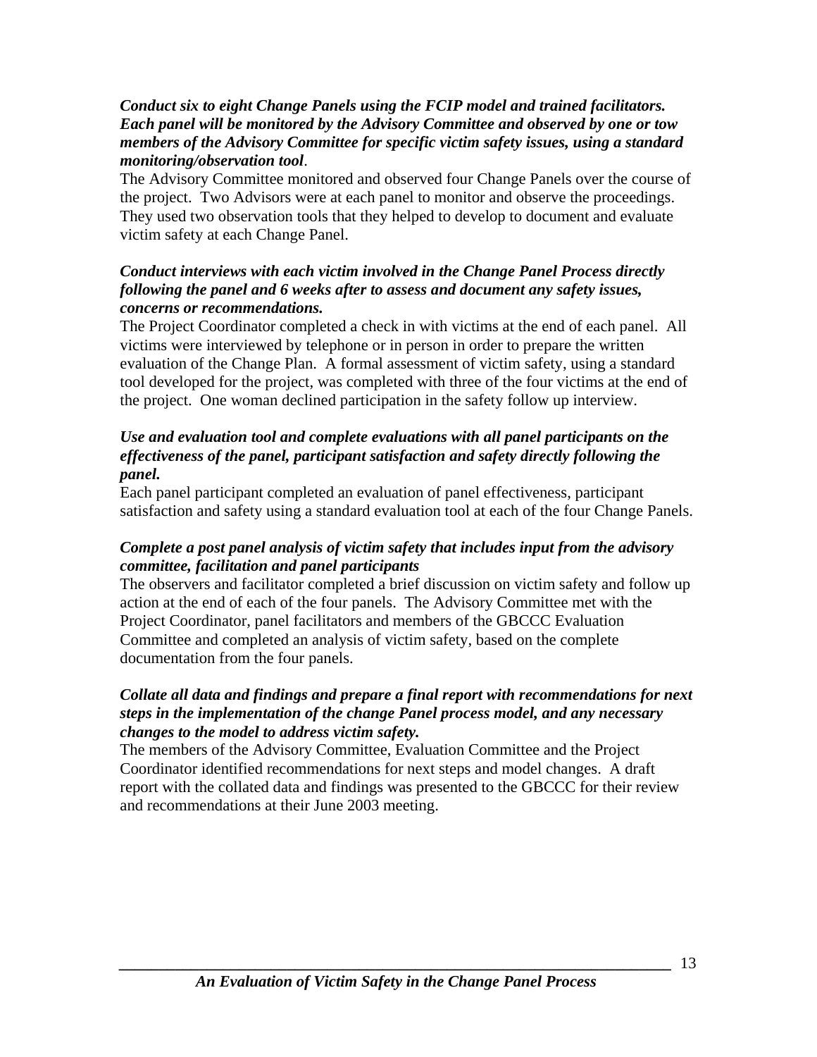***Conduct six to eight Change Panels using the FCIP model and trained facilitators. Each panel will be monitored by the Advisory Committee and observed by one or tow members of the Advisory Committee for specific victim safety issues, using a standard monitoring/observation tool***.

The Advisory Committee monitored and observed four Change Panels over the course of the project. Two Advisors were at each panel to monitor and observe the proceedings. They used two observation tools that they helped to develop to document and evaluate victim safety at each Change Panel.

***Conduct interviews with each victim involved in the Change Panel Process directly following the panel and 6 weeks after to assess and document any safety issues, concerns or recommendations.***

The Project Coordinator completed a check in with victims at the end of each panel. All victims were interviewed by telephone or in person in order to prepare the written evaluation of the Change Plan. A formal assessment of victim safety, using a standard tool developed for the project, was completed with three of the four victims at the end of the project. One woman declined participation in the safety follow up interview.

***Use and evaluation tool and complete evaluations with all panel participants on the effectiveness of the panel, participant satisfaction and safety directly following the panel.***

Each panel participant completed an evaluation of panel effectiveness, participant satisfaction and safety using a standard evaluation tool at each of the four Change Panels.

***Complete a post panel analysis of victim safety that includes input from the advisory committee, facilitation and panel participants***

The observers and facilitator completed a brief discussion on victim safety and follow up action at the end of each of the four panels. The Advisory Committee met with the Project Coordinator, panel facilitators and members of the GBCCC Evaluation Committee and completed an analysis of victim safety, based on the complete documentation from the four panels.

***Collate all data and findings and prepare a final report with recommendations for next steps in the implementation of the change Panel process model, and any necessary changes to the model to address victim safety.***

The members of the Advisory Committee, Evaluation Committee and the Project Coordinator identified recommendations for next steps and model changes. A draft report with the collated data and findings was presented to the GBCCC for their review and recommendations at their June 2003 meeting.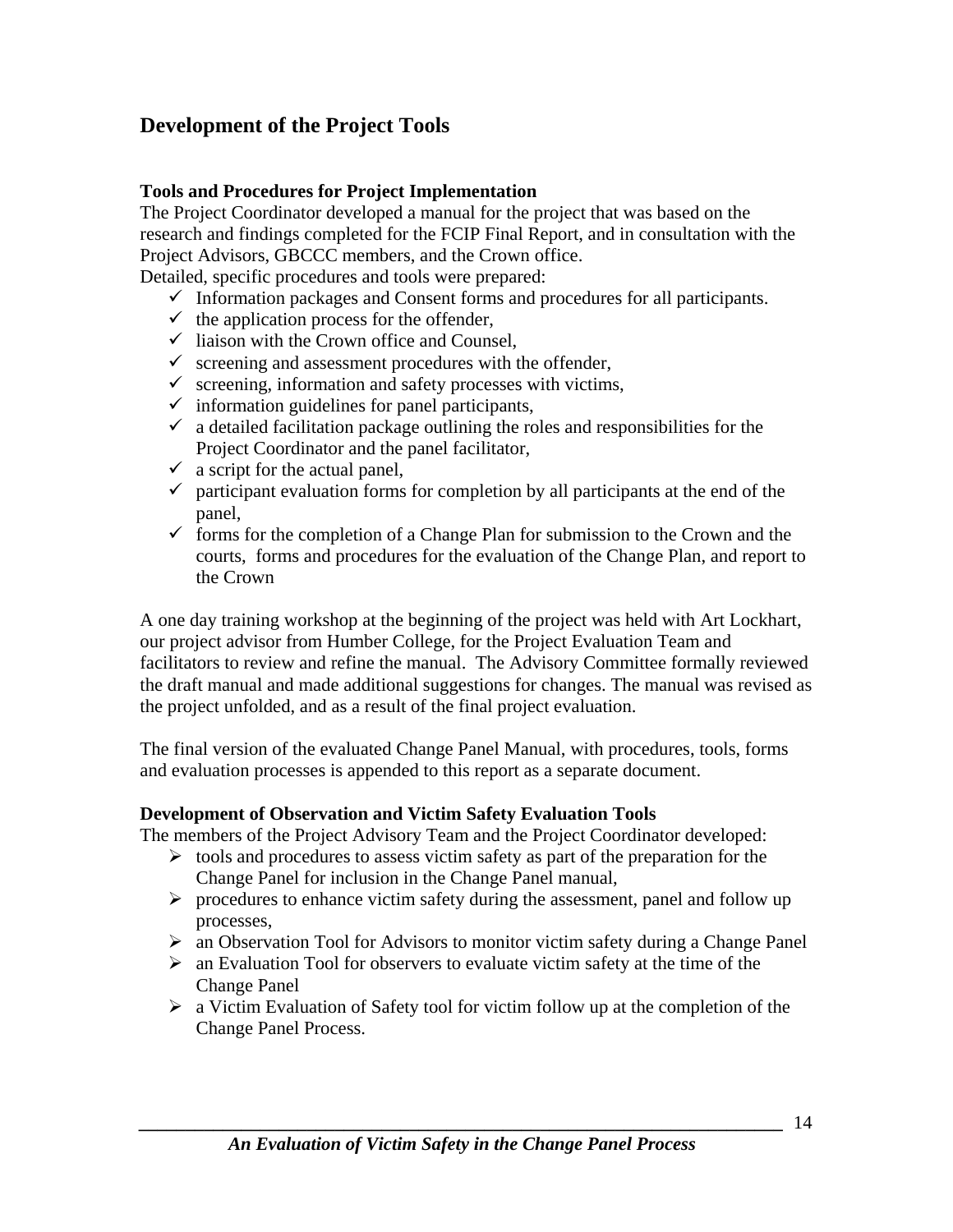## Development of the Project Tools

### Tools and Procedures for Project Implementation

The Project Coordinator developed a manual for the project that was based on the research and findings completed for the FCIP Final Report, and in consultation with the Project Advisors, GBCCC members, and the Crown office.

Detailed, specific procedures and tools were prepared:

- ✓ Information packages and Consent forms and procedures for all participants.
- ✓ the application process for the offender,
- ✓ liaison with the Crown office and Counsel,
- ✓ screening and assessment procedures with the offender,
- ✓ screening, information and safety processes with victims,
- ✓ information guidelines for panel participants,
- ✓ a detailed facilitation package outlining the roles and responsibilities for the Project Coordinator and the panel facilitator,
- ✓ a script for the actual panel,
- ✓ participant evaluation forms for completion by all participants at the end of the panel,
- ✓ forms for the completion of a Change Plan for submission to the Crown and the courts, forms and procedures for the evaluation of the Change Plan, and report to the Crown

A one day training workshop at the beginning of the project was held with Art Lockhart, our project advisor from Humber College, for the Project Evaluation Team and facilitators to review and refine the manual. The Advisory Committee formally reviewed the draft manual and made additional suggestions for changes. The manual was revised as the project unfolded, and as a result of the final project evaluation.

The final version of the evaluated Change Panel Manual, with procedures, tools, forms and evaluation processes is appended to this report as a separate document.

### Development of Observation and Victim Safety Evaluation Tools

The members of the Project Advisory Team and the Project Coordinator developed:

- ➢ tools and procedures to assess victim safety as part of the preparation for the Change Panel for inclusion in the Change Panel manual,
- ➢ procedures to enhance victim safety during the assessment, panel and follow up processes,
- ➢ an Observation Tool for Advisors to monitor victim safety during a Change Panel
- ➢ an Evaluation Tool for observers to evaluate victim safety at the time of the Change Panel
- ➢ a Victim Evaluation of Safety tool for victim follow up at the completion of the Change Panel Process.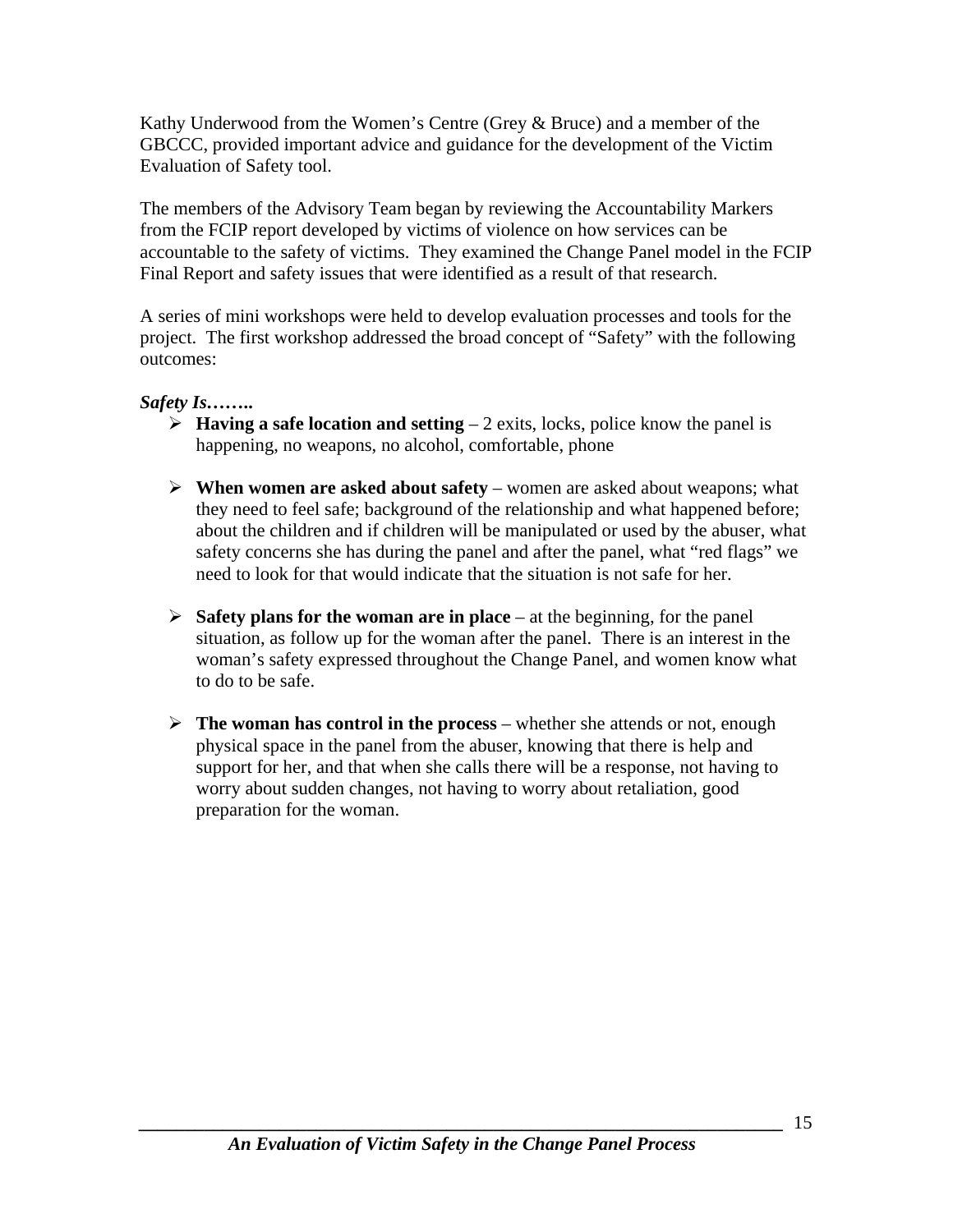Kathy Underwood from the Women's Centre (Grey & Bruce) and a member of the GBCCC, provided important advice and guidance for the development of the Victim Evaluation of Safety tool.

The members of the Advisory Team began by reviewing the Accountability Markers from the FCIP report developed by victims of violence on how services can be accountable to the safety of victims. They examined the Change Panel model in the FCIP Final Report and safety issues that were identified as a result of that research.

A series of mini workshops were held to develop evaluation processes and tools for the project. The first workshop addressed the broad concept of "Safety" with the following outcomes:

***Safety Is……..***

- **Having a safe location and setting** – 2 exits, locks, police know the panel is happening, no weapons, no alcohol, comfortable, phone

- **When women are asked about safety** – women are asked about weapons; what they need to feel safe; background of the relationship and what happened before; about the children and if children will be manipulated or used by the abuser, what safety concerns she has during the panel and after the panel, what "red flags" we need to look for that would indicate that the situation is not safe for her.

- **Safety plans for the woman are in place** – at the beginning, for the panel situation, as follow up for the woman after the panel. There is an interest in the woman's safety expressed throughout the Change Panel, and women know what to do to be safe.

- **The woman has control in the process** – whether she attends or not, enough physical space in the panel from the abuser, knowing that there is help and support for her, and that when she calls there will be a response, not having to worry about sudden changes, not having to worry about retaliation, good preparation for the woman.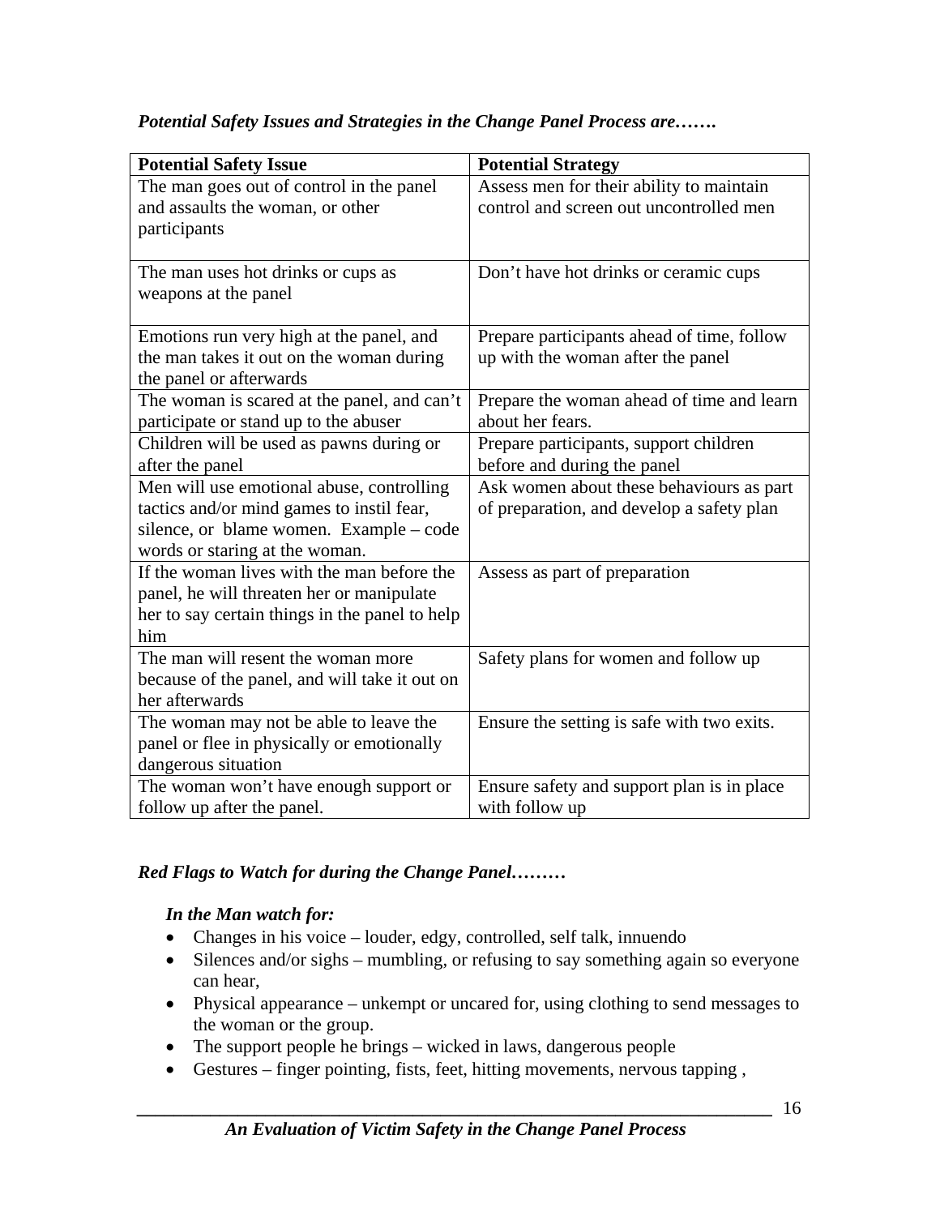*Potential Safety Issues and Strategies in the Change Panel Process are…….*

| Potential Safety Issue | Potential Strategy |
| --- | --- |
| The man goes out of control in the panel and assaults the woman, or other participants | Assess men for their ability to maintain control and screen out uncontrolled men |
| The man uses hot drinks or cups as weapons at the panel | Don't have hot drinks or ceramic cups |
| Emotions run very high at the panel, and the man takes it out on the woman during the panel or afterwards | Prepare participants ahead of time, follow up with the woman after the panel |
| The woman is scared at the panel, and can't participate or stand up to the abuser | Prepare the woman ahead of time and learn about her fears. |
| Children will be used as pawns during or after the panel | Prepare participants, support children before and during the panel |
| Men will use emotional abuse, controlling tactics and/or mind games to instil fear, silence, or blame women. Example – code words or staring at the woman. | Ask women about these behaviours as part of preparation, and develop a safety plan |
| If the woman lives with the man before the panel, he will threaten her or manipulate her to say certain things in the panel to help him | Assess as part of preparation |
| The man will resent the woman more because of the panel, and will take it out on her afterwards | Safety plans for women and follow up |
| The woman may not be able to leave the panel or flee in physically or emotionally dangerous situation | Ensure the setting is safe with two exits. |
| The woman won't have enough support or follow up after the panel. | Ensure safety and support plan is in place with follow up |

***Red Flags to Watch for during the Change Panel………***

***In the Man watch for:***

- Changes in his voice – louder, edgy, controlled, self talk, innuendo
- Silences and/or sighs – mumbling, or refusing to say something again so everyone can hear,
- Physical appearance – unkempt or uncared for, using clothing to send messages to the woman or the group.
- The support people he brings – wicked in laws, dangerous people
- Gestures – finger pointing, fists, feet, hitting movements, nervous tapping ,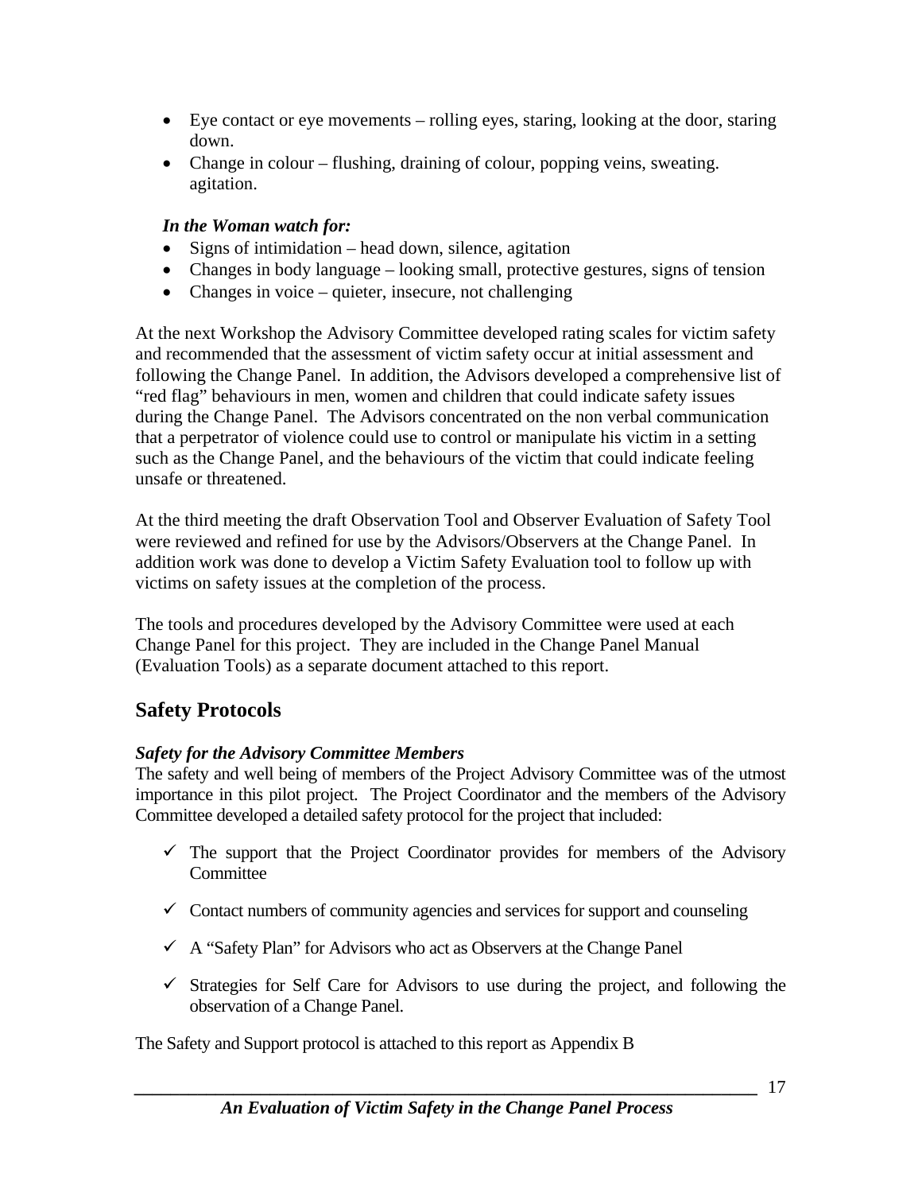- Eye contact or eye movements – rolling eyes, staring, looking at the door, staring down.
- Change in colour – flushing, draining of colour, popping veins, sweating. agitation.

***In the Woman watch for:***

- Signs of intimidation – head down, silence, agitation
- Changes in body language – looking small, protective gestures, signs of tension
- Changes in voice – quieter, insecure, not challenging

At the next Workshop the Advisory Committee developed rating scales for victim safety and recommended that the assessment of victim safety occur at initial assessment and following the Change Panel. In addition, the Advisors developed a comprehensive list of "red flag" behaviours in men, women and children that could indicate safety issues during the Change Panel. The Advisors concentrated on the non verbal communication that a perpetrator of violence could use to control or manipulate his victim in a setting such as the Change Panel, and the behaviours of the victim that could indicate feeling unsafe or threatened.

At the third meeting the draft Observation Tool and Observer Evaluation of Safety Tool were reviewed and refined for use by the Advisors/Observers at the Change Panel. In addition work was done to develop a Victim Safety Evaluation tool to follow up with victims on safety issues at the completion of the process.

The tools and procedures developed by the Advisory Committee were used at each Change Panel for this project. They are included in the Change Panel Manual (Evaluation Tools) as a separate document attached to this report.

## Safety Protocols

***Safety for the Advisory Committee Members***

The safety and well being of members of the Project Advisory Committee was of the utmost importance in this pilot project. The Project Coordinator and the members of the Advisory Committee developed a detailed safety protocol for the project that included:

- ✓ The support that the Project Coordinator provides for members of the Advisory Committee
- ✓ Contact numbers of community agencies and services for support and counseling
- ✓ A "Safety Plan" for Advisors who act as Observers at the Change Panel
- ✓ Strategies for Self Care for Advisors to use during the project, and following the observation of a Change Panel.

The Safety and Support protocol is attached to this report as Appendix B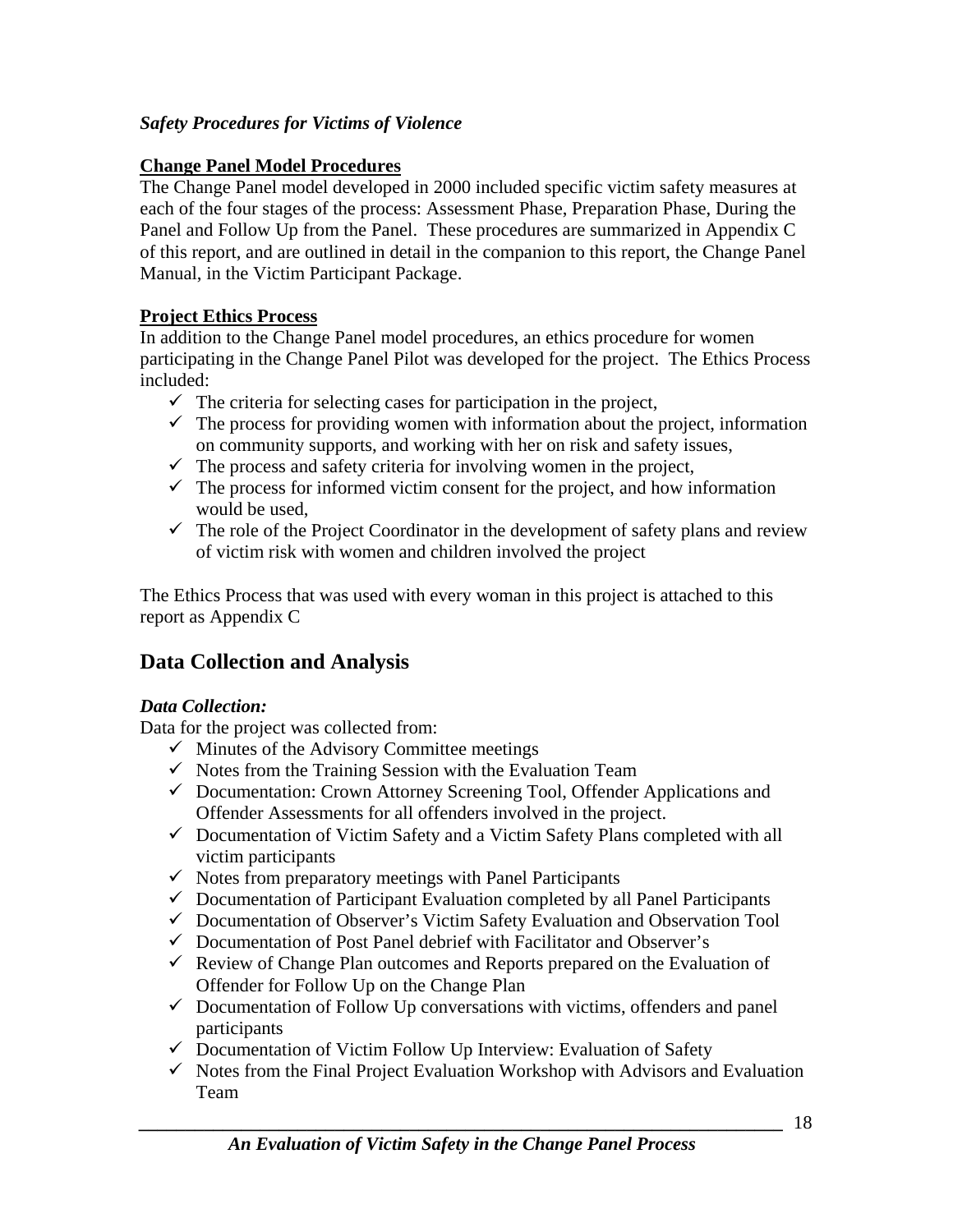*Safety Procedures for Victims of Violence*

**Change Panel Model Procedures**

The Change Panel model developed in 2000 included specific victim safety measures at each of the four stages of the process: Assessment Phase, Preparation Phase, During the Panel and Follow Up from the Panel. These procedures are summarized in Appendix C of this report, and are outlined in detail in the companion to this report, the Change Panel Manual, in the Victim Participant Package.

**Project Ethics Process**

In addition to the Change Panel model procedures, an ethics procedure for women participating in the Change Panel Pilot was developed for the project. The Ethics Process included:

- ✓ The criteria for selecting cases for participation in the project,
- ✓ The process for providing women with information about the project, information on community supports, and working with her on risk and safety issues,
- ✓ The process and safety criteria for involving women in the project,
- ✓ The process for informed victim consent for the project, and how information would be used,
- ✓ The role of the Project Coordinator in the development of safety plans and review of victim risk with women and children involved the project

The Ethics Process that was used with every woman in this project is attached to this report as Appendix C

## Data Collection and Analysis

***Data Collection:***

Data for the project was collected from:

- ✓ Minutes of the Advisory Committee meetings
- ✓ Notes from the Training Session with the Evaluation Team
- ✓ Documentation: Crown Attorney Screening Tool, Offender Applications and Offender Assessments for all offenders involved in the project.
- ✓ Documentation of Victim Safety and a Victim Safety Plans completed with all victim participants
- ✓ Notes from preparatory meetings with Panel Participants
- ✓ Documentation of Participant Evaluation completed by all Panel Participants
- ✓ Documentation of Observer's Victim Safety Evaluation and Observation Tool
- ✓ Documentation of Post Panel debrief with Facilitator and Observer's
- ✓ Review of Change Plan outcomes and Reports prepared on the Evaluation of Offender for Follow Up on the Change Plan
- ✓ Documentation of Follow Up conversations with victims, offenders and panel participants
- ✓ Documentation of Victim Follow Up Interview: Evaluation of Safety
- ✓ Notes from the Final Project Evaluation Workshop with Advisors and Evaluation Team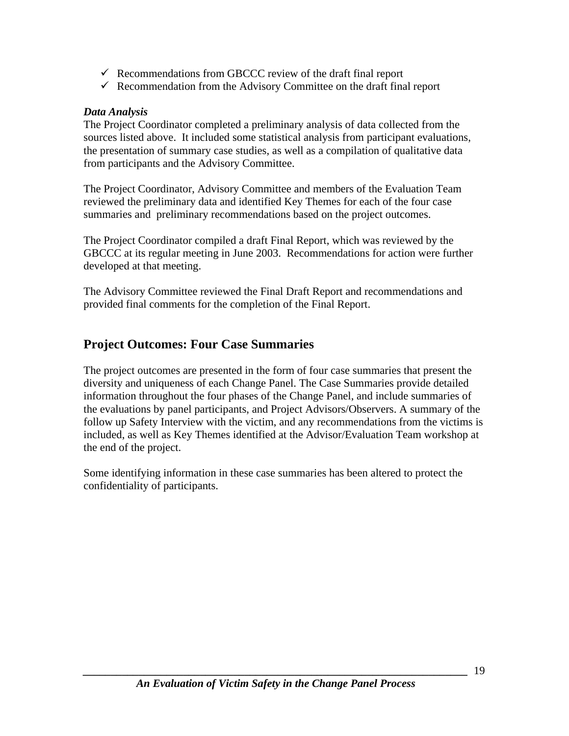- ✓ Recommendations from GBCCC review of the draft final report
- ✓ Recommendation from the Advisory Committee on the draft final report

***Data Analysis***
The Project Coordinator completed a preliminary analysis of data collected from the sources listed above. It included some statistical analysis from participant evaluations, the presentation of summary case studies, as well as a compilation of qualitative data from participants and the Advisory Committee.

The Project Coordinator, Advisory Committee and members of the Evaluation Team reviewed the preliminary data and identified Key Themes for each of the four case summaries and preliminary recommendations based on the project outcomes.

The Project Coordinator compiled a draft Final Report, which was reviewed by the GBCCC at its regular meeting in June 2003. Recommendations for action were further developed at that meeting.

The Advisory Committee reviewed the Final Draft Report and recommendations and provided final comments for the completion of the Final Report.

## Project Outcomes: Four Case Summaries

The project outcomes are presented in the form of four case summaries that present the diversity and uniqueness of each Change Panel. The Case Summaries provide detailed information throughout the four phases of the Change Panel, and include summaries of the evaluations by panel participants, and Project Advisors/Observers. A summary of the follow up Safety Interview with the victim, and any recommendations from the victims is included, as well as Key Themes identified at the Advisor/Evaluation Team workshop at the end of the project.

Some identifying information in these case summaries has been altered to protect the confidentiality of participants.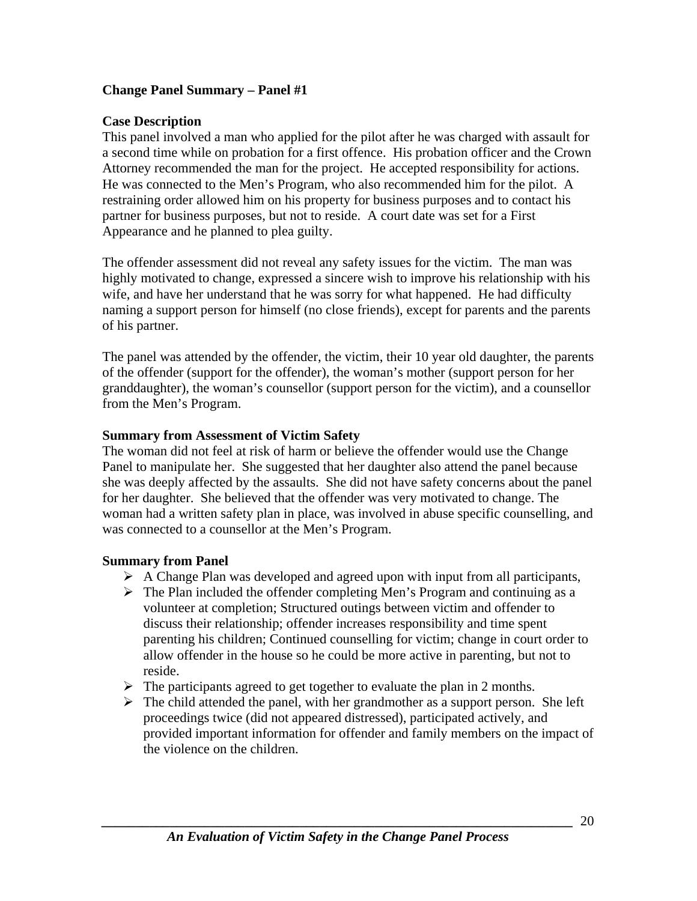**Change Panel Summary – Panel #1**

**Case Description**

This panel involved a man who applied for the pilot after he was charged with assault for a second time while on probation for a first offence. His probation officer and the Crown Attorney recommended the man for the project. He accepted responsibility for actions. He was connected to the Men's Program, who also recommended him for the pilot. A restraining order allowed him on his property for business purposes and to contact his partner for business purposes, but not to reside. A court date was set for a First Appearance and he planned to plea guilty.

The offender assessment did not reveal any safety issues for the victim. The man was highly motivated to change, expressed a sincere wish to improve his relationship with his wife, and have her understand that he was sorry for what happened. He had difficulty naming a support person for himself (no close friends), except for parents and the parents of his partner.

The panel was attended by the offender, the victim, their 10 year old daughter, the parents of the offender (support for the offender), the woman's mother (support person for her granddaughter), the woman's counsellor (support person for the victim), and a counsellor from the Men's Program.

**Summary from Assessment of Victim Safety**

The woman did not feel at risk of harm or believe the offender would use the Change Panel to manipulate her. She suggested that her daughter also attend the panel because she was deeply affected by the assaults. She did not have safety concerns about the panel for her daughter. She believed that the offender was very motivated to change. The woman had a written safety plan in place, was involved in abuse specific counselling, and was connected to a counsellor at the Men's Program.

**Summary from Panel**

- A Change Plan was developed and agreed upon with input from all participants,
- The Plan included the offender completing Men's Program and continuing as a volunteer at completion; Structured outings between victim and offender to discuss their relationship; offender increases responsibility and time spent parenting his children; Continued counselling for victim; change in court order to allow offender in the house so he could be more active in parenting, but not to reside.
- The participants agreed to get together to evaluate the plan in 2 months.
- The child attended the panel, with her grandmother as a support person. She left proceedings twice (did not appeared distressed), participated actively, and provided important information for offender and family members on the impact of the violence on the children.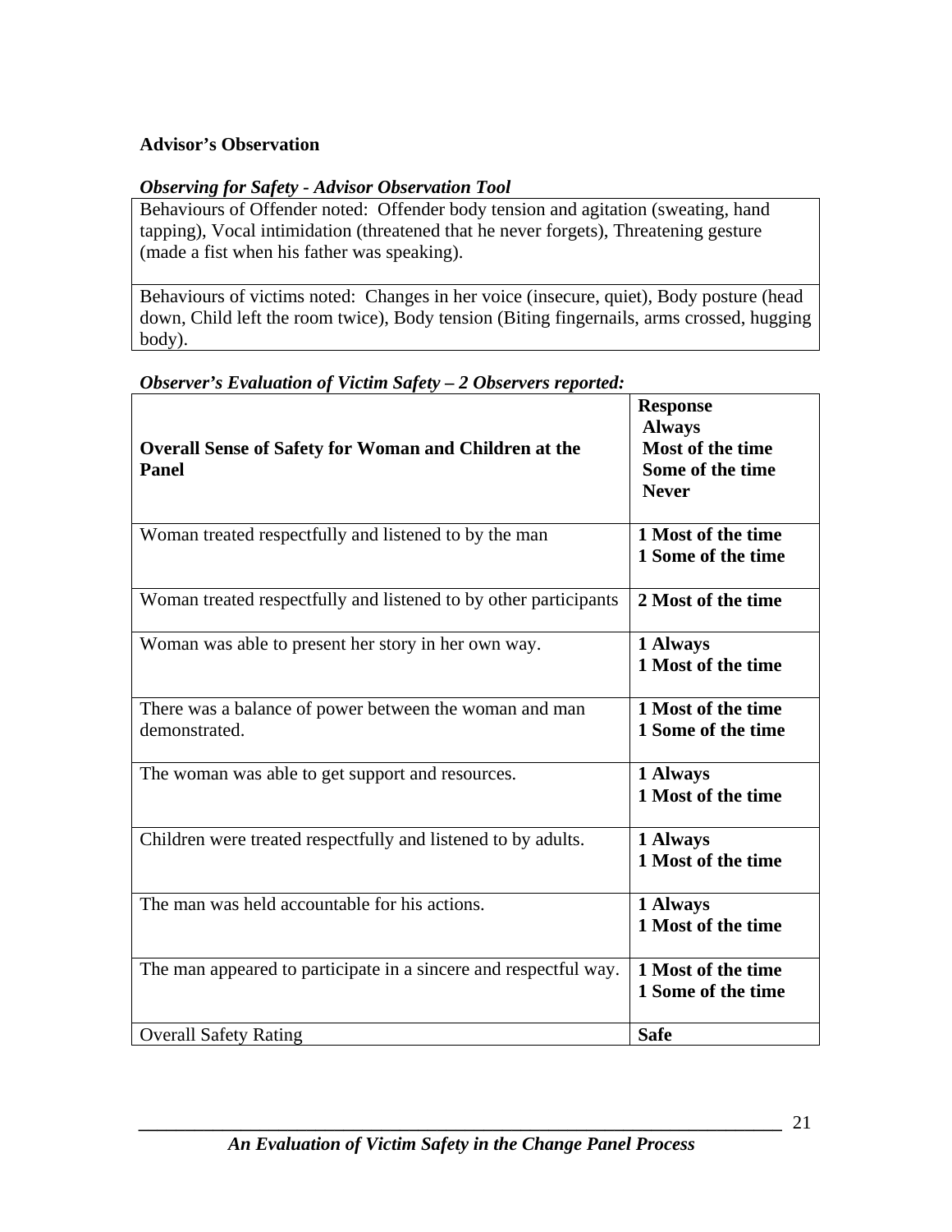**Advisor's Observation**

***Observing for Safety - Advisor Observation Tool***

| Behaviours of Offender noted: Offender body tension and agitation (sweating, hand tapping), Vocal intimidation (threatened that he never forgets), Threatening gesture (made a fist when his father was speaking). |
|---|
| Behaviours of victims noted: Changes in her voice (insecure, quiet), Body posture (head down, Child left the room twice), Body tension (Biting fingernails, arms crossed, hugging body). |

***Observer's Evaluation of Victim Safety – 2 Observers reported:***

| **Overall Sense of Safety for Woman and Children at the Panel** | **Response**<br>**Always**<br>**Most of the time**<br>**Some of the time**<br>**Never** |
|---|---|
| Woman treated respectfully and listened to by the man | **1 Most of the time**<br>**1 Some of the time** |
| Woman treated respectfully and listened to by other participants | **2 Most of the time** |
| Woman was able to present her story in her own way. | **1 Always**<br>**1 Most of the time** |
| There was a balance of power between the woman and man demonstrated. | **1 Most of the time**<br>**1 Some of the time** |
| The woman was able to get support and resources. | **1 Always**<br>**1 Most of the time** |
| Children were treated respectfully and listened to by adults. | **1 Always**<br>**1 Most of the time** |
| The man was held accountable for his actions. | **1 Always**<br>**1 Most of the time** |
| The man appeared to participate in a sincere and respectful way. | **1 Most of the time**<br>**1 Some of the time** |
| Overall Safety Rating | **Safe** |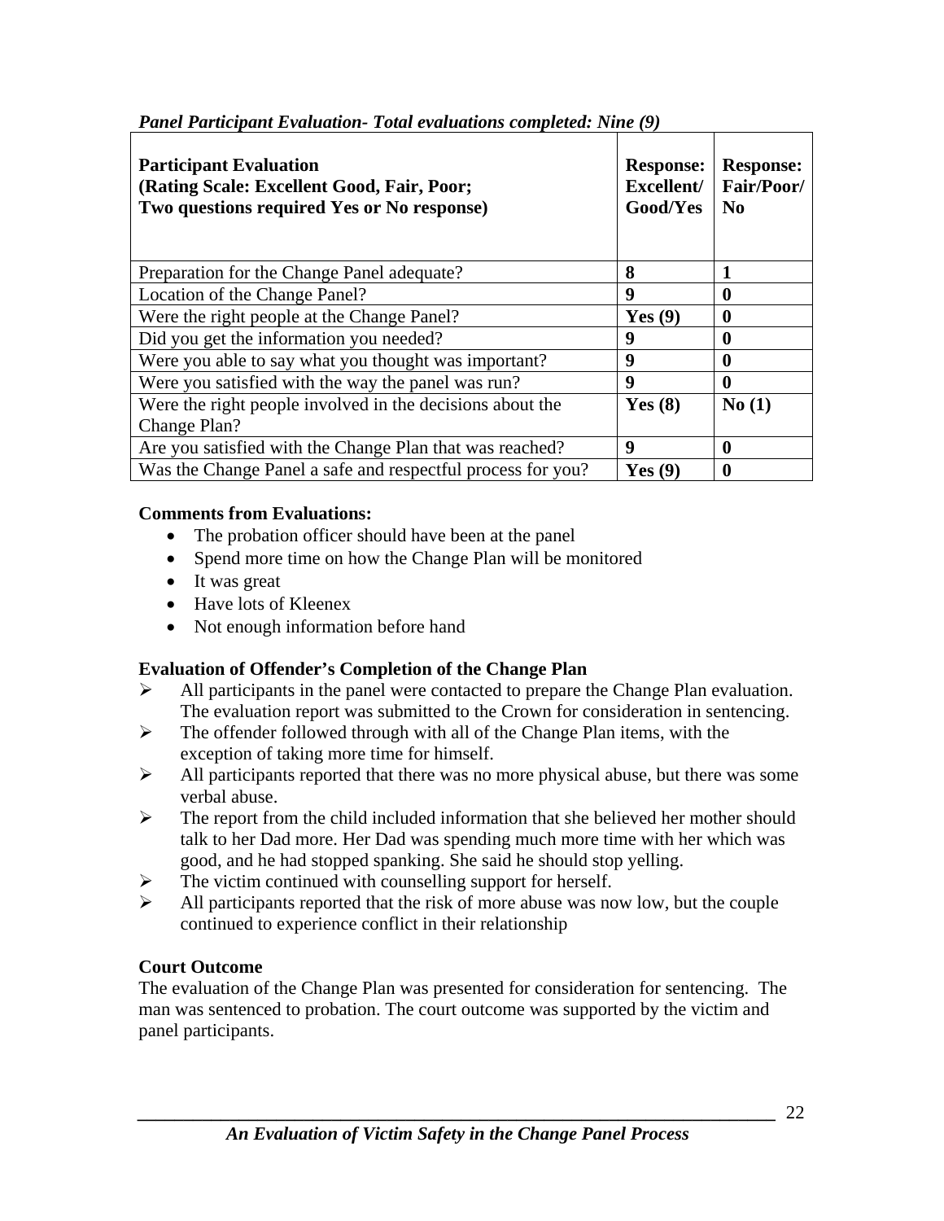***Panel Participant Evaluation- Total evaluations completed: Nine (9)***

| **Participant Evaluation (Rating Scale: Excellent Good, Fair, Poor; Two questions required Yes or No response)** | **Response: Excellent/ Good/Yes** | **Response: Fair/Poor/ No** |
|---|---|---|
| Preparation for the Change Panel adequate? | **8** | **1** |
| Location of the Change Panel? | **9** | **0** |
| Were the right people at the Change Panel? | **Yes (9)** | **0** |
| Did you get the information you needed? | **9** | **0** |
| Were you able to say what you thought was important? | **9** | **0** |
| Were you satisfied with the way the panel was run? | **9** | **0** |
| Were the right people involved in the decisions about the Change Plan? | **Yes (8)** | **No (1)** |
| Are you satisfied with the Change Plan that was reached? | **9** | **0** |
| Was the Change Panel a safe and respectful process for you? | **Yes (9)** | **0** |

**Comments from Evaluations:**

- The probation officer should have been at the panel
- Spend more time on how the Change Plan will be monitored
- It was great
- Have lots of Kleenex
- Not enough information before hand

**Evaluation of Offender's Completion of the Change Plan**

- All participants in the panel were contacted to prepare the Change Plan evaluation. The evaluation report was submitted to the Crown for consideration in sentencing.
- The offender followed through with all of the Change Plan items, with the exception of taking more time for himself.
- All participants reported that there was no more physical abuse, but there was some verbal abuse.
- The report from the child included information that she believed her mother should talk to her Dad more. Her Dad was spending much more time with her which was good, and he had stopped spanking. She said he should stop yelling.
- The victim continued with counselling support for herself.
- All participants reported that the risk of more abuse was now low, but the couple continued to experience conflict in their relationship

**Court Outcome**

The evaluation of the Change Plan was presented for consideration for sentencing. The man was sentenced to probation. The court outcome was supported by the victim and panel participants.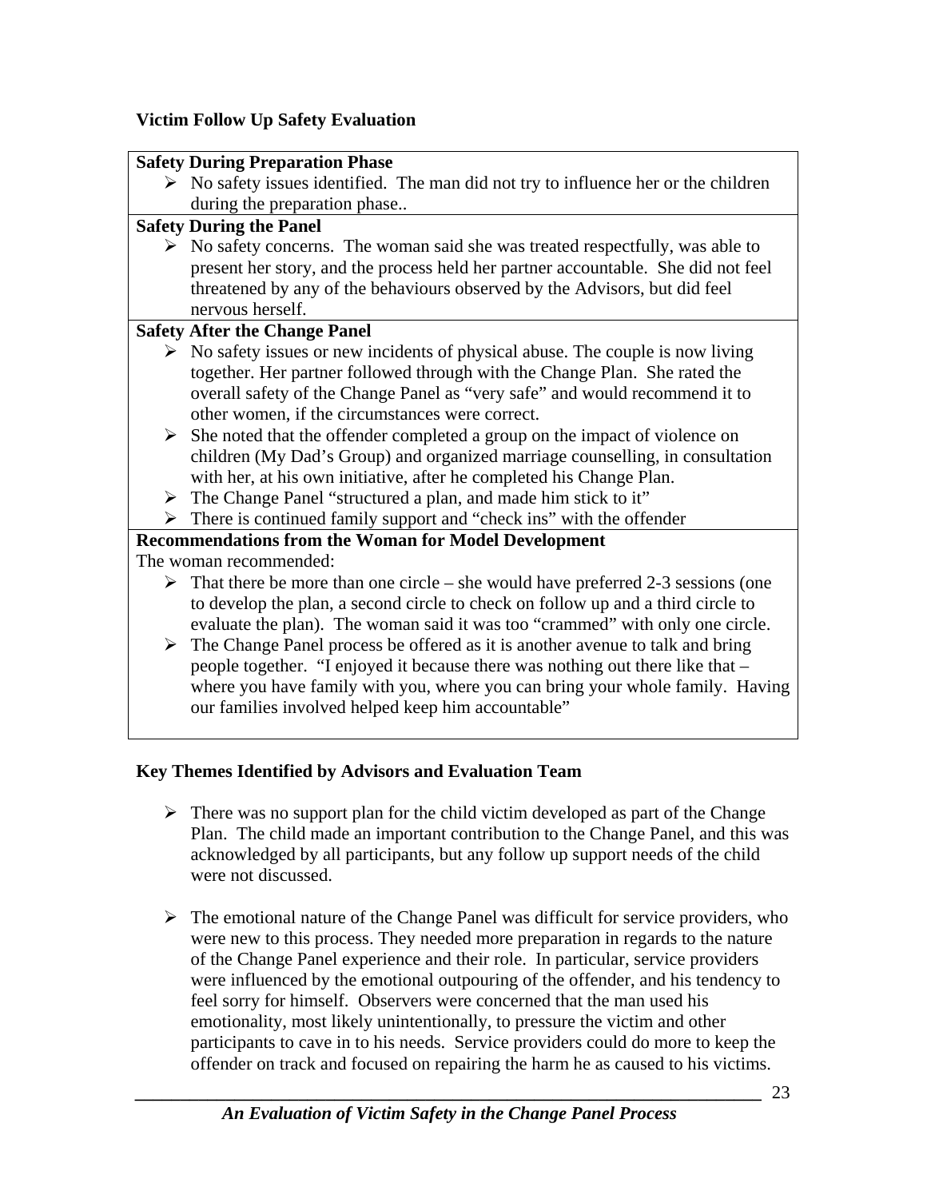**Victim Follow Up Safety Evaluation**

**Safety During Preparation Phase**

- No safety issues identified. The man did not try to influence her or the children during the preparation phase..

**Safety During the Panel**

- No safety concerns. The woman said she was treated respectfully, was able to present her story, and the process held her partner accountable. She did not feel threatened by any of the behaviours observed by the Advisors, but did feel nervous herself.

**Safety After the Change Panel**

- No safety issues or new incidents of physical abuse. The couple is now living together. Her partner followed through with the Change Plan. She rated the overall safety of the Change Panel as "very safe" and would recommend it to other women, if the circumstances were correct.
- She noted that the offender completed a group on the impact of violence on children (My Dad's Group) and organized marriage counselling, in consultation with her, at his own initiative, after he completed his Change Plan.
- The Change Panel "structured a plan, and made him stick to it"
- There is continued family support and "check ins" with the offender

**Recommendations from the Woman for Model Development**

The woman recommended:

- That there be more than one circle – she would have preferred 2-3 sessions (one to develop the plan, a second circle to check on follow up and a third circle to evaluate the plan). The woman said it was too "crammed" with only one circle.
- The Change Panel process be offered as it is another avenue to talk and bring people together. "I enjoyed it because there was nothing out there like that – where you have family with you, where you can bring your whole family. Having our families involved helped keep him accountable"

**Key Themes Identified by Advisors and Evaluation Team**

- There was no support plan for the child victim developed as part of the Change Plan. The child made an important contribution to the Change Panel, and this was acknowledged by all participants, but any follow up support needs of the child were not discussed.

- The emotional nature of the Change Panel was difficult for service providers, who were new to this process. They needed more preparation in regards to the nature of the Change Panel experience and their role. In particular, service providers were influenced by the emotional outpouring of the offender, and his tendency to feel sorry for himself. Observers were concerned that the man used his emotionality, most likely unintentionally, to pressure the victim and other participants to cave in to his needs. Service providers could do more to keep the offender on track and focused on repairing the harm he as caused to his victims.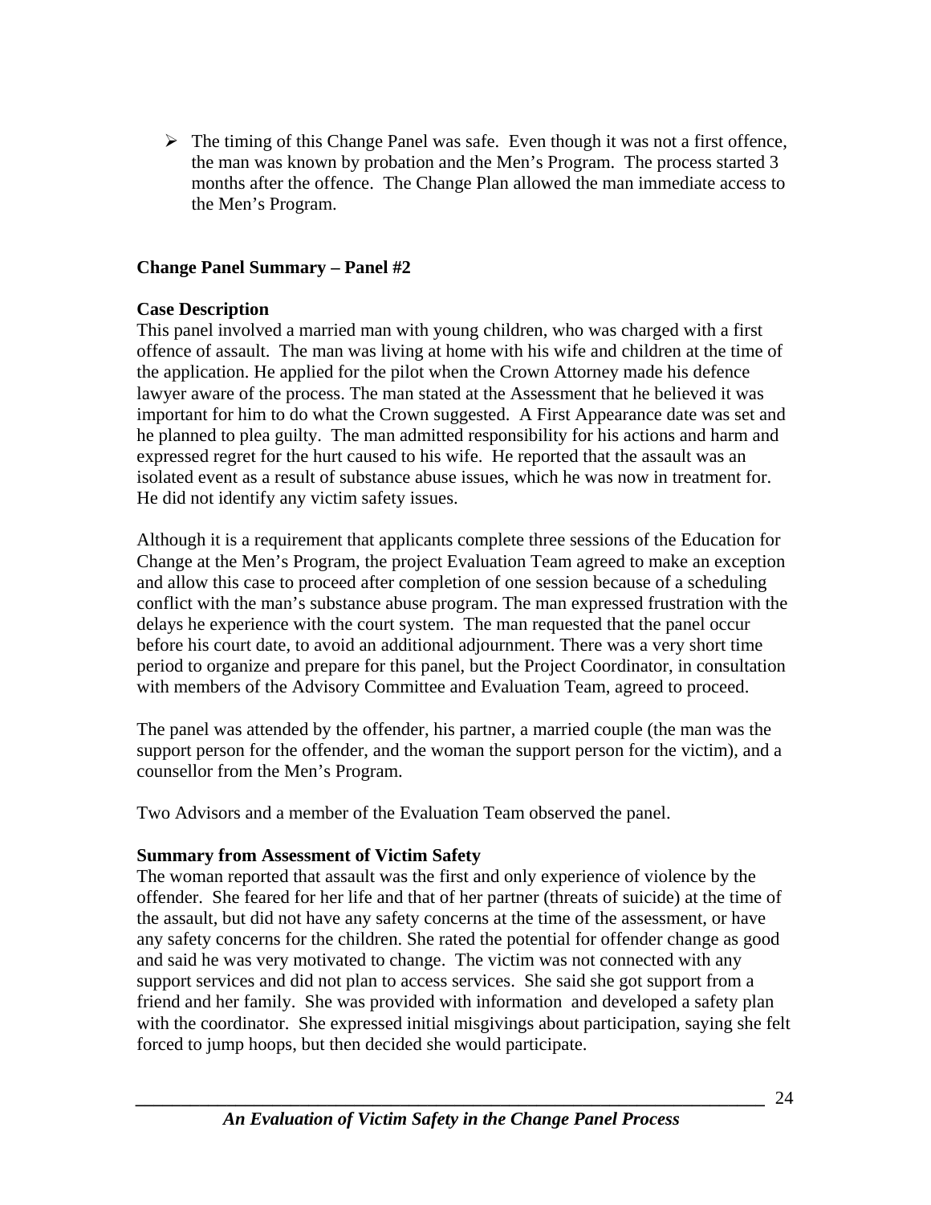- The timing of this Change Panel was safe. Even though it was not a first offence, the man was known by probation and the Men's Program. The process started 3 months after the offence. The Change Plan allowed the man immediate access to the Men's Program.

## Change Panel Summary – Panel #2

### Case Description

This panel involved a married man with young children, who was charged with a first offence of assault. The man was living at home with his wife and children at the time of the application. He applied for the pilot when the Crown Attorney made his defence lawyer aware of the process. The man stated at the Assessment that he believed it was important for him to do what the Crown suggested. A First Appearance date was set and he planned to plea guilty. The man admitted responsibility for his actions and harm and expressed regret for the hurt caused to his wife. He reported that the assault was an isolated event as a result of substance abuse issues, which he was now in treatment for. He did not identify any victim safety issues.

Although it is a requirement that applicants complete three sessions of the Education for Change at the Men's Program, the project Evaluation Team agreed to make an exception and allow this case to proceed after completion of one session because of a scheduling conflict with the man's substance abuse program. The man expressed frustration with the delays he experience with the court system. The man requested that the panel occur before his court date, to avoid an additional adjournment. There was a very short time period to organize and prepare for this panel, but the Project Coordinator, in consultation with members of the Advisory Committee and Evaluation Team, agreed to proceed.

The panel was attended by the offender, his partner, a married couple (the man was the support person for the offender, and the woman the support person for the victim), and a counsellor from the Men's Program.

Two Advisors and a member of the Evaluation Team observed the panel.

### Summary from Assessment of Victim Safety

The woman reported that assault was the first and only experience of violence by the offender. She feared for her life and that of her partner (threats of suicide) at the time of the assault, but did not have any safety concerns at the time of the assessment, or have any safety concerns for the children. She rated the potential for offender change as good and said he was very motivated to change. The victim was not connected with any support services and did not plan to access services. She said she got support from a friend and her family. She was provided with information and developed a safety plan with the coordinator. She expressed initial misgivings about participation, saying she felt forced to jump hoops, but then decided she would participate.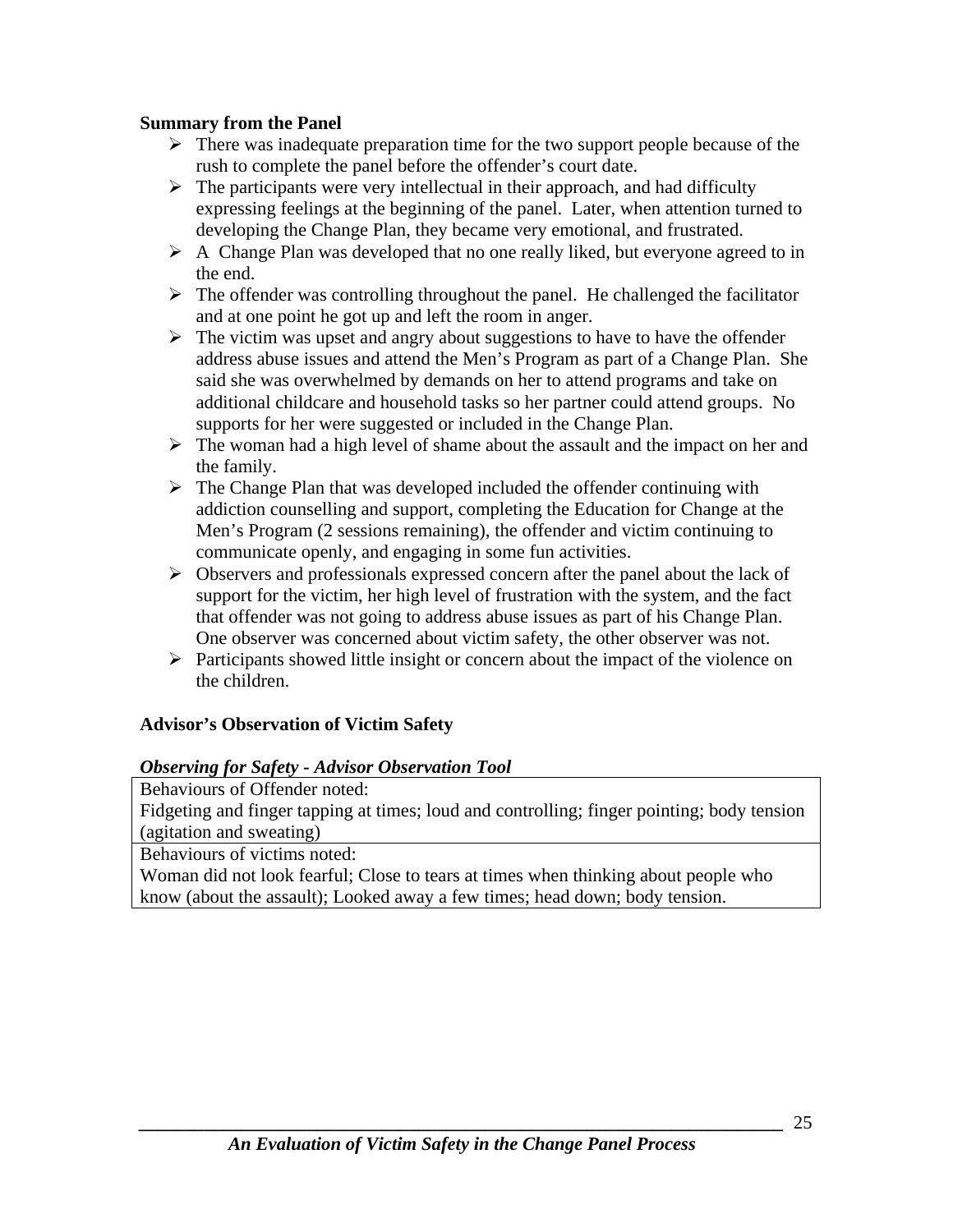**Summary from the Panel**

- There was inadequate preparation time for the two support people because of the rush to complete the panel before the offender's court date.
- The participants were very intellectual in their approach, and had difficulty expressing feelings at the beginning of the panel. Later, when attention turned to developing the Change Plan, they became very emotional, and frustrated.
- A Change Plan was developed that no one really liked, but everyone agreed to in the end.
- The offender was controlling throughout the panel. He challenged the facilitator and at one point he got up and left the room in anger.
- The victim was upset and angry about suggestions to have to have the offender address abuse issues and attend the Men's Program as part of a Change Plan. She said she was overwhelmed by demands on her to attend programs and take on additional childcare and household tasks so her partner could attend groups. No supports for her were suggested or included in the Change Plan.
- The woman had a high level of shame about the assault and the impact on her and the family.
- The Change Plan that was developed included the offender continuing with addiction counselling and support, completing the Education for Change at the Men's Program (2 sessions remaining), the offender and victim continuing to communicate openly, and engaging in some fun activities.
- Observers and professionals expressed concern after the panel about the lack of support for the victim, her high level of frustration with the system, and the fact that offender was not going to address abuse issues as part of his Change Plan. One observer was concerned about victim safety, the other observer was not.
- Participants showed little insight or concern about the impact of the violence on the children.

**Advisor's Observation of Victim Safety**

***Observing for Safety - Advisor Observation Tool***

| Behaviours of Offender noted: Fidgeting and finger tapping at times; loud and controlling; finger pointing; body tension (agitation and sweating) |
|---|
| Behaviours of victims noted: Woman did not look fearful; Close to tears at times when thinking about people who know (about the assault); Looked away a few times; head down; body tension. |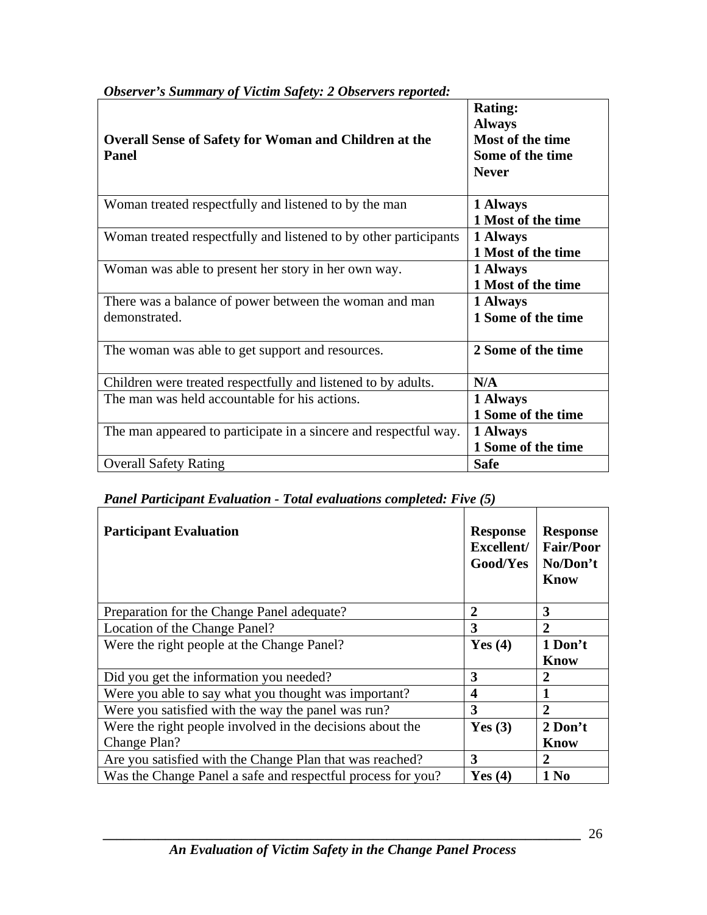***Observer's Summary of Victim Safety: 2 Observers reported:***

| **Overall Sense of Safety for Woman and Children at the Panel** | **Rating: Always Most of the time Some of the time Never** |
|---|---|
| Woman treated respectfully and listened to by the man | **1 Always 1 Most of the time** |
| Woman treated respectfully and listened to by other participants | **1 Always 1 Most of the time** |
| Woman was able to present her story in her own way. | **1 Always 1 Most of the time** |
| There was a balance of power between the woman and man demonstrated. | **1 Always 1 Some of the time** |
| The woman was able to get support and resources. | **2 Some of the time** |
| Children were treated respectfully and listened to by adults. | **N/A** |
| The man was held accountable for his actions. | **1 Always 1 Some of the time** |
| The man appeared to participate in a sincere and respectful way. | **1 Always 1 Some of the time** |
| Overall Safety Rating | **Safe** |

***Panel Participant Evaluation - Total evaluations completed: Five (5)***

| **Participant Evaluation** | **Response Excellent/ Good/Yes** | **Response Fair/Poor No/Don't Know** |
|---|---|---|
| Preparation for the Change Panel adequate? | **2** | **3** |
| Location of the Change Panel? | **3** | **2** |
| Were the right people at the Change Panel? | **Yes (4)** | **1 Don't Know** |
| Did you get the information you needed? | **3** | **2** |
| Were you able to say what you thought was important? | **4** | **1** |
| Were you satisfied with the way the panel was run? | **3** | **2** |
| Were the right people involved in the decisions about the Change Plan? | **Yes (3)** | **2 Don't Know** |
| Are you satisfied with the Change Plan that was reached? | **3** | **2** |
| Was the Change Panel a safe and respectful process for you? | **Yes (4)** | **1 No** |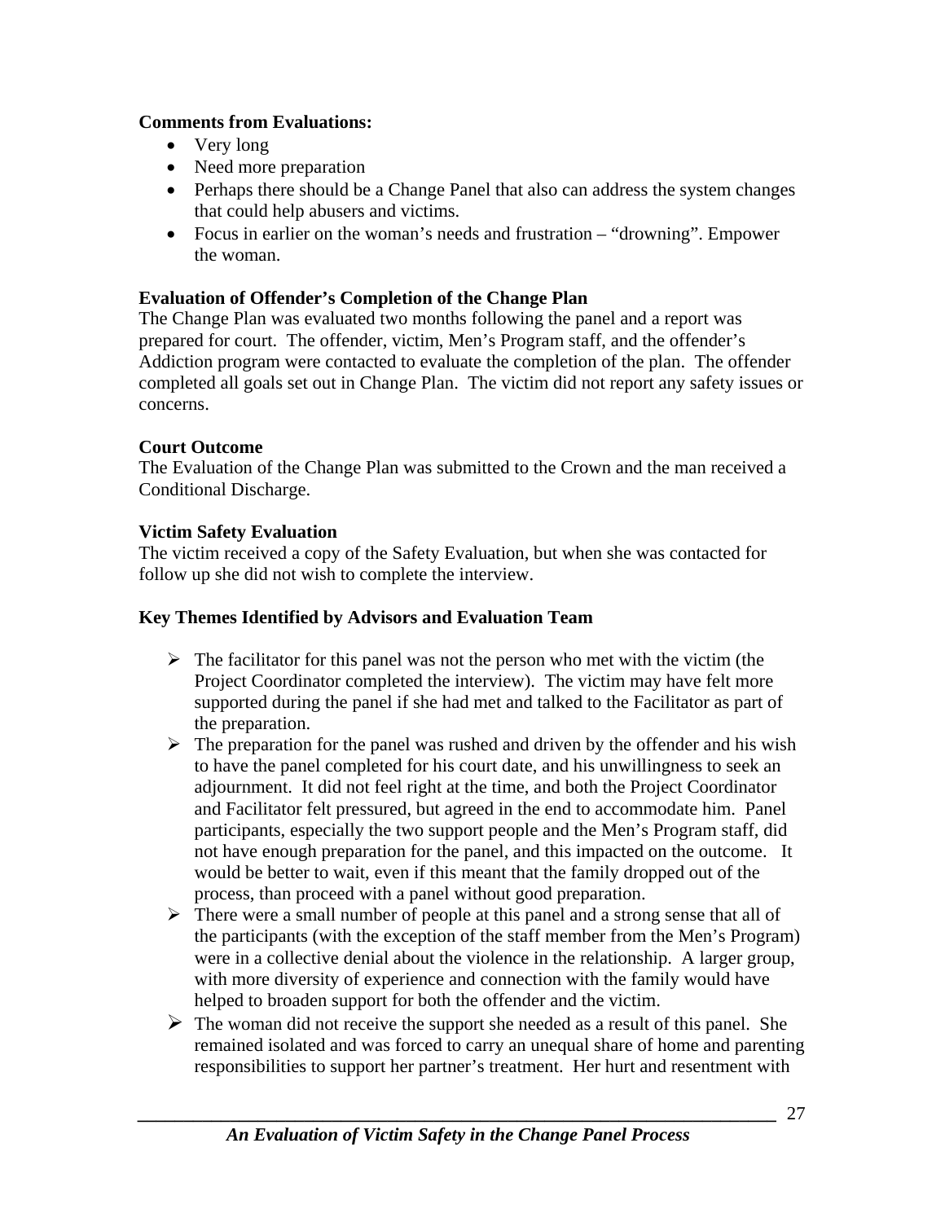**Comments from Evaluations:**

- Very long
- Need more preparation
- Perhaps there should be a Change Panel that also can address the system changes that could help abusers and victims.
- Focus in earlier on the woman's needs and frustration – "drowning". Empower the woman.

**Evaluation of Offender's Completion of the Change Plan**

The Change Plan was evaluated two months following the panel and a report was prepared for court. The offender, victim, Men's Program staff, and the offender's Addiction program were contacted to evaluate the completion of the plan. The offender completed all goals set out in Change Plan. The victim did not report any safety issues or concerns.

**Court Outcome**

The Evaluation of the Change Plan was submitted to the Crown and the man received a Conditional Discharge.

**Victim Safety Evaluation**

The victim received a copy of the Safety Evaluation, but when she was contacted for follow up she did not wish to complete the interview.

**Key Themes Identified by Advisors and Evaluation Team**

- The facilitator for this panel was not the person who met with the victim (the Project Coordinator completed the interview). The victim may have felt more supported during the panel if she had met and talked to the Facilitator as part of the preparation.
- The preparation for the panel was rushed and driven by the offender and his wish to have the panel completed for his court date, and his unwillingness to seek an adjournment. It did not feel right at the time, and both the Project Coordinator and Facilitator felt pressured, but agreed in the end to accommodate him. Panel participants, especially the two support people and the Men's Program staff, did not have enough preparation for the panel, and this impacted on the outcome. It would be better to wait, even if this meant that the family dropped out of the process, than proceed with a panel without good preparation.
- There were a small number of people at this panel and a strong sense that all of the participants (with the exception of the staff member from the Men's Program) were in a collective denial about the violence in the relationship. A larger group, with more diversity of experience and connection with the family would have helped to broaden support for both the offender and the victim.
- The woman did not receive the support she needed as a result of this panel. She remained isolated and was forced to carry an unequal share of home and parenting responsibilities to support her partner's treatment. Her hurt and resentment with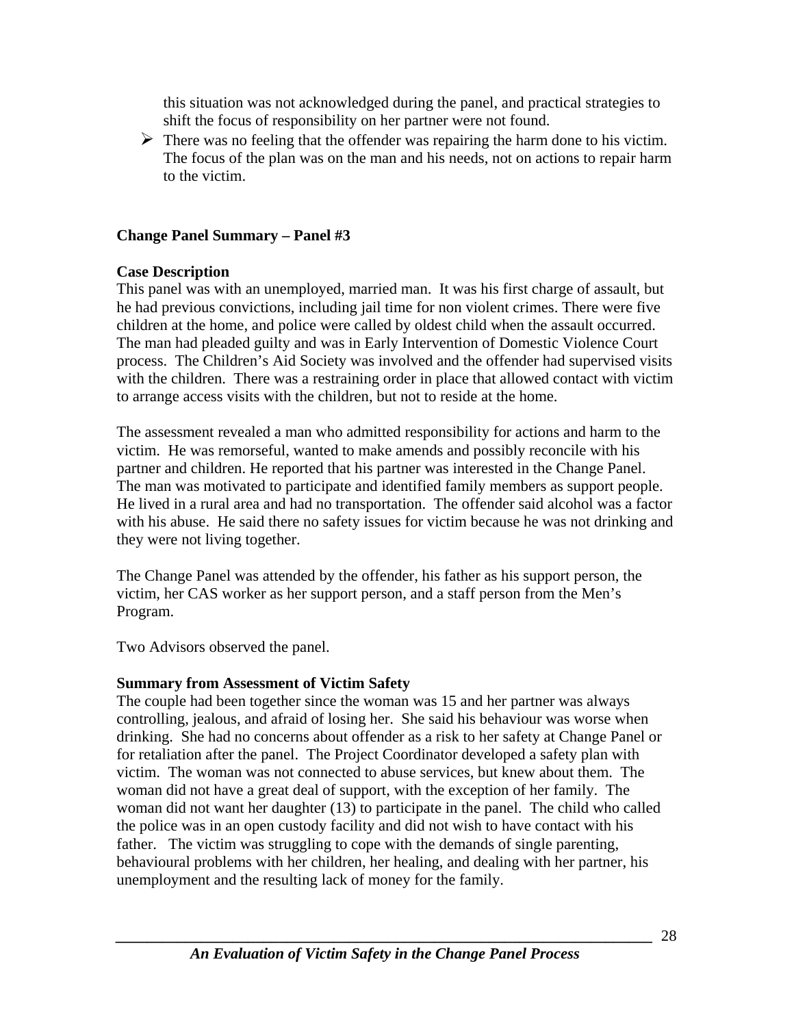this situation was not acknowledged during the panel, and practical strategies to shift the focus of responsibility on her partner were not found.

- There was no feeling that the offender was repairing the harm done to his victim. The focus of the plan was on the man and his needs, not on actions to repair harm to the victim.

**Change Panel Summary – Panel #3**

**Case Description**

This panel was with an unemployed, married man. It was his first charge of assault, but he had previous convictions, including jail time for non violent crimes. There were five children at the home, and police were called by oldest child when the assault occurred. The man had pleaded guilty and was in Early Intervention of Domestic Violence Court process. The Children's Aid Society was involved and the offender had supervised visits with the children. There was a restraining order in place that allowed contact with victim to arrange access visits with the children, but not to reside at the home.

The assessment revealed a man who admitted responsibility for actions and harm to the victim. He was remorseful, wanted to make amends and possibly reconcile with his partner and children. He reported that his partner was interested in the Change Panel. The man was motivated to participate and identified family members as support people. He lived in a rural area and had no transportation. The offender said alcohol was a factor with his abuse. He said there no safety issues for victim because he was not drinking and they were not living together.

The Change Panel was attended by the offender, his father as his support person, the victim, her CAS worker as her support person, and a staff person from the Men's Program.

Two Advisors observed the panel.

**Summary from Assessment of Victim Safety**

The couple had been together since the woman was 15 and her partner was always controlling, jealous, and afraid of losing her. She said his behaviour was worse when drinking. She had no concerns about offender as a risk to her safety at Change Panel or for retaliation after the panel. The Project Coordinator developed a safety plan with victim. The woman was not connected to abuse services, but knew about them. The woman did not have a great deal of support, with the exception of her family. The woman did not want her daughter (13) to participate in the panel. The child who called the police was in an open custody facility and did not wish to have contact with his father. The victim was struggling to cope with the demands of single parenting, behavioural problems with her children, her healing, and dealing with her partner, his unemployment and the resulting lack of money for the family.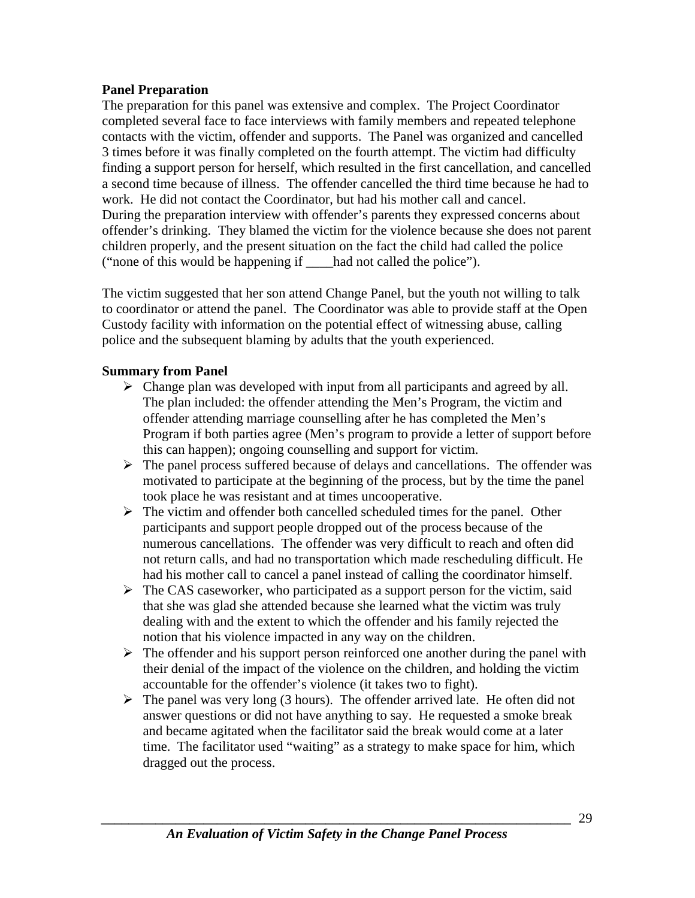**Panel Preparation**

The preparation for this panel was extensive and complex. The Project Coordinator completed several face to face interviews with family members and repeated telephone contacts with the victim, offender and supports. The Panel was organized and cancelled 3 times before it was finally completed on the fourth attempt. The victim had difficulty finding a support person for herself, which resulted in the first cancellation, and cancelled a second time because of illness. The offender cancelled the third time because he had to work. He did not contact the Coordinator, but had his mother call and cancel.
During the preparation interview with offender's parents they expressed concerns about offender's drinking. They blamed the victim for the violence because she does not parent children properly, and the present situation on the fact the child had called the police ("none of this would be happening if ____had not called the police").

The victim suggested that her son attend Change Panel, but the youth not willing to talk to coordinator or attend the panel. The Coordinator was able to provide staff at the Open Custody facility with information on the potential effect of witnessing abuse, calling police and the subsequent blaming by adults that the youth experienced.

**Summary from Panel**

- Change plan was developed with input from all participants and agreed by all. The plan included: the offender attending the Men's Program, the victim and offender attending marriage counselling after he has completed the Men's Program if both parties agree (Men's program to provide a letter of support before this can happen); ongoing counselling and support for victim.
- The panel process suffered because of delays and cancellations. The offender was motivated to participate at the beginning of the process, but by the time the panel took place he was resistant and at times uncooperative.
- The victim and offender both cancelled scheduled times for the panel. Other participants and support people dropped out of the process because of the numerous cancellations. The offender was very difficult to reach and often did not return calls, and had no transportation which made rescheduling difficult. He had his mother call to cancel a panel instead of calling the coordinator himself.
- The CAS caseworker, who participated as a support person for the victim, said that she was glad she attended because she learned what the victim was truly dealing with and the extent to which the offender and his family rejected the notion that his violence impacted in any way on the children.
- The offender and his support person reinforced one another during the panel with their denial of the impact of the violence on the children, and holding the victim accountable for the offender's violence (it takes two to fight).
- The panel was very long (3 hours). The offender arrived late. He often did not answer questions or did not have anything to say. He requested a smoke break and became agitated when the facilitator said the break would come at a later time. The facilitator used "waiting" as a strategy to make space for him, which dragged out the process.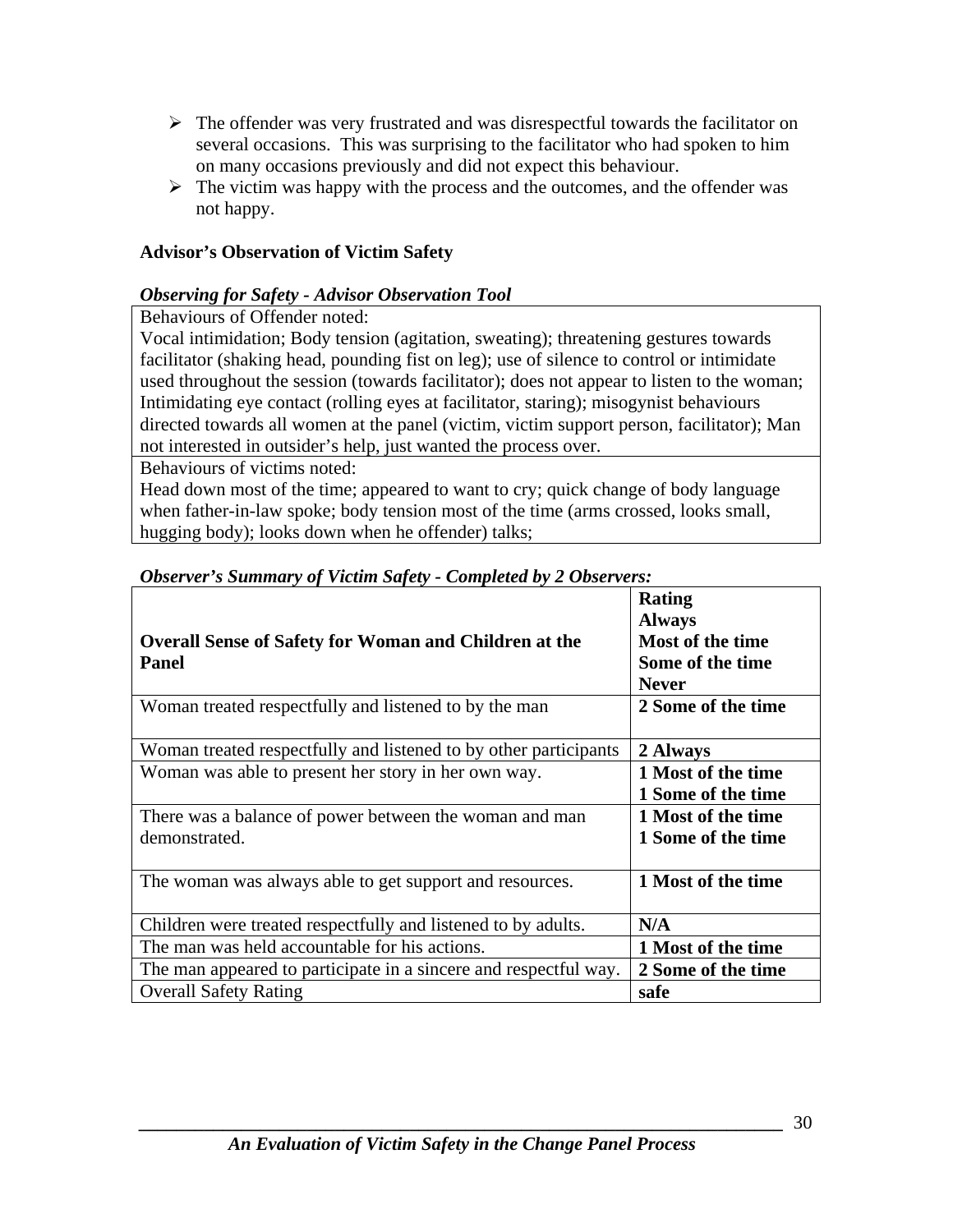- The offender was very frustrated and was disrespectful towards the facilitator on several occasions. This was surprising to the facilitator who had spoken to him on many occasions previously and did not expect this behaviour.
- The victim was happy with the process and the outcomes, and the offender was not happy.

**Advisor's Observation of Victim Safety**

***Observing for Safety - Advisor Observation Tool***

| Behaviours of Offender noted: Vocal intimidation; Body tension (agitation, sweating); threatening gestures towards facilitator (shaking head, pounding fist on leg); use of silence to control or intimidate used throughout the session (towards facilitator); does not appear to listen to the woman; Intimidating eye contact (rolling eyes at facilitator, staring); misogynist behaviours directed towards all women at the panel (victim, victim support person, facilitator); Man not interested in outsider's help, just wanted the process over. |
|---|
| Behaviours of victims noted: Head down most of the time; appeared to want to cry; quick change of body language when father-in-law spoke; body tension most of the time (arms crossed, looks small, hugging body); looks down when he offender) talks; |

***Observer's Summary of Victim Safety - Completed by 2 Observers:***

| **Overall Sense of Safety for Woman and Children at the Panel** | **Rating Always Most of the time Some of the time Never** |
|---|---|
| Woman treated respectfully and listened to by the man | **2 Some of the time** |
| Woman treated respectfully and listened to by other participants | **2 Always** |
| Woman was able to present her story in her own way. | **1 Most of the time 1 Some of the time** |
| There was a balance of power between the woman and man demonstrated. | **1 Most of the time 1 Some of the time** |
| The woman was always able to get support and resources. | **1 Most of the time** |
| Children were treated respectfully and listened to by adults. | **N/A** |
| The man was held accountable for his actions. | **1 Most of the time** |
| The man appeared to participate in a sincere and respectful way. | **2 Some of the time** |
| Overall Safety Rating | **safe** |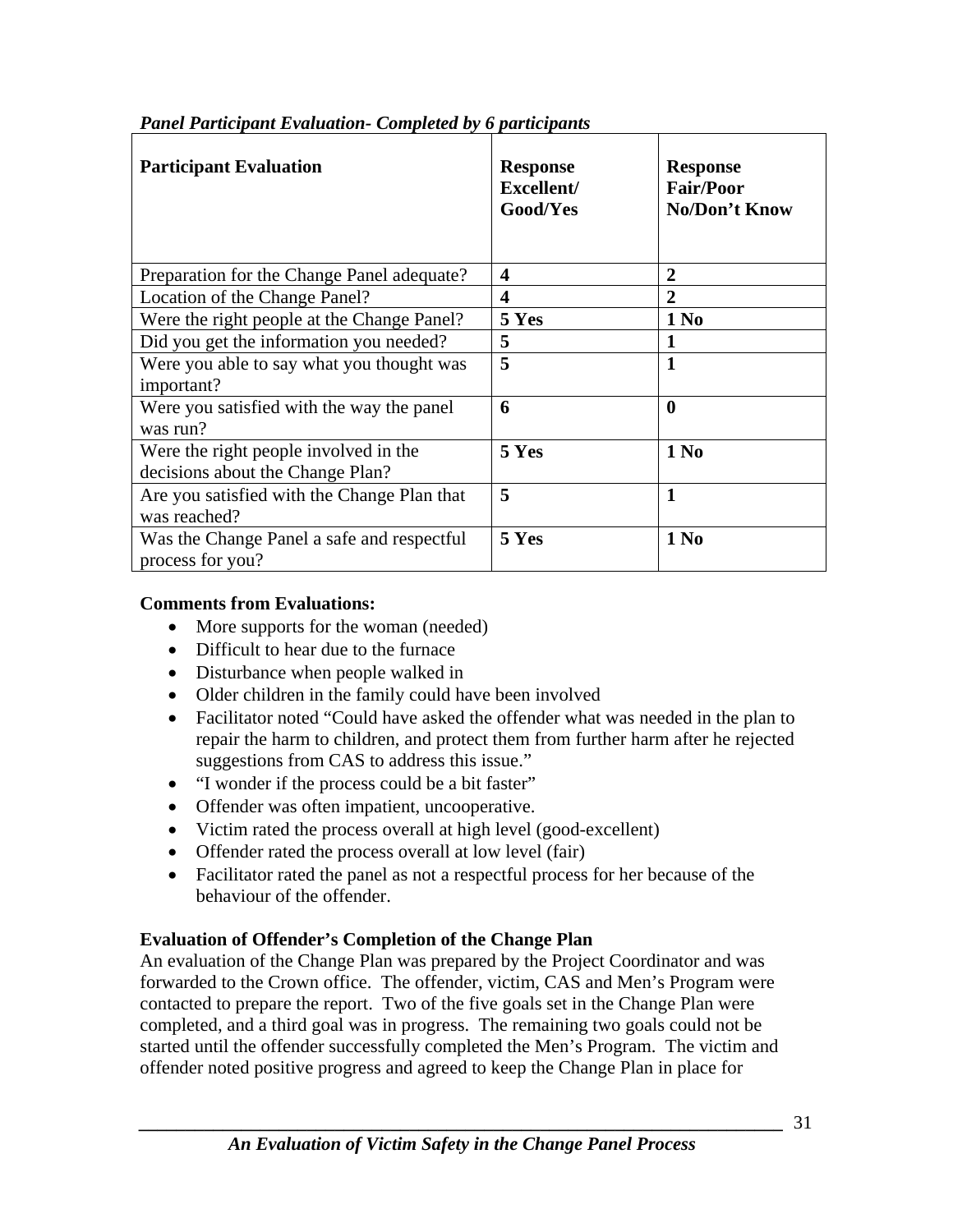***Panel Participant Evaluation- Completed by 6 participants***

| **Participant Evaluation** | **Response Excellent/ Good/Yes** | **Response Fair/Poor No/Don't Know** |
|---|---|---|
| Preparation for the Change Panel adequate? | **4** | **2** |
| Location of the Change Panel? | **4** | **2** |
| Were the right people at the Change Panel? | **5 Yes** | **1 No** |
| Did you get the information you needed? | **5** | **1** |
| Were you able to say what you thought was important? | **5** | **1** |
| Were you satisfied with the way the panel was run? | **6** | **0** |
| Were the right people involved in the decisions about the Change Plan? | **5 Yes** | **1 No** |
| Are you satisfied with the Change Plan that was reached? | **5** | **1** |
| Was the Change Panel a safe and respectful process for you? | **5 Yes** | **1 No** |

**Comments from Evaluations:**

- More supports for the woman (needed)
- Difficult to hear due to the furnace
- Disturbance when people walked in
- Older children in the family could have been involved
- Facilitator noted "Could have asked the offender what was needed in the plan to repair the harm to children, and protect them from further harm after he rejected suggestions from CAS to address this issue."
- "I wonder if the process could be a bit faster"
- Offender was often impatient, uncooperative.
- Victim rated the process overall at high level (good-excellent)
- Offender rated the process overall at low level (fair)
- Facilitator rated the panel as not a respectful process for her because of the behaviour of the offender.

**Evaluation of Offender's Completion of the Change Plan**

An evaluation of the Change Plan was prepared by the Project Coordinator and was forwarded to the Crown office. The offender, victim, CAS and Men's Program were contacted to prepare the report. Two of the five goals set in the Change Plan were completed, and a third goal was in progress. The remaining two goals could not be started until the offender successfully completed the Men's Program. The victim and offender noted positive progress and agreed to keep the Change Plan in place for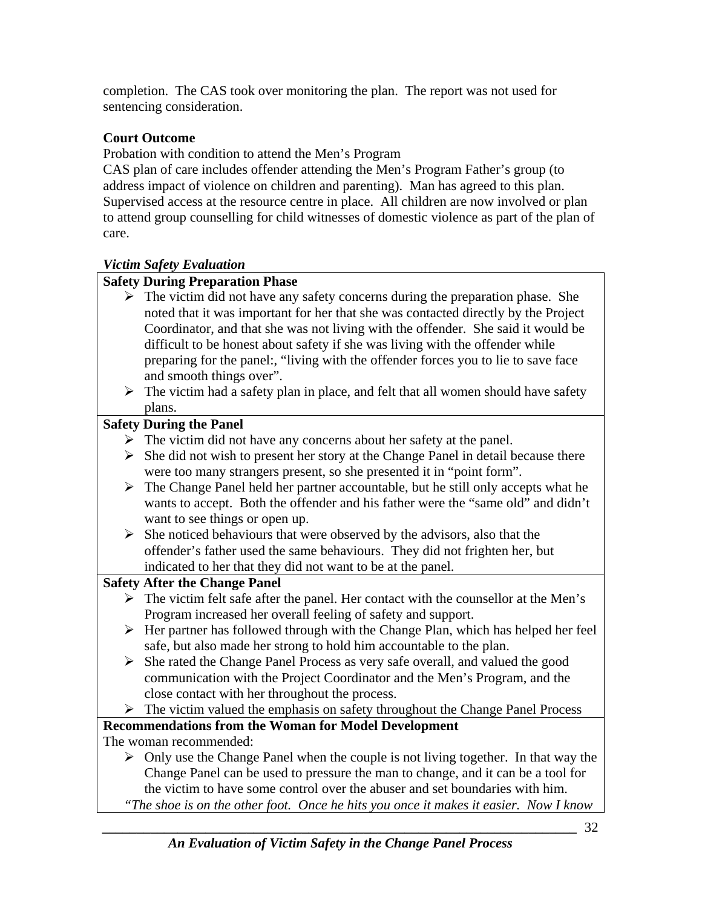completion. The CAS took over monitoring the plan. The report was not used for sentencing consideration.

**Court Outcome**

Probation with condition to attend the Men's Program
CAS plan of care includes offender attending the Men's Program Father's group (to address impact of violence on children and parenting). Man has agreed to this plan. Supervised access at the resource centre in place. All children are now involved or plan to attend group counselling for child witnesses of domestic violence as part of the plan of care.

***Victim Safety Evaluation***

**Safety During Preparation Phase**

- The victim did not have any safety concerns during the preparation phase. She noted that it was important for her that she was contacted directly by the Project Coordinator, and that she was not living with the offender. She said it would be difficult to be honest about safety if she was living with the offender while preparing for the panel:, "living with the offender forces you to lie to save face and smooth things over".
- The victim had a safety plan in place, and felt that all women should have safety plans.

**Safety During the Panel**

- The victim did not have any concerns about her safety at the panel.
- She did not wish to present her story at the Change Panel in detail because there were too many strangers present, so she presented it in "point form".
- The Change Panel held her partner accountable, but he still only accepts what he wants to accept. Both the offender and his father were the "same old" and didn't want to see things or open up.
- She noticed behaviours that were observed by the advisors, also that the offender's father used the same behaviours. They did not frighten her, but indicated to her that they did not want to be at the panel.

**Safety After the Change Panel**

- The victim felt safe after the panel. Her contact with the counsellor at the Men's Program increased her overall feeling of safety and support.
- Her partner has followed through with the Change Plan, which has helped her feel safe, but also made her strong to hold him accountable to the plan.
- She rated the Change Panel Process as very safe overall, and valued the good communication with the Project Coordinator and the Men's Program, and the close contact with her throughout the process.
- The victim valued the emphasis on safety throughout the Change Panel Process

**Recommendations from the Woman for Model Development**

The woman recommended:

- Only use the Change Panel when the couple is not living together. In that way the Change Panel can be used to pressure the man to change, and it can be a tool for the victim to have some control over the abuser and set boundaries with him.

"*The shoe is on the other foot. Once he hits you once it makes it easier. Now I know*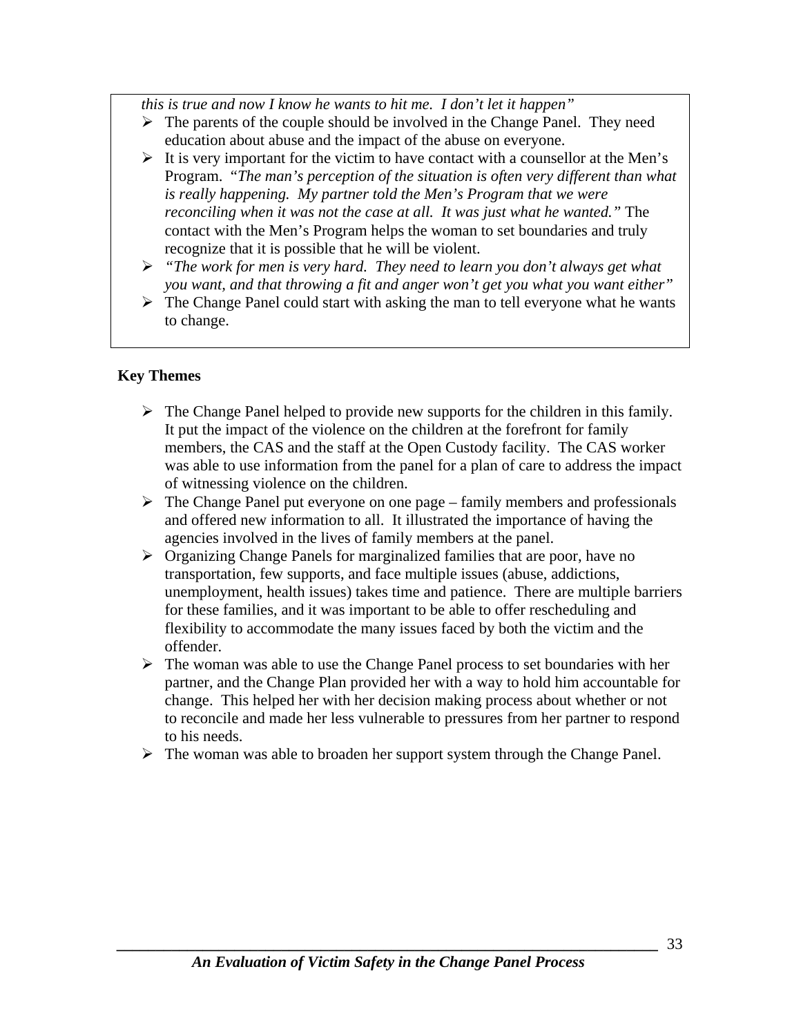*this is true and now I know he wants to hit me. I don't let it happen"*

- The parents of the couple should be involved in the Change Panel. They need education about abuse and the impact of the abuse on everyone.
- It is very important for the victim to have contact with a counsellor at the Men's Program. *"The man's perception of the situation is often very different than what is really happening. My partner told the Men's Program that we were reconciling when it was not the case at all. It was just what he wanted."* The contact with the Men's Program helps the woman to set boundaries and truly recognize that it is possible that he will be violent.
- *"The work for men is very hard. They need to learn you don't always get what you want, and that throwing a fit and anger won't get you what you want either"*
- The Change Panel could start with asking the man to tell everyone what he wants to change.

**Key Themes**

- The Change Panel helped to provide new supports for the children in this family. It put the impact of the violence on the children at the forefront for family members, the CAS and the staff at the Open Custody facility. The CAS worker was able to use information from the panel for a plan of care to address the impact of witnessing violence on the children.
- The Change Panel put everyone on one page – family members and professionals and offered new information to all. It illustrated the importance of having the agencies involved in the lives of family members at the panel.
- Organizing Change Panels for marginalized families that are poor, have no transportation, few supports, and face multiple issues (abuse, addictions, unemployment, health issues) takes time and patience. There are multiple barriers for these families, and it was important to be able to offer rescheduling and flexibility to accommodate the many issues faced by both the victim and the offender.
- The woman was able to use the Change Panel process to set boundaries with her partner, and the Change Plan provided her with a way to hold him accountable for change. This helped her with her decision making process about whether or not to reconcile and made her less vulnerable to pressures from her partner to respond to his needs.
- The woman was able to broaden her support system through the Change Panel.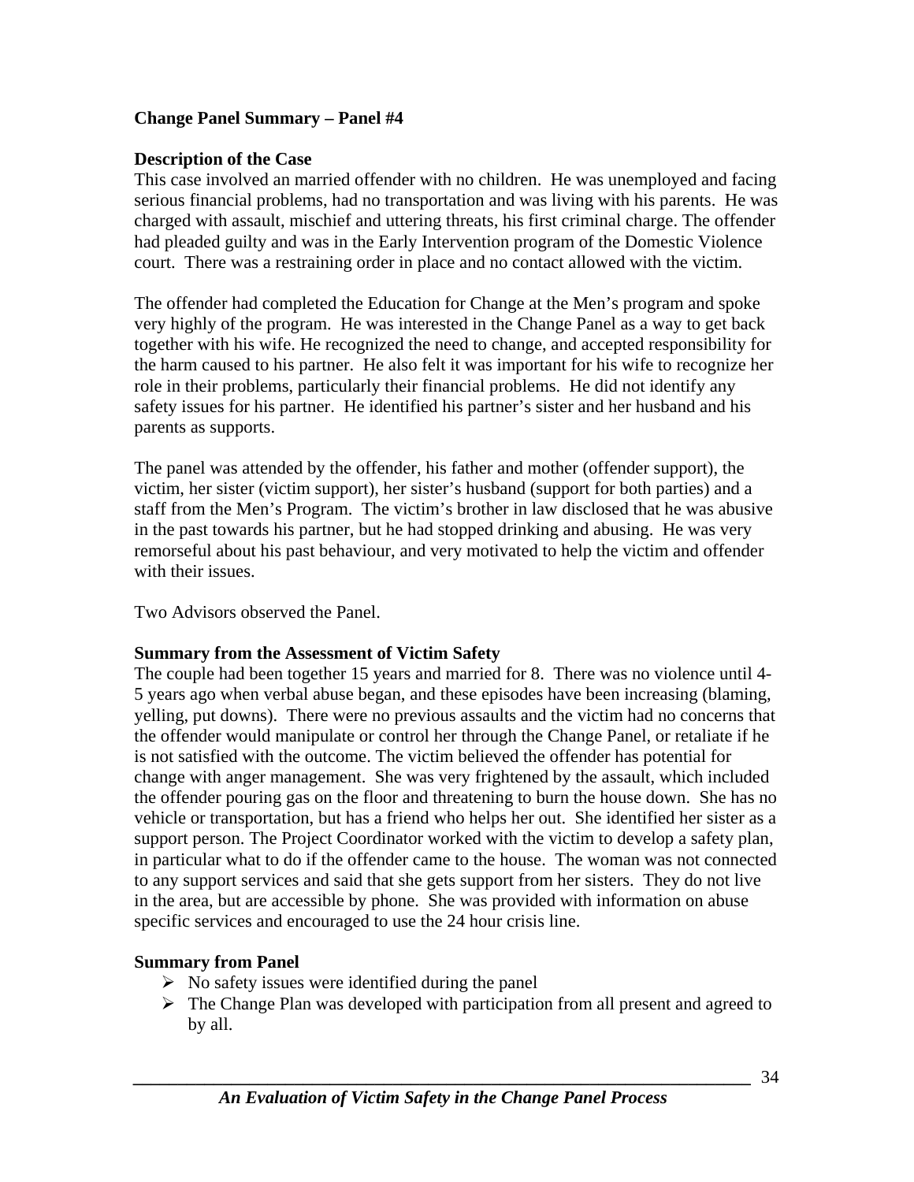**Change Panel Summary – Panel #4**

**Description of the Case**

This case involved an married offender with no children. He was unemployed and facing serious financial problems, had no transportation and was living with his parents. He was charged with assault, mischief and uttering threats, his first criminal charge. The offender had pleaded guilty and was in the Early Intervention program of the Domestic Violence court. There was a restraining order in place and no contact allowed with the victim.

The offender had completed the Education for Change at the Men's program and spoke very highly of the program. He was interested in the Change Panel as a way to get back together with his wife. He recognized the need to change, and accepted responsibility for the harm caused to his partner. He also felt it was important for his wife to recognize her role in their problems, particularly their financial problems. He did not identify any safety issues for his partner. He identified his partner's sister and her husband and his parents as supports.

The panel was attended by the offender, his father and mother (offender support), the victim, her sister (victim support), her sister's husband (support for both parties) and a staff from the Men's Program. The victim's brother in law disclosed that he was abusive in the past towards his partner, but he had stopped drinking and abusing. He was very remorseful about his past behaviour, and very motivated to help the victim and offender with their issues.

Two Advisors observed the Panel.

**Summary from the Assessment of Victim Safety**

The couple had been together 15 years and married for 8. There was no violence until 4-5 years ago when verbal abuse began, and these episodes have been increasing (blaming, yelling, put downs). There were no previous assaults and the victim had no concerns that the offender would manipulate or control her through the Change Panel, or retaliate if he is not satisfied with the outcome. The victim believed the offender has potential for change with anger management. She was very frightened by the assault, which included the offender pouring gas on the floor and threatening to burn the house down. She has no vehicle or transportation, but has a friend who helps her out. She identified her sister as a support person. The Project Coordinator worked with the victim to develop a safety plan, in particular what to do if the offender came to the house. The woman was not connected to any support services and said that she gets support from her sisters. They do not live in the area, but are accessible by phone. She was provided with information on abuse specific services and encouraged to use the 24 hour crisis line.

**Summary from Panel**

- No safety issues were identified during the panel
- The Change Plan was developed with participation from all present and agreed to by all.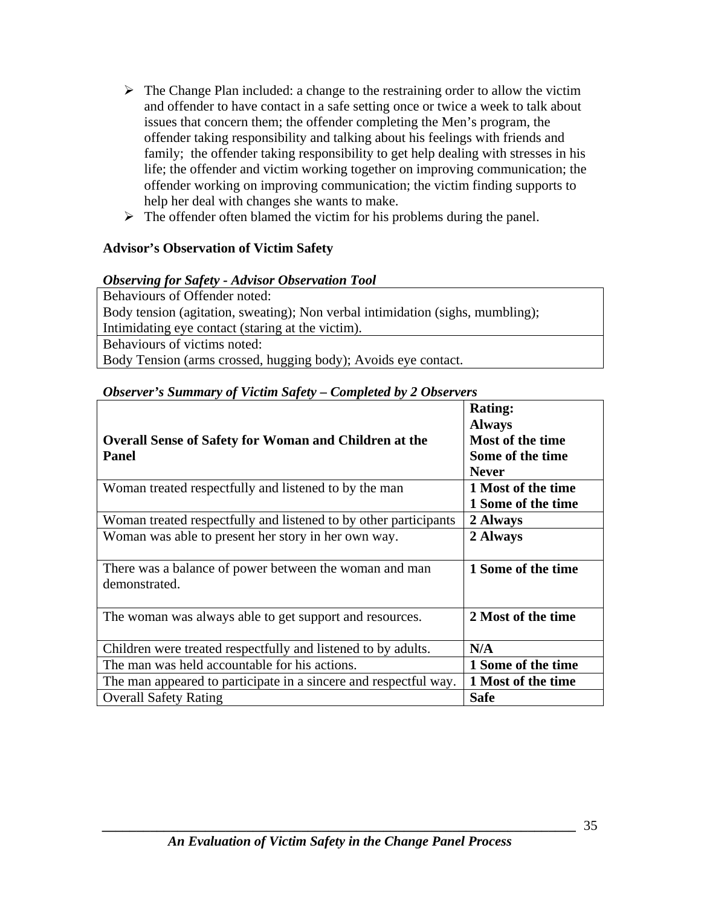- The Change Plan included: a change to the restraining order to allow the victim and offender to have contact in a safe setting once or twice a week to talk about issues that concern them; the offender completing the Men's program, the offender taking responsibility and talking about his feelings with friends and family; the offender taking responsibility to get help dealing with stresses in his life; the offender and victim working together on improving communication; the offender working on improving communication; the victim finding supports to help her deal with changes she wants to make.
- The offender often blamed the victim for his problems during the panel.

**Advisor's Observation of Victim Safety**

***Observing for Safety - Advisor Observation Tool***

| Behaviours of Offender noted: Body tension (agitation, sweating); Non verbal intimidation (sighs, mumbling); Intimidating eye contact (staring at the victim). |
|---|
| Behaviours of victims noted: Body Tension (arms crossed, hugging body); Avoids eye contact. |

***Observer's Summary of Victim Safety – Completed by 2 Observers***

| **Overall Sense of Safety for Woman and Children at the Panel** | **Rating: Always Most of the time Some of the time Never** |
|---|---|
| Woman treated respectfully and listened to by the man | **1 Most of the time 1 Some of the time** |
| Woman treated respectfully and listened to by other participants | **2 Always** |
| Woman was able to present her story in her own way. | **2 Always** |
| There was a balance of power between the woman and man demonstrated. | **1 Some of the time** |
| The woman was always able to get support and resources. | **2 Most of the time** |
| Children were treated respectfully and listened to by adults. | **N/A** |
| The man was held accountable for his actions. | **1 Some of the time** |
| The man appeared to participate in a sincere and respectful way. | **1 Most of the time** |
| Overall Safety Rating | **Safe** |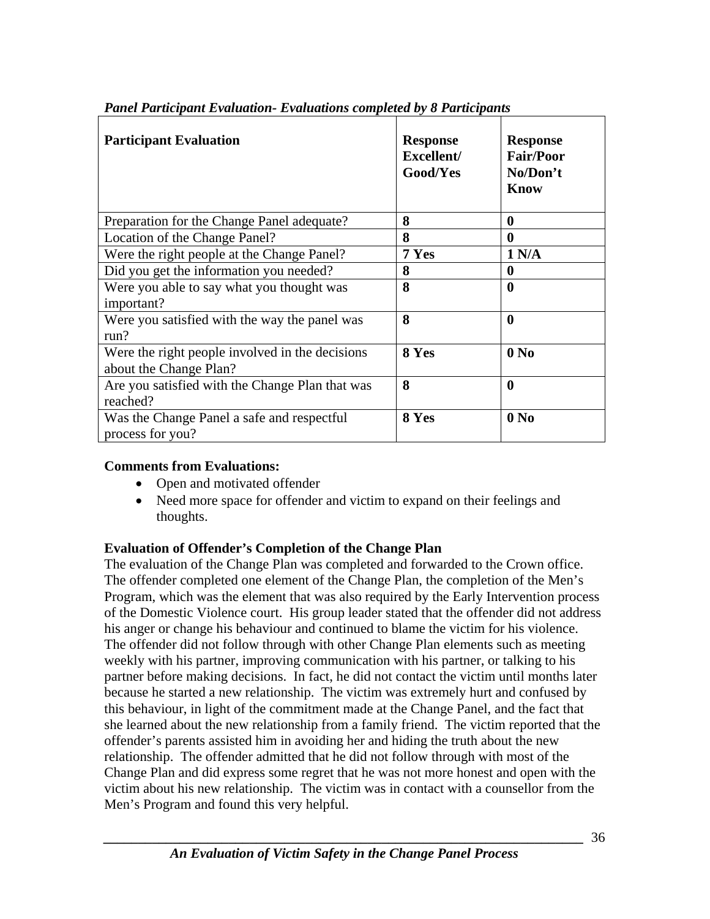***Panel Participant Evaluation- Evaluations completed by 8 Participants***

| **Participant Evaluation** | **Response Excellent/ Good/Yes** | **Response Fair/Poor No/Don't Know** |
|---|---|---|
| Preparation for the Change Panel adequate? | **8** | **0** |
| Location of the Change Panel? | **8** | **0** |
| Were the right people at the Change Panel? | **7 Yes** | **1 N/A** |
| Did you get the information you needed? | **8** | **0** |
| Were you able to say what you thought was important? | **8** | **0** |
| Were you satisfied with the way the panel was run? | **8** | **0** |
| Were the right people involved in the decisions about the Change Plan? | **8 Yes** | **0 No** |
| Are you satisfied with the Change Plan that was reached? | **8** | **0** |
| Was the Change Panel a safe and respectful process for you? | **8 Yes** | **0 No** |

**Comments from Evaluations:**

- Open and motivated offender
- Need more space for offender and victim to expand on their feelings and thoughts.

**Evaluation of Offender's Completion of the Change Plan**

The evaluation of the Change Plan was completed and forwarded to the Crown office. The offender completed one element of the Change Plan, the completion of the Men's Program, which was the element that was also required by the Early Intervention process of the Domestic Violence court. His group leader stated that the offender did not address his anger or change his behaviour and continued to blame the victim for his violence. The offender did not follow through with other Change Plan elements such as meeting weekly with his partner, improving communication with his partner, or talking to his partner before making decisions. In fact, he did not contact the victim until months later because he started a new relationship. The victim was extremely hurt and confused by this behaviour, in light of the commitment made at the Change Panel, and the fact that she learned about the new relationship from a family friend. The victim reported that the offender's parents assisted him in avoiding her and hiding the truth about the new relationship. The offender admitted that he did not follow through with most of the Change Plan and did express some regret that he was not more honest and open with the victim about his new relationship. The victim was in contact with a counsellor from the Men's Program and found this very helpful.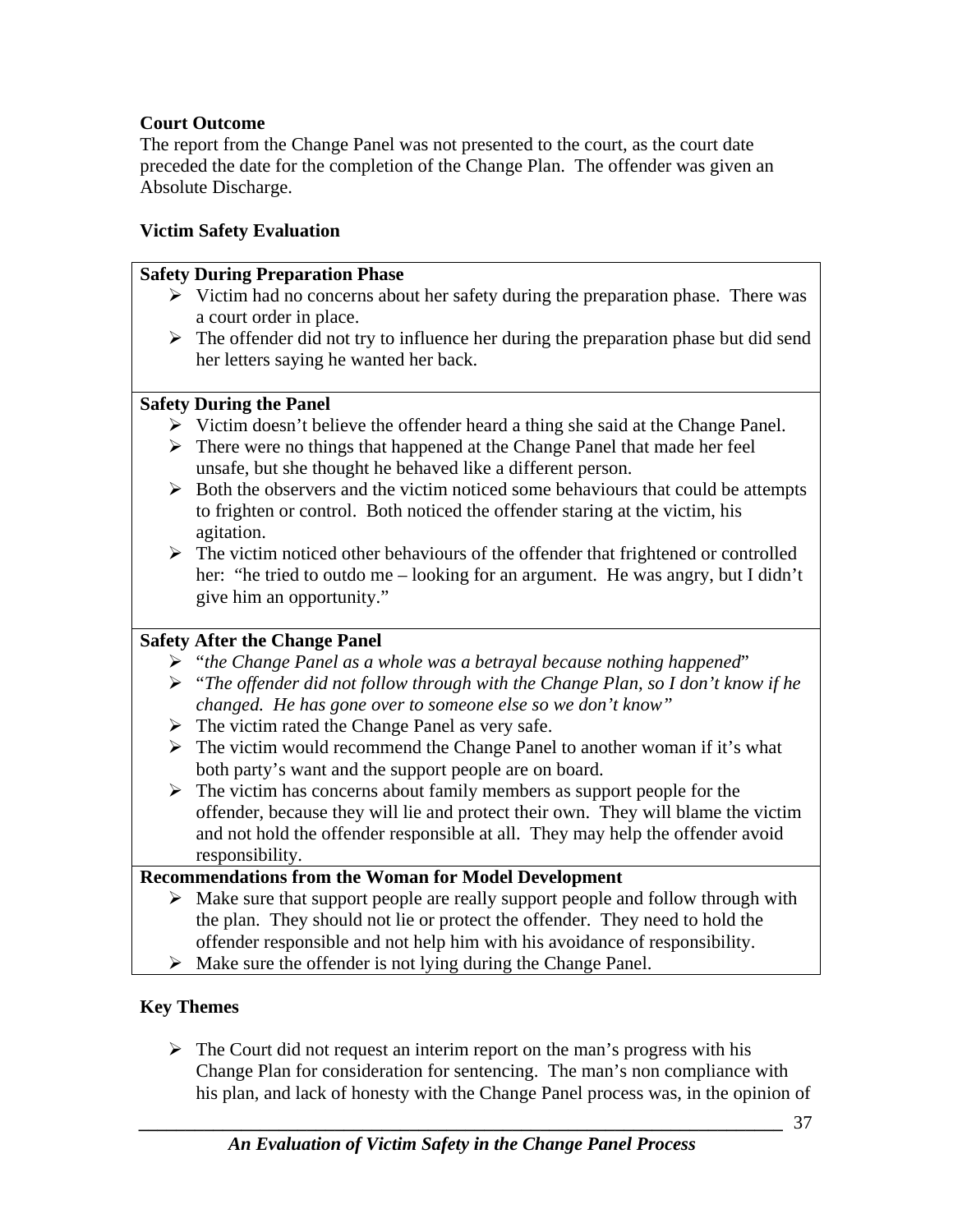**Court Outcome**

The report from the Change Panel was not presented to the court, as the court date preceded the date for the completion of the Change Plan. The offender was given an Absolute Discharge.

**Victim Safety Evaluation**

**Safety During Preparation Phase**

- Victim had no concerns about her safety during the preparation phase. There was a court order in place.
- The offender did not try to influence her during the preparation phase but did send her letters saying he wanted her back.

**Safety During the Panel**

- Victim doesn't believe the offender heard a thing she said at the Change Panel.
- There were no things that happened at the Change Panel that made her feel unsafe, but she thought he behaved like a different person.
- Both the observers and the victim noticed some behaviours that could be attempts to frighten or control. Both noticed the offender staring at the victim, his agitation.
- The victim noticed other behaviours of the offender that frightened or controlled her: "he tried to outdo me – looking for an argument. He was angry, but I didn't give him an opportunity."

**Safety After the Change Panel**

- "*the Change Panel as a whole was a betrayal because nothing happened*"
- "*The offender did not follow through with the Change Plan, so I don't know if he changed. He has gone over to someone else so we don't know"*
- The victim rated the Change Panel as very safe.
- The victim would recommend the Change Panel to another woman if it's what both party's want and the support people are on board.
- The victim has concerns about family members as support people for the offender, because they will lie and protect their own. They will blame the victim and not hold the offender responsible at all. They may help the offender avoid responsibility.

**Recommendations from the Woman for Model Development**

- Make sure that support people are really support people and follow through with the plan. They should not lie or protect the offender. They need to hold the offender responsible and not help him with his avoidance of responsibility.
- Make sure the offender is not lying during the Change Panel.

**Key Themes**

- The Court did not request an interim report on the man's progress with his Change Plan for consideration for sentencing. The man's non compliance with his plan, and lack of honesty with the Change Panel process was, in the opinion of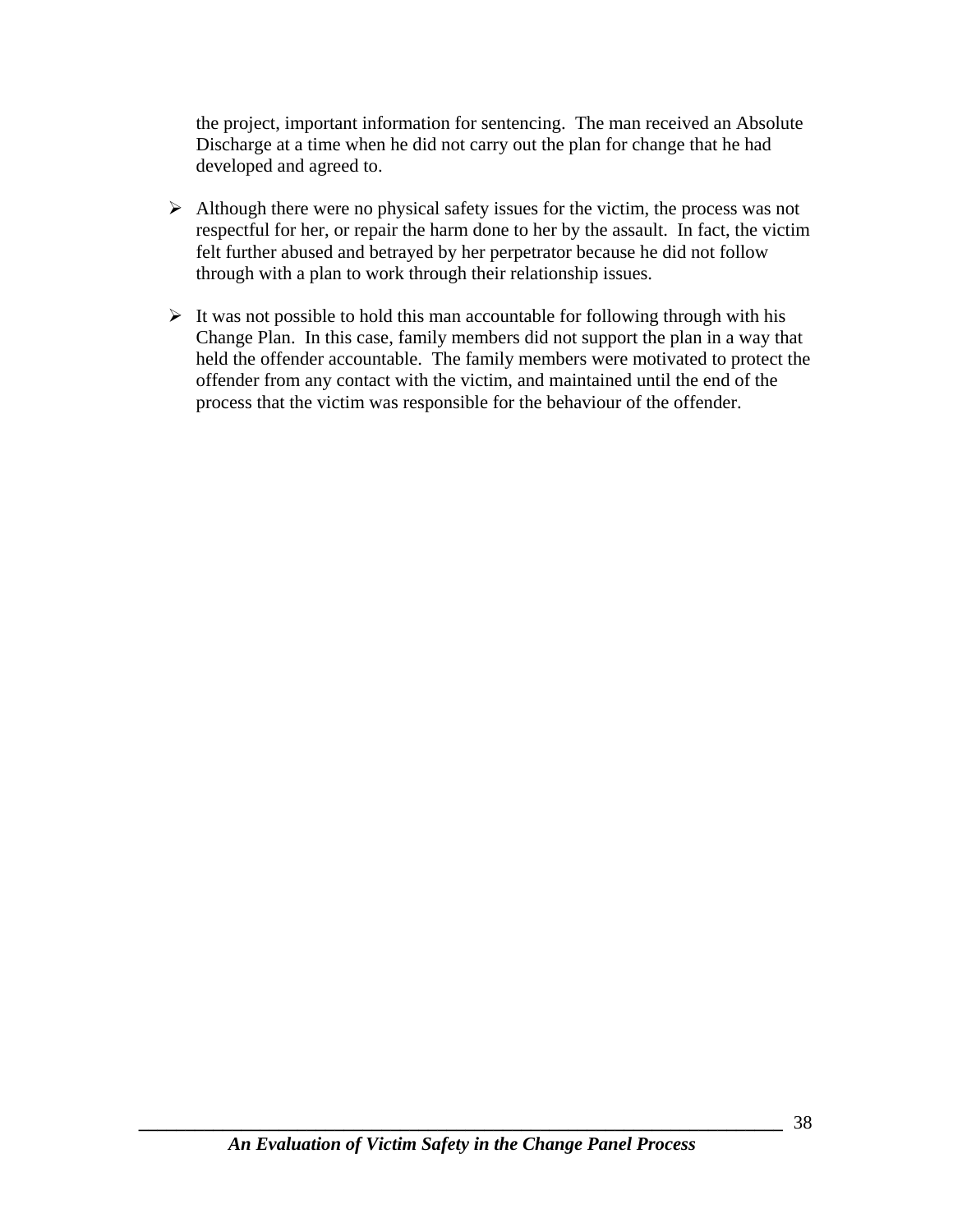the project, important information for sentencing. The man received an Absolute Discharge at a time when he did not carry out the plan for change that he had developed and agreed to.

- Although there were no physical safety issues for the victim, the process was not respectful for her, or repair the harm done to her by the assault. In fact, the victim felt further abused and betrayed by her perpetrator because he did not follow through with a plan to work through their relationship issues.

- It was not possible to hold this man accountable for following through with his Change Plan. In this case, family members did not support the plan in a way that held the offender accountable. The family members were motivated to protect the offender from any contact with the victim, and maintained until the end of the process that the victim was responsible for the behaviour of the offender.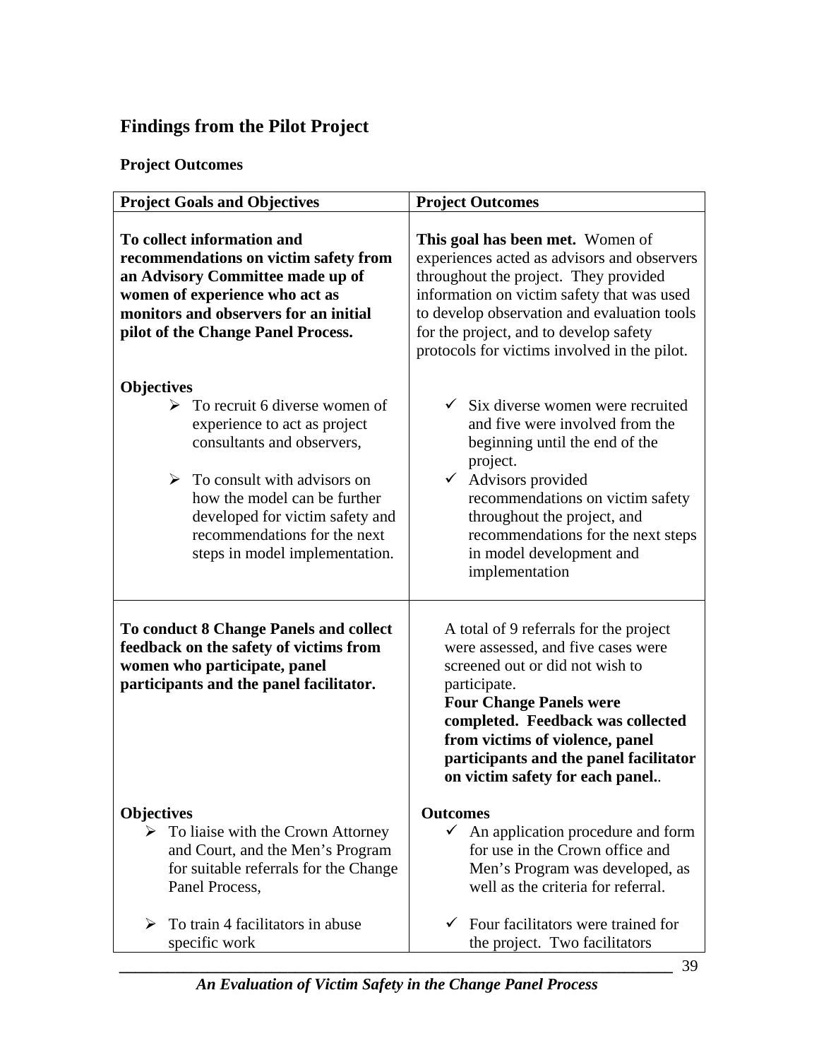## Findings from the Pilot Project

### Project Outcomes

| Project Goals and Objectives | Project Outcomes |
|---|---|
| **To collect information and recommendations on victim safety from an Advisory Committee made up of women of experience who act as monitors and observers for an initial pilot of the Change Panel Process.** | **This goal has been met.** Women of experiences acted as advisors and observers throughout the project. They provided information on victim safety that was used to develop observation and evaluation tools for the project, and to develop safety protocols for victims involved in the pilot. |
| **Objectives**<br>➢ To recruit 6 diverse women of experience to act as project consultants and observers,<br><br>➢ To consult with advisors on how the model can be further developed for victim safety and recommendations for the next steps in model implementation. | ✓ Six diverse women were recruited and five were involved from the beginning until the end of the project.<br>✓ Advisors provided recommendations on victim safety throughout the project, and recommendations for the next steps in model development and implementation |
| **To conduct 8 Change Panels and collect feedback on the safety of victims from women who participate, panel participants and the panel facilitator.** | A total of 9 referrals for the project were assessed, and five cases were screened out or did not wish to participate.<br>**Four Change Panels were completed. Feedback was collected from victims of violence, panel participants and the panel facilitator on victim safety for each panel.**. |
| **Objectives**<br>➢ To liaise with the Crown Attorney and Court, and the Men's Program for suitable referrals for the Change Panel Process,<br><br>➢ To train 4 facilitators in abuse specific work | **Outcomes**<br>✓ An application procedure and form for use in the Crown office and Men's Program was developed, as well as the criteria for referral.<br><br>✓ Four facilitators were trained for the project. Two facilitators |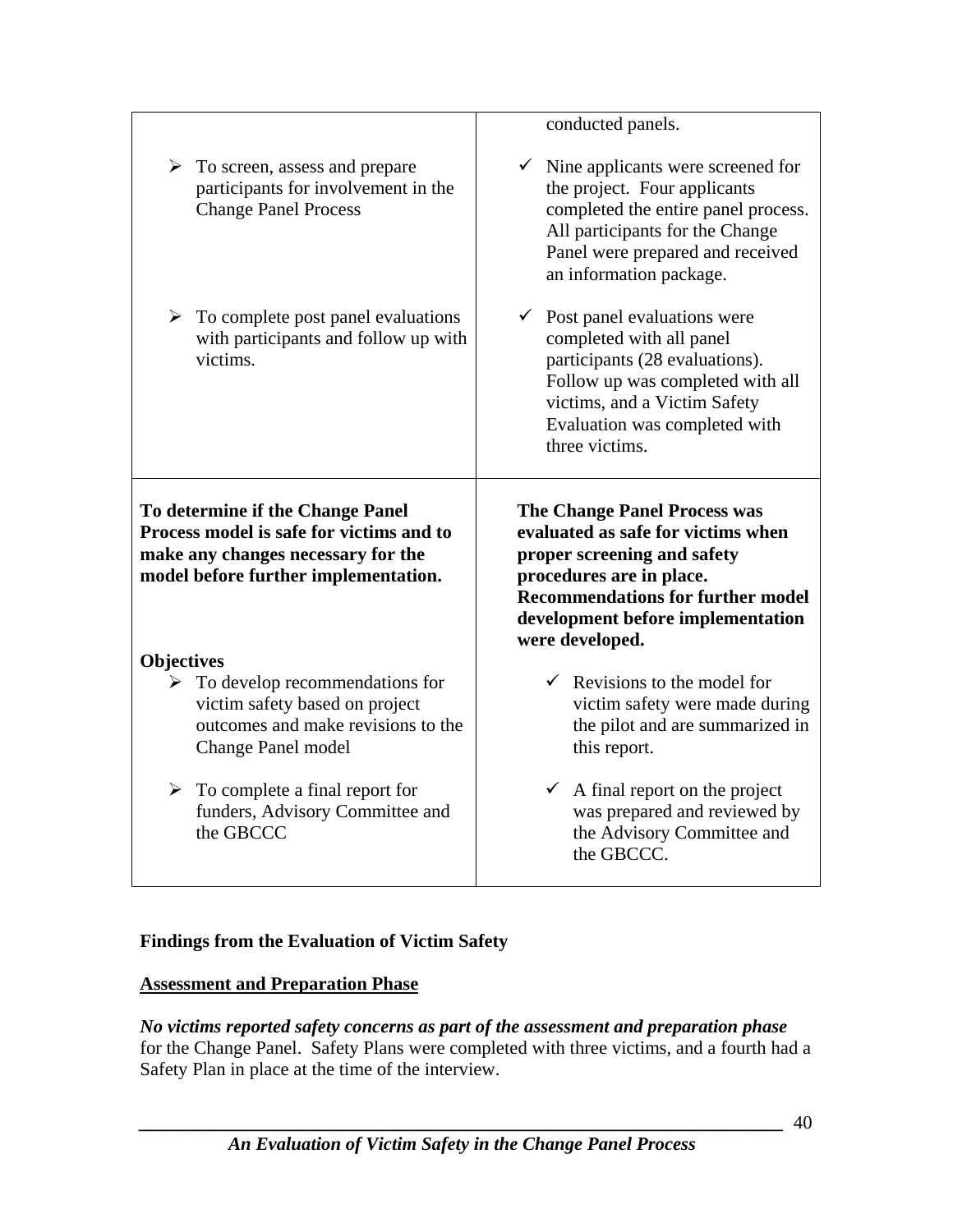| | |
|---|---|
| | conducted panels. |
| ➢ To screen, assess and prepare participants for involvement in the Change Panel Process | ✓ Nine applicants were screened for the project. Four applicants completed the entire panel process. All participants for the Change Panel were prepared and received an information package. |
| ➢ To complete post panel evaluations with participants and follow up with victims. | ✓ Post panel evaluations were completed with all panel participants (28 evaluations). Follow up was completed with all victims, and a Victim Safety Evaluation was completed with three victims. |
| **To determine if the Change Panel Process model is safe for victims and to make any changes necessary for the model before further implementation.** | **The Change Panel Process was evaluated as safe for victims when proper screening and safety procedures are in place. Recommendations for further model development before implementation were developed.** |
| **Objectives**<br>➢ To develop recommendations for victim safety based on project outcomes and make revisions to the Change Panel model | ✓ Revisions to the model for victim safety were made during the pilot and are summarized in this report. |
| ➢ To complete a final report for funders, Advisory Committee and the GBCCC | ✓ A final report on the project was prepared and reviewed by the Advisory Committee and the GBCCC. |

**Findings from the Evaluation of Victim Safety**

**<u>Assessment and Preparation Phase</u>**

***No victims reported safety concerns as part of the assessment and preparation phase*** for the Change Panel. Safety Plans were completed with three victims, and a fourth had a Safety Plan in place at the time of the interview.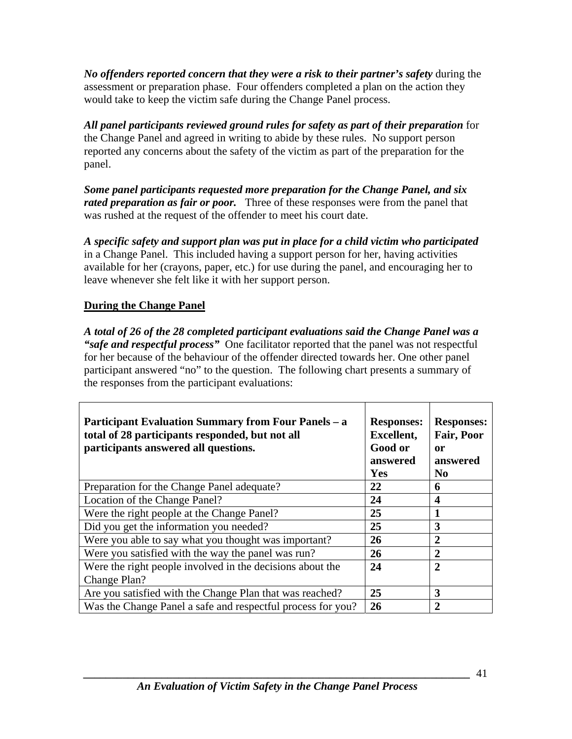***No offenders reported concern that they were a risk to their partner's safety*** during the assessment or preparation phase. Four offenders completed a plan on the action they would take to keep the victim safe during the Change Panel process.

***All panel participants reviewed ground rules for safety as part of their preparation*** for the Change Panel and agreed in writing to abide by these rules. No support person reported any concerns about the safety of the victim as part of the preparation for the panel.

***Some panel participants requested more preparation for the Change Panel, and six rated preparation as fair or poor.*** Three of these responses were from the panel that was rushed at the request of the offender to meet his court date.

***A specific safety and support plan was put in place for a child victim who participated*** in a Change Panel. This included having a support person for her, having activities available for her (crayons, paper, etc.) for use during the panel, and encouraging her to leave whenever she felt like it with her support person.

## <u>During the Change Panel</u>

***A total of 26 of the 28 completed participant evaluations said the Change Panel was a "safe and respectful process"*** One facilitator reported that the panel was not respectful for her because of the behaviour of the offender directed towards her. One other panel participant answered "no" to the question. The following chart presents a summary of the responses from the participant evaluations:

| **Participant Evaluation Summary from Four Panels – a total of 28 participants responded, but not all participants answered all questions.** | **Responses: Excellent, Good or answered Yes** | **Responses: Fair, Poor or answered No** |
|---|---|---|
| Preparation for the Change Panel adequate? | **22** | **6** |
| Location of the Change Panel? | **24** | **4** |
| Were the right people at the Change Panel? | **25** | **1** |
| Did you get the information you needed? | **25** | **3** |
| Were you able to say what you thought was important? | **26** | **2** |
| Were you satisfied with the way the panel was run? | **26** | **2** |
| Were the right people involved in the decisions about the Change Plan? | **24** | **2** |
| Are you satisfied with the Change Plan that was reached? | **25** | **3** |
| Was the Change Panel a safe and respectful process for you? | **26** | **2** |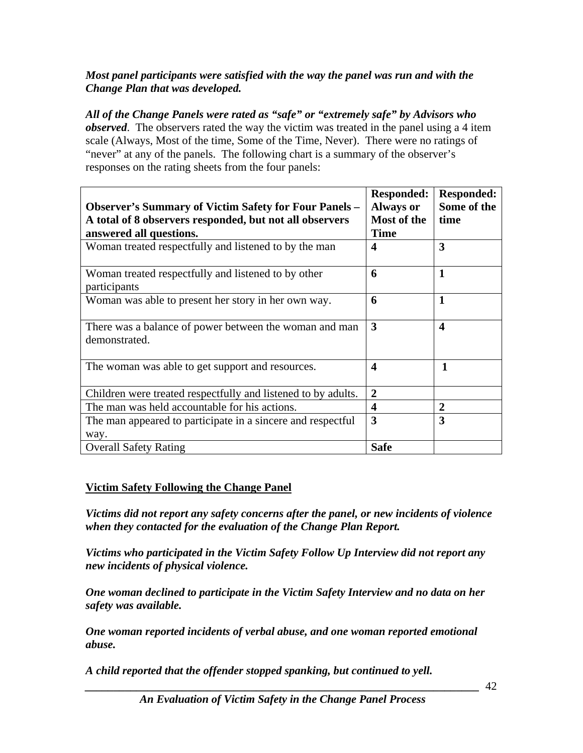***Most panel participants were satisfied with the way the panel was run and with the Change Plan that was developed.***

***All of the Change Panels were rated as "safe" or "extremely safe" by Advisors who observed***. The observers rated the way the victim was treated in the panel using a 4 item scale (Always, Most of the time, Some of the Time, Never). There were no ratings of "never" at any of the panels. The following chart is a summary of the observer's responses on the rating sheets from the four panels:

| **Observer's Summary of Victim Safety for Four Panels – A total of 8 observers responded, but not all observers answered all questions.** | **Responded: Always or Most of the Time** | **Responded: Some of the time** |
|---|---|---|
| Woman treated respectfully and listened to by the man | **4** | **3** |
| Woman treated respectfully and listened to by other participants | **6** | **1** |
| Woman was able to present her story in her own way. | **6** | **1** |
| There was a balance of power between the woman and man demonstrated. | **3** | **4** |
| The woman was able to get support and resources. | **4** | **1** |
| Children were treated respectfully and listened to by adults. | **2** | |
| The man was held accountable for his actions. | **4** | **2** |
| The man appeared to participate in a sincere and respectful way. | **3** | **3** |
| Overall Safety Rating | **Safe** | |

**Victim Safety Following the Change Panel**

***Victims did not report any safety concerns after the panel, or new incidents of violence when they contacted for the evaluation of the Change Plan Report.***

***Victims who participated in the Victim Safety Follow Up Interview did not report any new incidents of physical violence.***

***One woman declined to participate in the Victim Safety Interview and no data on her safety was available.***

***One woman reported incidents of verbal abuse, and one woman reported emotional abuse.***

***A child reported that the offender stopped spanking, but continued to yell.***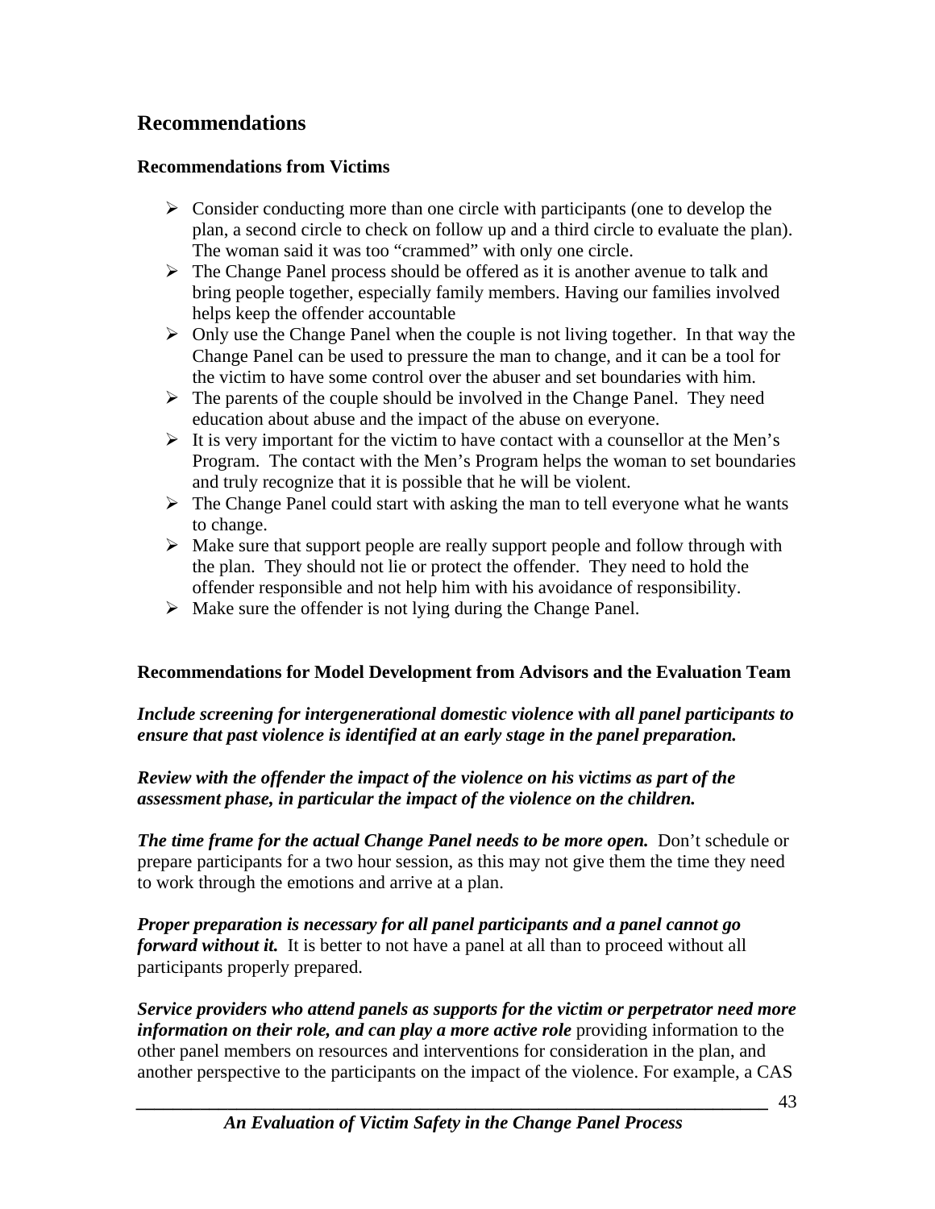## Recommendations

### Recommendations from Victims

- Consider conducting more than one circle with participants (one to develop the plan, a second circle to check on follow up and a third circle to evaluate the plan). The woman said it was too "crammed" with only one circle.
- The Change Panel process should be offered as it is another avenue to talk and bring people together, especially family members. Having our families involved helps keep the offender accountable
- Only use the Change Panel when the couple is not living together. In that way the Change Panel can be used to pressure the man to change, and it can be a tool for the victim to have some control over the abuser and set boundaries with him.
- The parents of the couple should be involved in the Change Panel. They need education about abuse and the impact of the abuse on everyone.
- It is very important for the victim to have contact with a counsellor at the Men's Program. The contact with the Men's Program helps the woman to set boundaries and truly recognize that it is possible that he will be violent.
- The Change Panel could start with asking the man to tell everyone what he wants to change.
- Make sure that support people are really support people and follow through with the plan. They should not lie or protect the offender. They need to hold the offender responsible and not help him with his avoidance of responsibility.
- Make sure the offender is not lying during the Change Panel.

### Recommendations for Model Development from Advisors and the Evaluation Team

***Include screening for intergenerational domestic violence with all panel participants to ensure that past violence is identified at an early stage in the panel preparation.***

***Review with the offender the impact of the violence on his victims as part of the assessment phase, in particular the impact of the violence on the children.***

***The time frame for the actual Change Panel needs to be more open.*** Don't schedule or prepare participants for a two hour session, as this may not give them the time they need to work through the emotions and arrive at a plan.

***Proper preparation is necessary for all panel participants and a panel cannot go forward without it.*** It is better to not have a panel at all than to proceed without all participants properly prepared.

***Service providers who attend panels as supports for the victim or perpetrator need more information on their role, and can play a more active role*** providing information to the other panel members on resources and interventions for consideration in the plan, and another perspective to the participants on the impact of the violence. For example, a CAS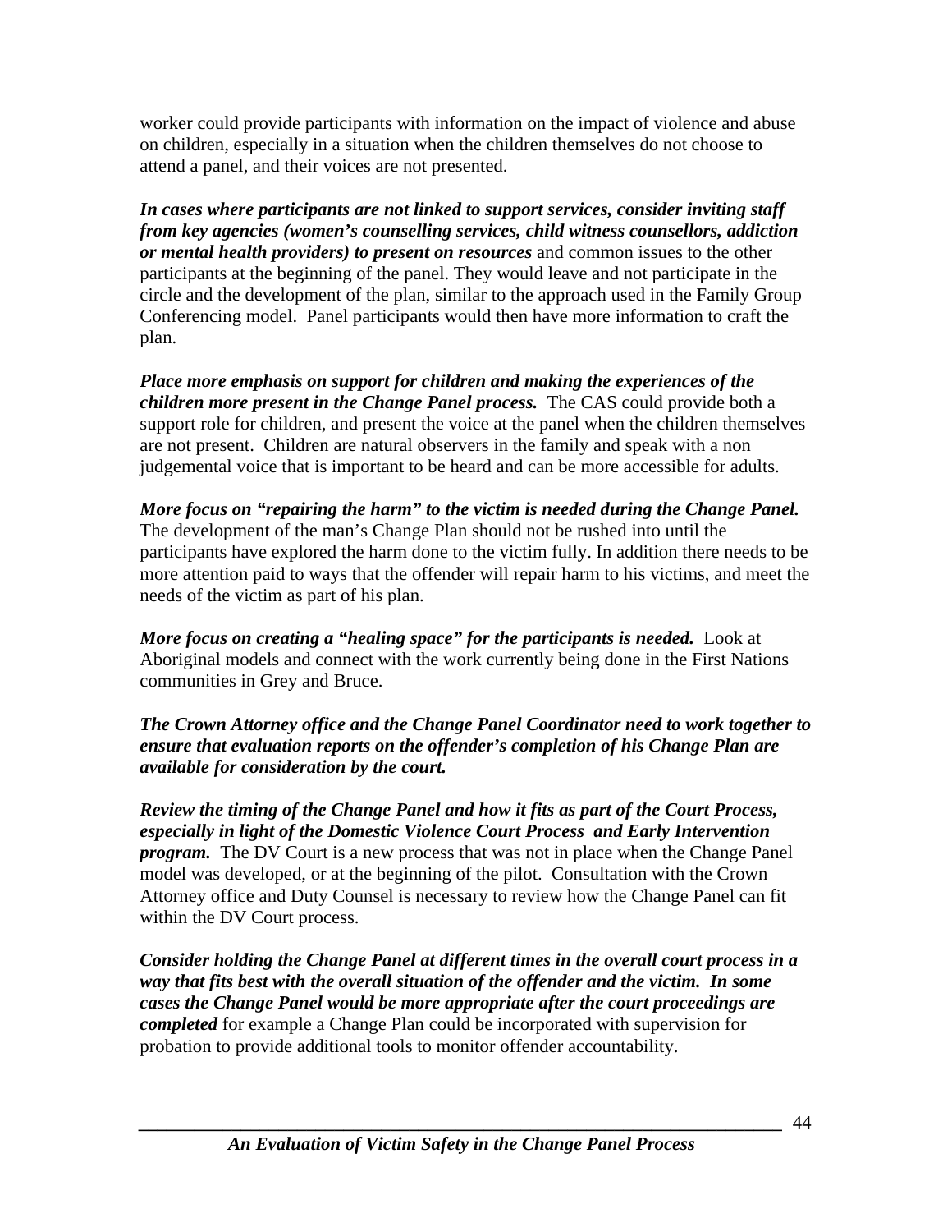worker could provide participants with information on the impact of violence and abuse on children, especially in a situation when the children themselves do not choose to attend a panel, and their voices are not presented.

***In cases where participants are not linked to support services, consider inviting staff from key agencies (women's counselling services, child witness counsellors, addiction or mental health providers) to present on resources*** and common issues to the other participants at the beginning of the panel. They would leave and not participate in the circle and the development of the plan, similar to the approach used in the Family Group Conferencing model. Panel participants would then have more information to craft the plan.

***Place more emphasis on support for children and making the experiences of the children more present in the Change Panel process.*** The CAS could provide both a support role for children, and present the voice at the panel when the children themselves are not present. Children are natural observers in the family and speak with a non judgemental voice that is important to be heard and can be more accessible for adults.

***More focus on "repairing the harm" to the victim is needed during the Change Panel.*** The development of the man's Change Plan should not be rushed into until the participants have explored the harm done to the victim fully. In addition there needs to be more attention paid to ways that the offender will repair harm to his victims, and meet the needs of the victim as part of his plan.

***More focus on creating a "healing space" for the participants is needed.*** Look at Aboriginal models and connect with the work currently being done in the First Nations communities in Grey and Bruce.

***The Crown Attorney office and the Change Panel Coordinator need to work together to ensure that evaluation reports on the offender's completion of his Change Plan are available for consideration by the court.***

***Review the timing of the Change Panel and how it fits as part of the Court Process, especially in light of the Domestic Violence Court Process and Early Intervention program.*** The DV Court is a new process that was not in place when the Change Panel model was developed, or at the beginning of the pilot. Consultation with the Crown Attorney office and Duty Counsel is necessary to review how the Change Panel can fit within the DV Court process.

***Consider holding the Change Panel at different times in the overall court process in a way that fits best with the overall situation of the offender and the victim. In some cases the Change Panel would be more appropriate after the court proceedings are completed*** for example a Change Plan could be incorporated with supervision for probation to provide additional tools to monitor offender accountability.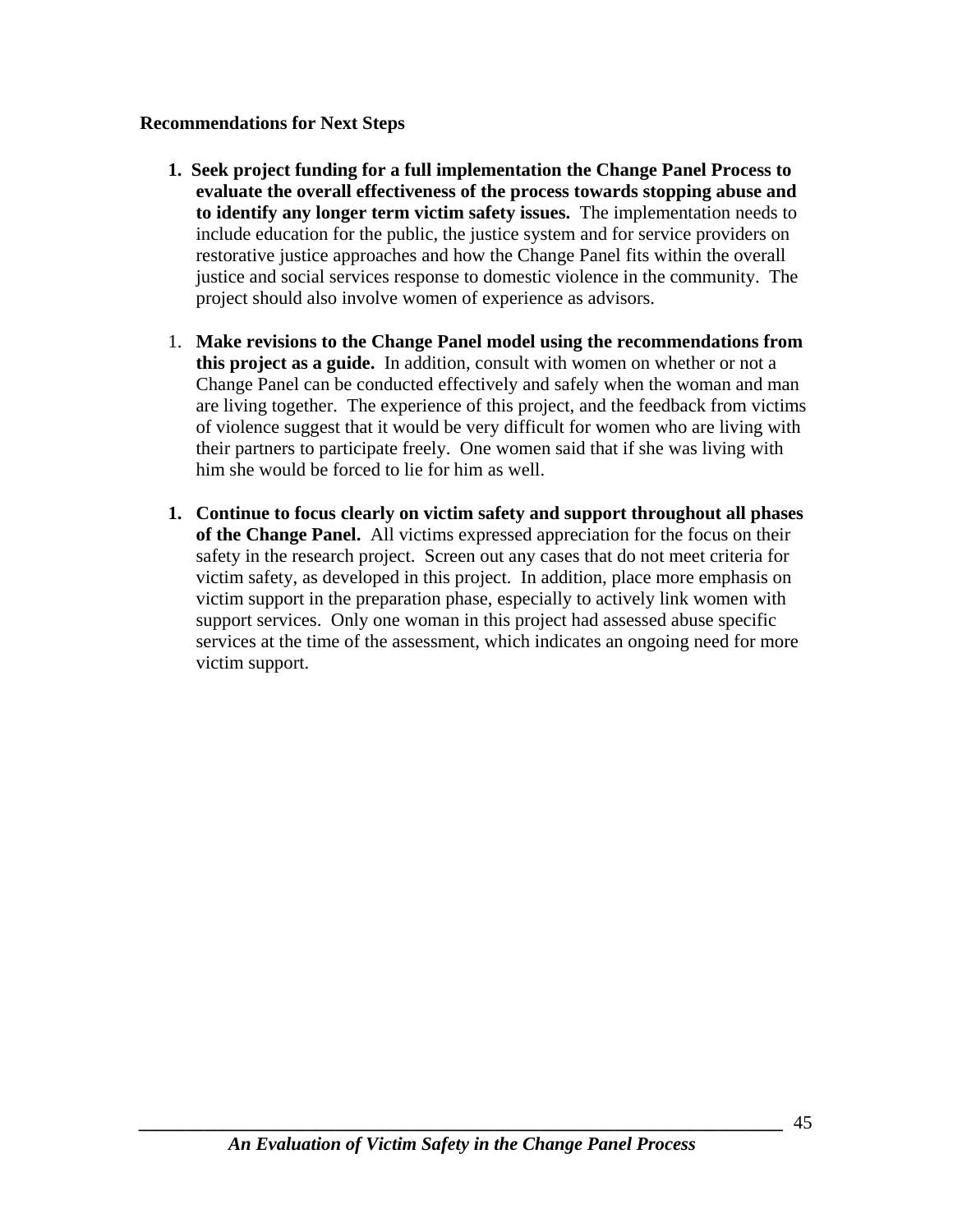**Recommendations for Next Steps**

1. **Seek project funding for a full implementation the Change Panel Process to evaluate the overall effectiveness of the process towards stopping abuse and to identify any longer term victim safety issues.** The implementation needs to include education for the public, the justice system and for service providers on restorative justice approaches and how the Change Panel fits within the overall justice and social services response to domestic violence in the community. The project should also involve women of experience as advisors.

1. **Make revisions to the Change Panel model using the recommendations from this project as a guide.** In addition, consult with women on whether or not a Change Panel can be conducted effectively and safely when the woman and man are living together. The experience of this project, and the feedback from victims of violence suggest that it would be very difficult for women who are living with their partners to participate freely. One women said that if she was living with him she would be forced to lie for him as well.

1. **Continue to focus clearly on victim safety and support throughout all phases of the Change Panel.** All victims expressed appreciation for the focus on their safety in the research project. Screen out any cases that do not meet criteria for victim safety, as developed in this project. In addition, place more emphasis on victim support in the preparation phase, especially to actively link women with support services. Only one woman in this project had assessed abuse specific services at the time of the assessment, which indicates an ongoing need for more victim support.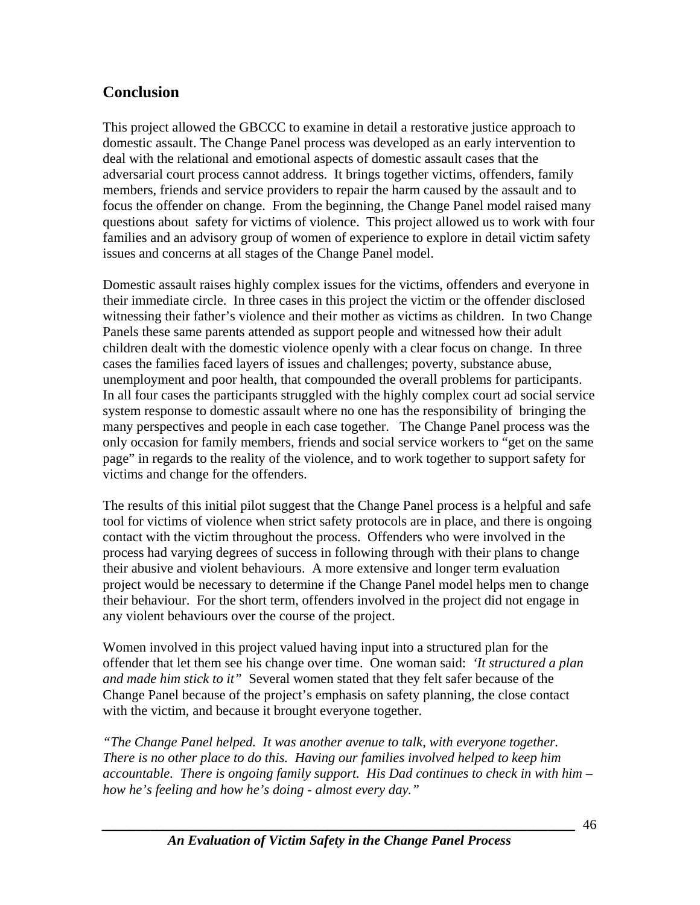## Conclusion

This project allowed the GBCCC to examine in detail a restorative justice approach to domestic assault. The Change Panel process was developed as an early intervention to deal with the relational and emotional aspects of domestic assault cases that the adversarial court process cannot address. It brings together victims, offenders, family members, friends and service providers to repair the harm caused by the assault and to focus the offender on change. From the beginning, the Change Panel model raised many questions about safety for victims of violence. This project allowed us to work with four families and an advisory group of women of experience to explore in detail victim safety issues and concerns at all stages of the Change Panel model.

Domestic assault raises highly complex issues for the victims, offenders and everyone in their immediate circle. In three cases in this project the victim or the offender disclosed witnessing their father's violence and their mother as victims as children. In two Change Panels these same parents attended as support people and witnessed how their adult children dealt with the domestic violence openly with a clear focus on change. In three cases the families faced layers of issues and challenges; poverty, substance abuse, unemployment and poor health, that compounded the overall problems for participants. In all four cases the participants struggled with the highly complex court ad social service system response to domestic assault where no one has the responsibility of bringing the many perspectives and people in each case together. The Change Panel process was the only occasion for family members, friends and social service workers to "get on the same page" in regards to the reality of the violence, and to work together to support safety for victims and change for the offenders.

The results of this initial pilot suggest that the Change Panel process is a helpful and safe tool for victims of violence when strict safety protocols are in place, and there is ongoing contact with the victim throughout the process. Offenders who were involved in the process had varying degrees of success in following through with their plans to change their abusive and violent behaviours. A more extensive and longer term evaluation project would be necessary to determine if the Change Panel model helps men to change their behaviour. For the short term, offenders involved in the project did not engage in any violent behaviours over the course of the project.

Women involved in this project valued having input into a structured plan for the offender that let them see his change over time. One woman said: *'It structured a plan and made him stick to it"* Several women stated that they felt safer because of the Change Panel because of the project's emphasis on safety planning, the close contact with the victim, and because it brought everyone together.

*"The Change Panel helped. It was another avenue to talk, with everyone together. There is no other place to do this. Having our families involved helped to keep him accountable. There is ongoing family support. His Dad continues to check in with him – how he's feeling and how he's doing - almost every day."*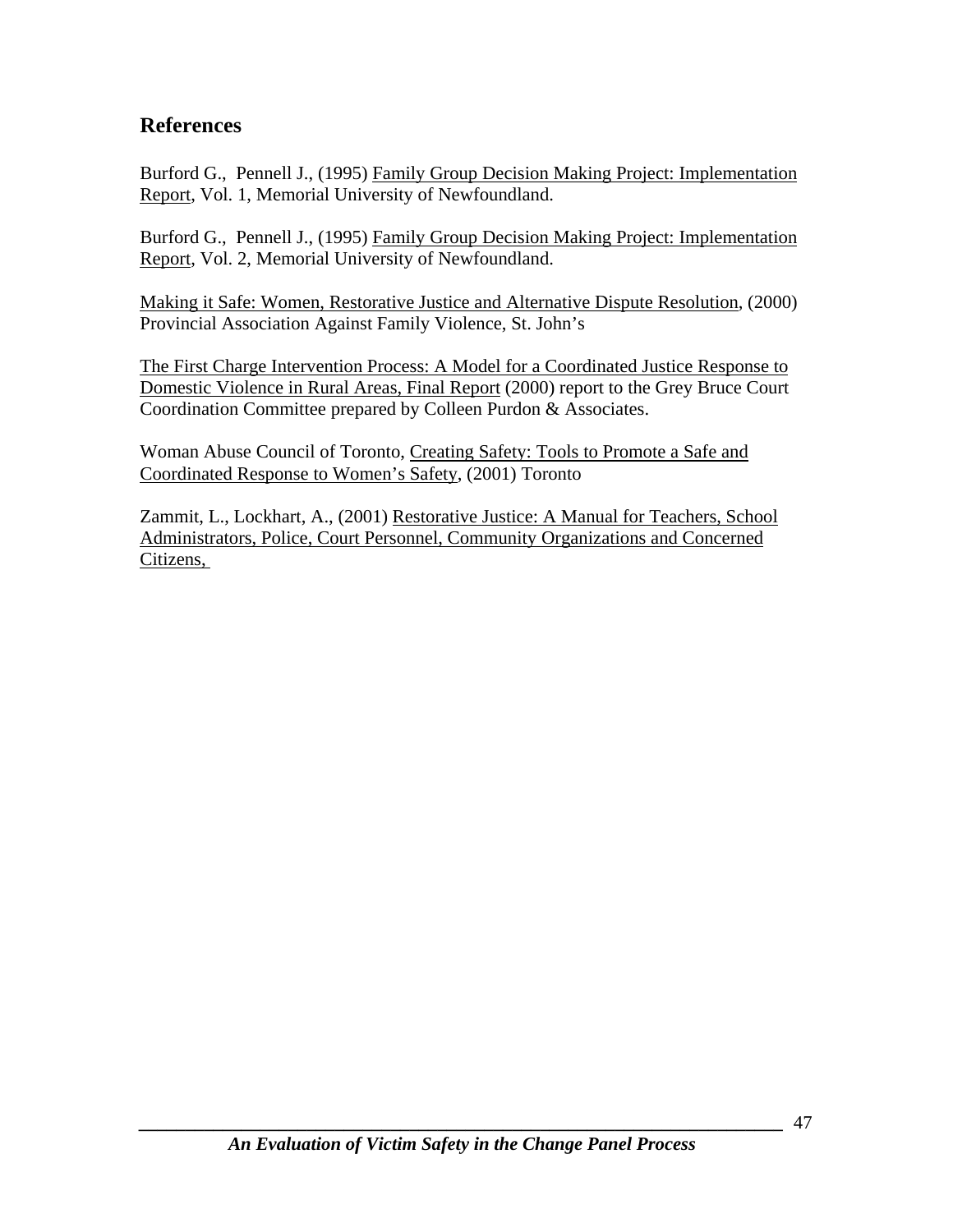## References

Burford G., Pennell J., (1995) <u>Family Group Decision Making Project: Implementation Report</u>, Vol. 1, Memorial University of Newfoundland.

Burford G., Pennell J., (1995) <u>Family Group Decision Making Project: Implementation Report</u>, Vol. 2, Memorial University of Newfoundland.

<u>Making it Safe: Women, Restorative Justice and Alternative Dispute Resolution</u>, (2000) Provincial Association Against Family Violence, St. John's

<u>The First Charge Intervention Process: A Model for a Coordinated Justice Response to Domestic Violence in Rural Areas, Final Report</u> (2000) report to the Grey Bruce Court Coordination Committee prepared by Colleen Purdon & Associates.

Woman Abuse Council of Toronto, <u>Creating Safety: Tools to Promote a Safe and Coordinated Response to Women's Safety</u>, (2001) Toronto

Zammit, L., Lockhart, A., (2001) <u>Restorative Justice: A Manual for Teachers, School Administrators, Police, Court Personnel, Community Organizations and Concerned Citizens,</u>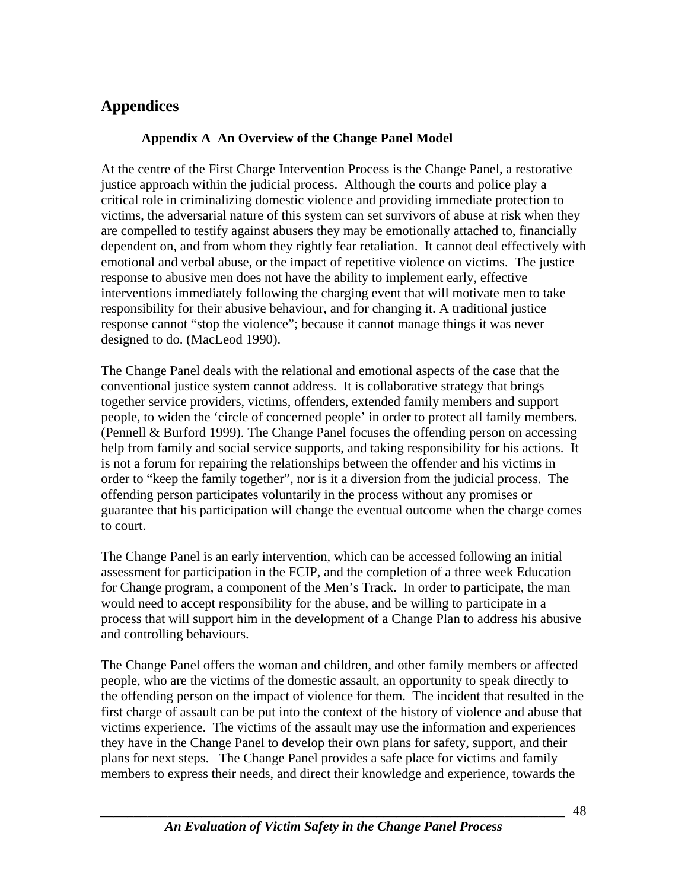## Appendices

### Appendix A An Overview of the Change Panel Model

At the centre of the First Charge Intervention Process is the Change Panel, a restorative justice approach within the judicial process. Although the courts and police play a critical role in criminalizing domestic violence and providing immediate protection to victims, the adversarial nature of this system can set survivors of abuse at risk when they are compelled to testify against abusers they may be emotionally attached to, financially dependent on, and from whom they rightly fear retaliation. It cannot deal effectively with emotional and verbal abuse, or the impact of repetitive violence on victims. The justice response to abusive men does not have the ability to implement early, effective interventions immediately following the charging event that will motivate men to take responsibility for their abusive behaviour, and for changing it. A traditional justice response cannot "stop the violence"; because it cannot manage things it was never designed to do. (MacLeod 1990).

The Change Panel deals with the relational and emotional aspects of the case that the conventional justice system cannot address. It is collaborative strategy that brings together service providers, victims, offenders, extended family members and support people, to widen the 'circle of concerned people' in order to protect all family members. (Pennell & Burford 1999). The Change Panel focuses the offending person on accessing help from family and social service supports, and taking responsibility for his actions. It is not a forum for repairing the relationships between the offender and his victims in order to "keep the family together", nor is it a diversion from the judicial process. The offending person participates voluntarily in the process without any promises or guarantee that his participation will change the eventual outcome when the charge comes to court.

The Change Panel is an early intervention, which can be accessed following an initial assessment for participation in the FCIP, and the completion of a three week Education for Change program, a component of the Men's Track. In order to participate, the man would need to accept responsibility for the abuse, and be willing to participate in a process that will support him in the development of a Change Plan to address his abusive and controlling behaviours.

The Change Panel offers the woman and children, and other family members or affected people, who are the victims of the domestic assault, an opportunity to speak directly to the offending person on the impact of violence for them. The incident that resulted in the first charge of assault can be put into the context of the history of violence and abuse that victims experience. The victims of the assault may use the information and experiences they have in the Change Panel to develop their own plans for safety, support, and their plans for next steps. The Change Panel provides a safe place for victims and family members to express their needs, and direct their knowledge and experience, towards the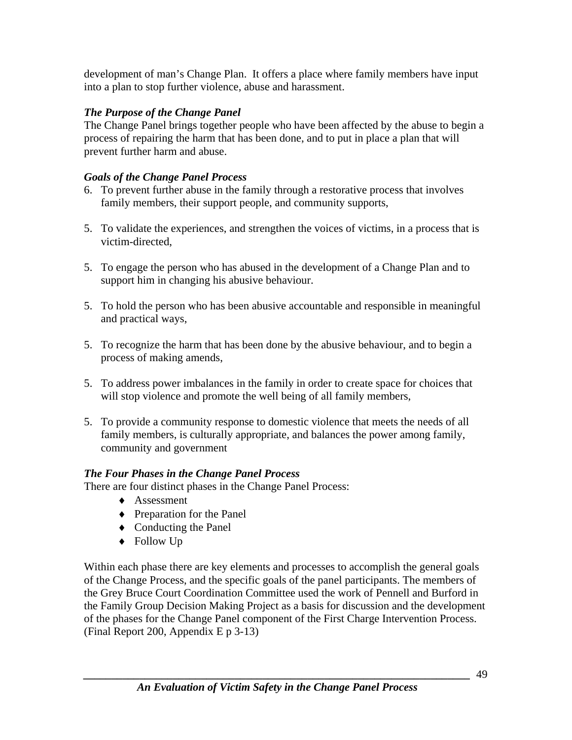development of man's Change Plan. It offers a place where family members have input into a plan to stop further violence, abuse and harassment.

***The Purpose of the Change Panel***

The Change Panel brings together people who have been affected by the abuse to begin a process of repairing the harm that has been done, and to put in place a plan that will prevent further harm and abuse.

***Goals of the Change Panel Process***

6. To prevent further abuse in the family through a restorative process that involves family members, their support people, and community supports,

5. To validate the experiences, and strengthen the voices of victims, in a process that is victim-directed,

5. To engage the person who has abused in the development of a Change Plan and to support him in changing his abusive behaviour.

5. To hold the person who has been abusive accountable and responsible in meaningful and practical ways,

5. To recognize the harm that has been done by the abusive behaviour, and to begin a process of making amends,

5. To address power imbalances in the family in order to create space for choices that will stop violence and promote the well being of all family members,

5. To provide a community response to domestic violence that meets the needs of all family members, is culturally appropriate, and balances the power among family, community and government

***The Four Phases in the Change Panel Process***

There are four distinct phases in the Change Panel Process:

- Assessment
- Preparation for the Panel
- Conducting the Panel
- Follow Up

Within each phase there are key elements and processes to accomplish the general goals of the Change Process, and the specific goals of the panel participants. The members of the Grey Bruce Court Coordination Committee used the work of Pennell and Burford in the Family Group Decision Making Project as a basis for discussion and the development of the phases for the Change Panel component of the First Charge Intervention Process. (Final Report 200, Appendix E p 3-13)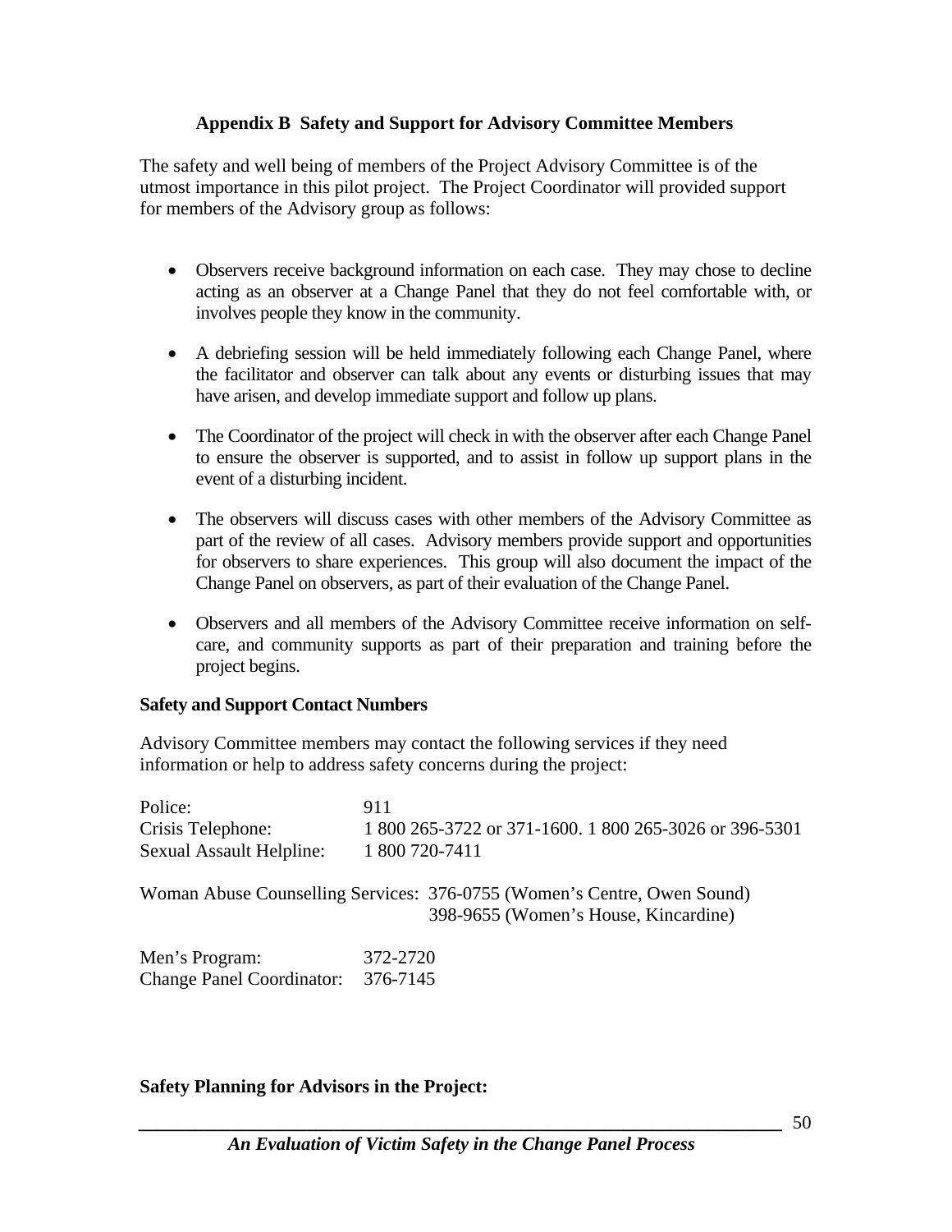### Appendix B Safety and Support for Advisory Committee Members

The safety and well being of members of the Project Advisory Committee is of the utmost importance in this pilot project. The Project Coordinator will provided support for members of the Advisory group as follows:

- Observers receive background information on each case. They may chose to decline acting as an observer at a Change Panel that they do not feel comfortable with, or involves people they know in the community.
- A debriefing session will be held immediately following each Change Panel, where the facilitator and observer can talk about any events or disturbing issues that may have arisen, and develop immediate support and follow up plans.
- The Coordinator of the project will check in with the observer after each Change Panel to ensure the observer is supported, and to assist in follow up support plans in the event of a disturbing incident.
- The observers will discuss cases with other members of the Advisory Committee as part of the review of all cases. Advisory members provide support and opportunities for observers to share experiences. This group will also document the impact of the Change Panel on observers, as part of their evaluation of the Change Panel.
- Observers and all members of the Advisory Committee receive information on self-care, and community supports as part of their preparation and training before the project begins.

**Safety and Support Contact Numbers**

Advisory Committee members may contact the following services if they need information or help to address safety concerns during the project:

| | |
|---|---|
| Police: | 911 |
| Crisis Telephone: | 1 800 265-3722 or 371-1600. 1 800 265-3026 or 396-5301 |
| Sexual Assault Helpline: | 1 800 720-7411 |

Woman Abuse Counselling Services: 376-0755 (Women's Centre, Owen Sound)
398-9655 (Women's House, Kincardine)

| | |
|---|---|
| Men's Program: | 372-2720 |
| Change Panel Coordinator: | 376-7145 |

**Safety Planning for Advisors in the Project:**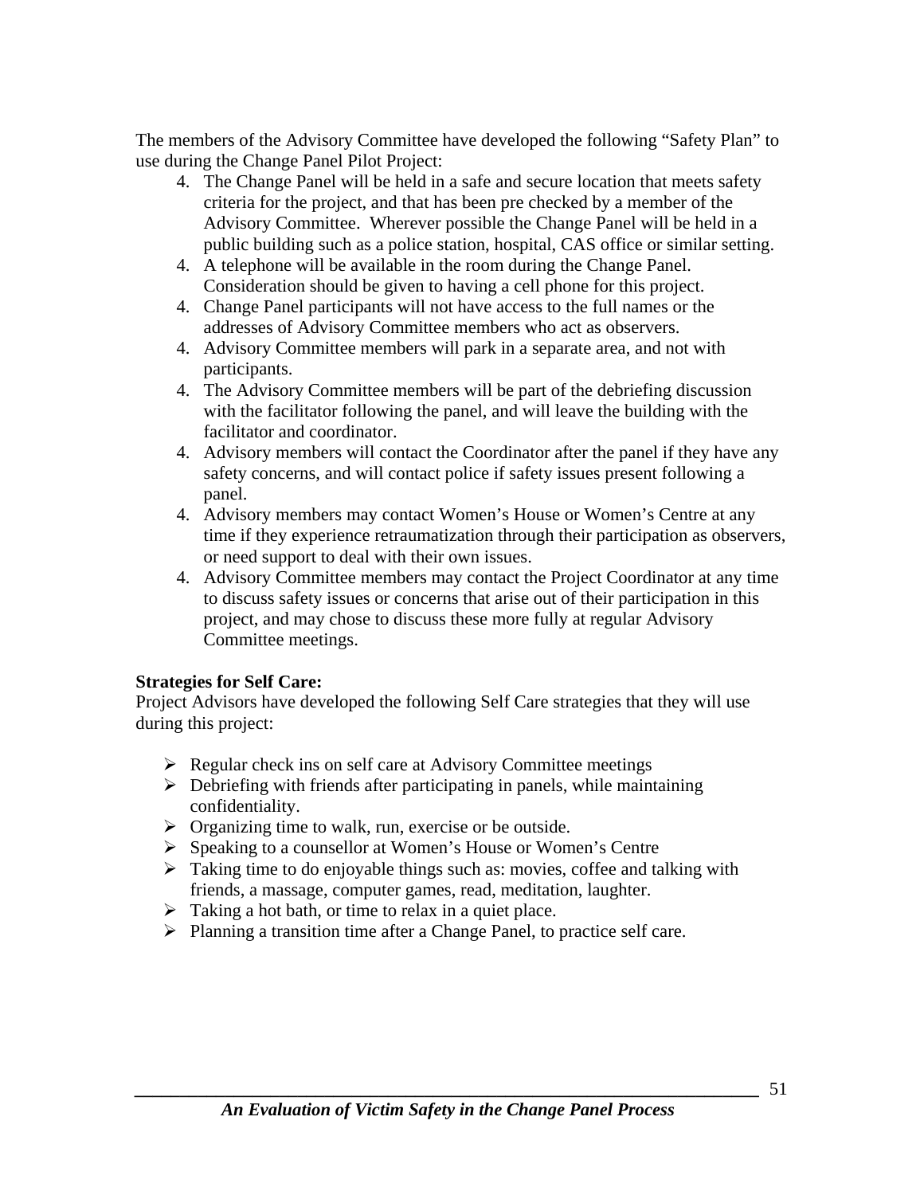The members of the Advisory Committee have developed the following "Safety Plan" to use during the Change Panel Pilot Project:

4. The Change Panel will be held in a safe and secure location that meets safety criteria for the project, and that has been pre checked by a member of the Advisory Committee. Wherever possible the Change Panel will be held in a public building such as a police station, hospital, CAS office or similar setting.
4. A telephone will be available in the room during the Change Panel. Consideration should be given to having a cell phone for this project.
4. Change Panel participants will not have access to the full names or the addresses of Advisory Committee members who act as observers.
4. Advisory Committee members will park in a separate area, and not with participants.
4. The Advisory Committee members will be part of the debriefing discussion with the facilitator following the panel, and will leave the building with the facilitator and coordinator.
4. Advisory members will contact the Coordinator after the panel if they have any safety concerns, and will contact police if safety issues present following a panel.
4. Advisory members may contact Women's House or Women's Centre at any time if they experience retraumatization through their participation as observers, or need support to deal with their own issues.
4. Advisory Committee members may contact the Project Coordinator at any time to discuss safety issues or concerns that arise out of their participation in this project, and may chose to discuss these more fully at regular Advisory Committee meetings.

**Strategies for Self Care:**
Project Advisors have developed the following Self Care strategies that they will use during this project:

- Regular check ins on self care at Advisory Committee meetings
- Debriefing with friends after participating in panels, while maintaining confidentiality.
- Organizing time to walk, run, exercise or be outside.
- Speaking to a counsellor at Women's House or Women's Centre
- Taking time to do enjoyable things such as: movies, coffee and talking with friends, a massage, computer games, read, meditation, laughter.
- Taking a hot bath, or time to relax in a quiet place.
- Planning a transition time after a Change Panel, to practice self care.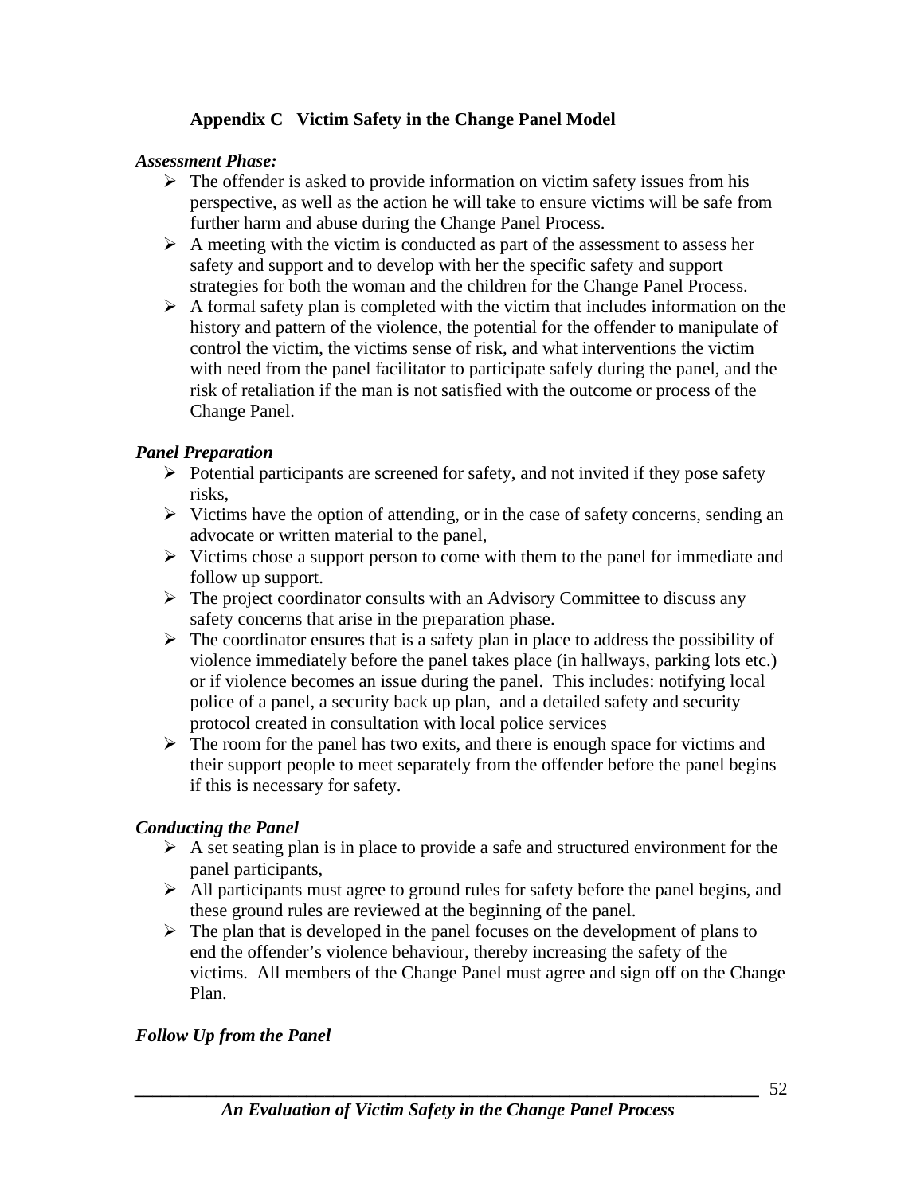## Appendix C Victim Safety in the Change Panel Model

***Assessment Phase:***

- The offender is asked to provide information on victim safety issues from his perspective, as well as the action he will take to ensure victims will be safe from further harm and abuse during the Change Panel Process.
- A meeting with the victim is conducted as part of the assessment to assess her safety and support and to develop with her the specific safety and support strategies for both the woman and the children for the Change Panel Process.
- A formal safety plan is completed with the victim that includes information on the history and pattern of the violence, the potential for the offender to manipulate of control the victim, the victims sense of risk, and what interventions the victim with need from the panel facilitator to participate safely during the panel, and the risk of retaliation if the man is not satisfied with the outcome or process of the Change Panel.

***Panel Preparation***

- Potential participants are screened for safety, and not invited if they pose safety risks,
- Victims have the option of attending, or in the case of safety concerns, sending an advocate or written material to the panel,
- Victims chose a support person to come with them to the panel for immediate and follow up support.
- The project coordinator consults with an Advisory Committee to discuss any safety concerns that arise in the preparation phase.
- The coordinator ensures that is a safety plan in place to address the possibility of violence immediately before the panel takes place (in hallways, parking lots etc.) or if violence becomes an issue during the panel. This includes: notifying local police of a panel, a security back up plan, and a detailed safety and security protocol created in consultation with local police services
- The room for the panel has two exits, and there is enough space for victims and their support people to meet separately from the offender before the panel begins if this is necessary for safety.

***Conducting the Panel***

- A set seating plan is in place to provide a safe and structured environment for the panel participants,
- All participants must agree to ground rules for safety before the panel begins, and these ground rules are reviewed at the beginning of the panel.
- The plan that is developed in the panel focuses on the development of plans to end the offender's violence behaviour, thereby increasing the safety of the victims. All members of the Change Panel must agree and sign off on the Change Plan.

***Follow Up from the Panel***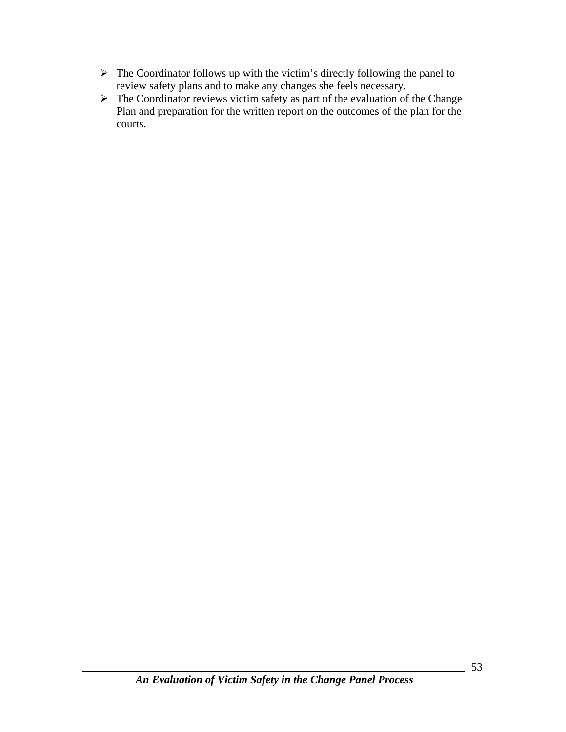- The Coordinator follows up with the victim's directly following the panel to review safety plans and to make any changes she feels necessary.
- The Coordinator reviews victim safety as part of the evaluation of the Change Plan and preparation for the written report on the outcomes of the plan for the courts.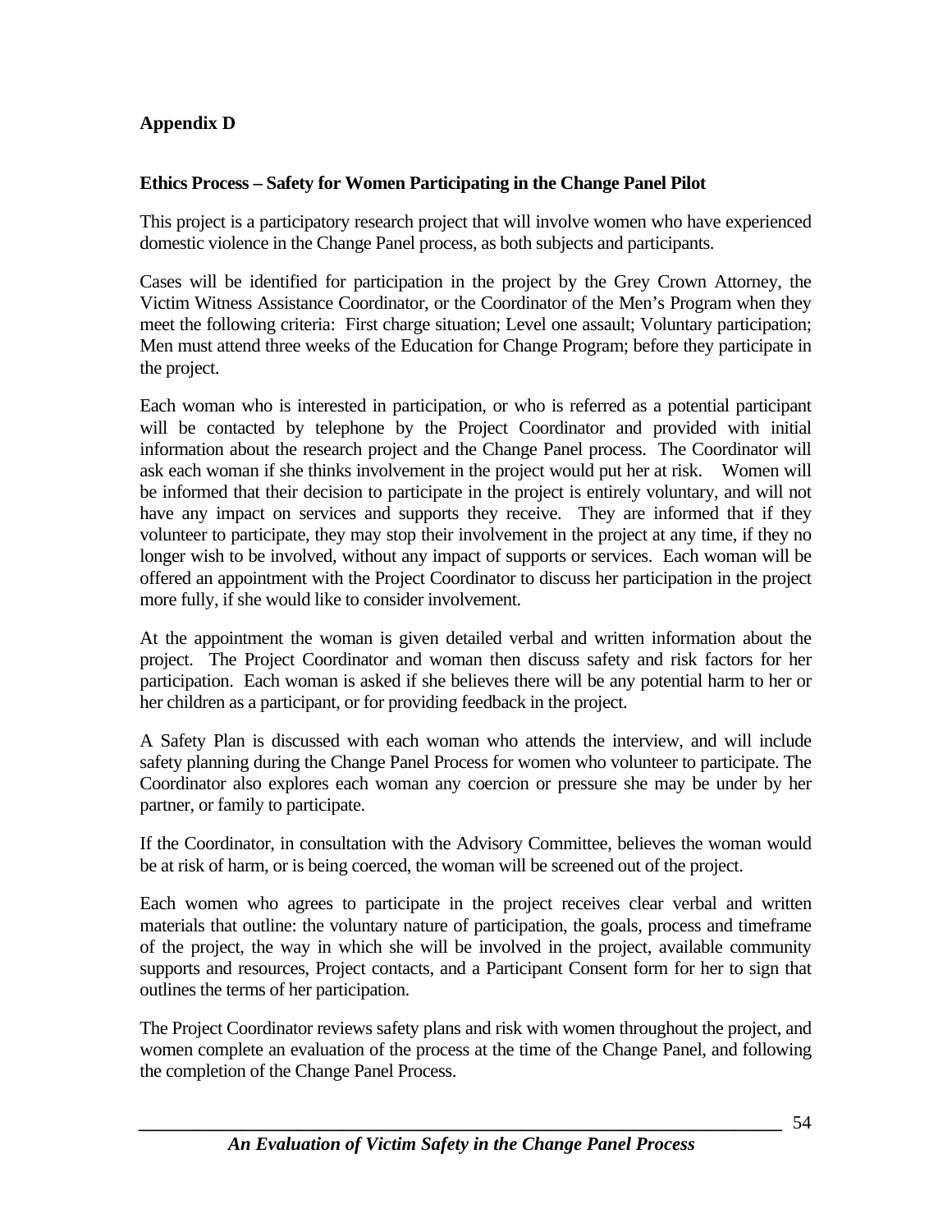**Appendix D**

**Ethics Process – Safety for Women Participating in the Change Panel Pilot**

This project is a participatory research project that will involve women who have experienced domestic violence in the Change Panel process, as both subjects and participants.

Cases will be identified for participation in the project by the Grey Crown Attorney, the Victim Witness Assistance Coordinator, or the Coordinator of the Men's Program when they meet the following criteria: First charge situation; Level one assault; Voluntary participation; Men must attend three weeks of the Education for Change Program; before they participate in the project.

Each woman who is interested in participation, or who is referred as a potential participant will be contacted by telephone by the Project Coordinator and provided with initial information about the research project and the Change Panel process. The Coordinator will ask each woman if she thinks involvement in the project would put her at risk. Women will be informed that their decision to participate in the project is entirely voluntary, and will not have any impact on services and supports they receive. They are informed that if they volunteer to participate, they may stop their involvement in the project at any time, if they no longer wish to be involved, without any impact of supports or services. Each woman will be offered an appointment with the Project Coordinator to discuss her participation in the project more fully, if she would like to consider involvement.

At the appointment the woman is given detailed verbal and written information about the project. The Project Coordinator and woman then discuss safety and risk factors for her participation. Each woman is asked if she believes there will be any potential harm to her or her children as a participant, or for providing feedback in the project.

A Safety Plan is discussed with each woman who attends the interview, and will include safety planning during the Change Panel Process for women who volunteer to participate. The Coordinator also explores each woman any coercion or pressure she may be under by her partner, or family to participate.

If the Coordinator, in consultation with the Advisory Committee, believes the woman would be at risk of harm, or is being coerced, the woman will be screened out of the project.

Each women who agrees to participate in the project receives clear verbal and written materials that outline: the voluntary nature of participation, the goals, process and timeframe of the project, the way in which she will be involved in the project, available community supports and resources, Project contacts, and a Participant Consent form for her to sign that outlines the terms of her participation.

The Project Coordinator reviews safety plans and risk with women throughout the project, and women complete an evaluation of the process at the time of the Change Panel, and following the completion of the Change Panel Process.